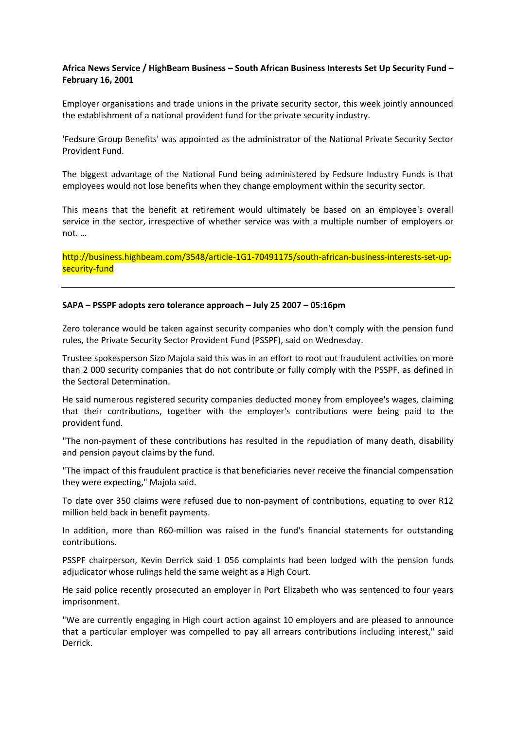**Africa News Service / HighBeam Business – South African Business Interests Set Up Security Fund – February 16, 2001**

Employer organisations and trade unions in the private security sector, this week jointly announced the establishment of a national provident fund for the private security industry.

'Fedsure Group Benefits' was appointed as the administrator of the National Private Security Sector Provident Fund.

The biggest advantage of the National Fund being administered by Fedsure Industry Funds is that employees would not lose benefits when they change employment within the security sector.

This means that the benefit at retirement would ultimately be based on an employee's overall service in the sector, irrespective of whether service was with a multiple number of employers or not. …

http://business.highbeam.com/3548/article-1G1-70491175/south-african-business-interests-set-up-security-fund

---

**SAPA – PSSPF adopts zero tolerance approach – July 25 2007 – 05:16pm**

Zero tolerance would be taken against security companies who don't comply with the pension fund rules, the Private Security Sector Provident Fund (PSSPF), said on Wednesday.

Trustee spokesperson Sizo Majola said this was in an effort to root out fraudulent activities on more than 2 000 security companies that do not contribute or fully comply with the PSSPF, as defined in the Sectoral Determination.

He said numerous registered security companies deducted money from employee's wages, claiming that their contributions, together with the employer's contributions were being paid to the provident fund.

"The non-payment of these contributions has resulted in the repudiation of many death, disability and pension payout claims by the fund.

"The impact of this fraudulent practice is that beneficiaries never receive the financial compensation they were expecting," Majola said.

To date over 350 claims were refused due to non-payment of contributions, equating to over R12 million held back in benefit payments.

In addition, more than R60-million was raised in the fund's financial statements for outstanding contributions.

PSSPF chairperson, Kevin Derrick said 1 056 complaints had been lodged with the pension funds adjudicator whose rulings held the same weight as a High Court.

He said police recently prosecuted an employer in Port Elizabeth who was sentenced to four years imprisonment.

"We are currently engaging in High court action against 10 employers and are pleased to announce that a particular employer was compelled to pay all arrears contributions including interest," said Derrick.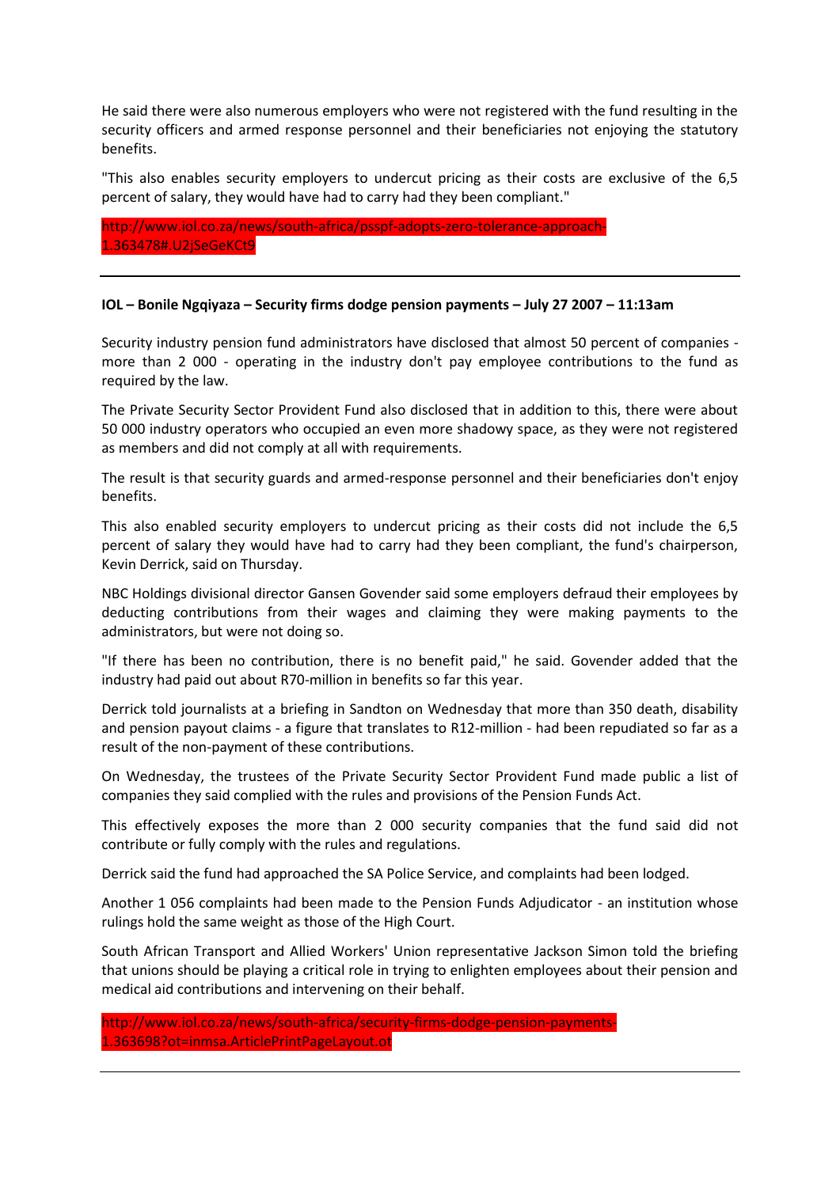He said there were also numerous employers who were not registered with the fund resulting in the security officers and armed response personnel and their beneficiaries not enjoying the statutory benefits.

"This also enables security employers to undercut pricing as their costs are exclusive of the 6,5 percent of salary, they would have had to carry had they been compliant."

http://www.iol.co.za/news/south-africa/psspf-adopts-zero-tolerance-approach-1.363478#.U2jSeGeKCt9

---

**IOL – Bonile Ngqiyaza – Security firms dodge pension payments – July 27 2007 – 11:13am**

Security industry pension fund administrators have disclosed that almost 50 percent of companies - more than 2 000 - operating in the industry don't pay employee contributions to the fund as required by the law.

The Private Security Sector Provident Fund also disclosed that in addition to this, there were about 50 000 industry operators who occupied an even more shadowy space, as they were not registered as members and did not comply at all with requirements.

The result is that security guards and armed-response personnel and their beneficiaries don't enjoy benefits.

This also enabled security employers to undercut pricing as their costs did not include the 6,5 percent of salary they would have had to carry had they been compliant, the fund's chairperson, Kevin Derrick, said on Thursday.

NBC Holdings divisional director Gansen Govender said some employers defraud their employees by deducting contributions from their wages and claiming they were making payments to the administrators, but were not doing so.

"If there has been no contribution, there is no benefit paid," he said. Govender added that the industry had paid out about R70-million in benefits so far this year.

Derrick told journalists at a briefing in Sandton on Wednesday that more than 350 death, disability and pension payout claims - a figure that translates to R12-million - had been repudiated so far as a result of the non-payment of these contributions.

On Wednesday, the trustees of the Private Security Sector Provident Fund made public a list of companies they said complied with the rules and provisions of the Pension Funds Act.

This effectively exposes the more than 2 000 security companies that the fund said did not contribute or fully comply with the rules and regulations.

Derrick said the fund had approached the SA Police Service, and complaints had been lodged.

Another 1 056 complaints had been made to the Pension Funds Adjudicator - an institution whose rulings hold the same weight as those of the High Court.

South African Transport and Allied Workers' Union representative Jackson Simon told the briefing that unions should be playing a critical role in trying to enlighten employees about their pension and medical aid contributions and intervening on their behalf.

http://www.iol.co.za/news/south-africa/security-firms-dodge-pension-payments-1.363698?ot=inmsa.ArticlePrintPageLayout.ot

---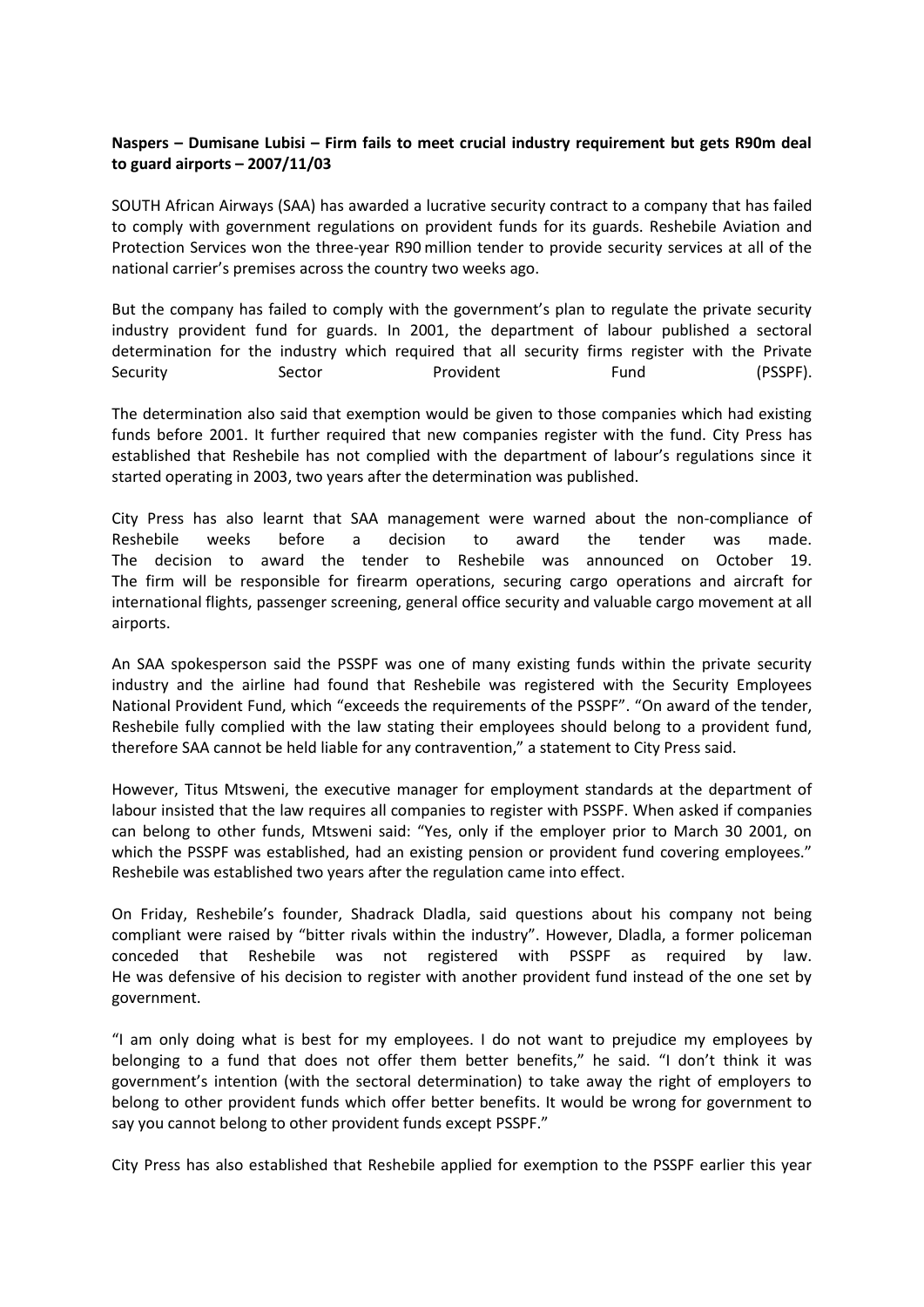**Naspers – Dumisane Lubisi – Firm fails to meet crucial industry requirement but gets R90m deal to guard airports – 2007/11/03**

SOUTH African Airways (SAA) has awarded a lucrative security contract to a company that has failed to comply with government regulations on provident funds for its guards. Reshebile Aviation and Protection Services won the three-year R90 million tender to provide security services at all of the national carrier's premises across the country two weeks ago.

But the company has failed to comply with the government's plan to regulate the private security industry provident fund for guards. In 2001, the department of labour published a sectoral determination for the industry which required that all security firms register with the Private Security Sector Provident Fund (PSSPF).

The determination also said that exemption would be given to those companies which had existing funds before 2001. It further required that new companies register with the fund. City Press has established that Reshebile has not complied with the department of labour's regulations since it started operating in 2003, two years after the determination was published.

City Press has also learnt that SAA management were warned about the non-compliance of Reshebile weeks before a decision to award the tender was made.
The decision to award the tender to Reshebile was announced on October 19.
The firm will be responsible for firearm operations, securing cargo operations and aircraft for international flights, passenger screening, general office security and valuable cargo movement at all airports.

An SAA spokesperson said the PSSPF was one of many existing funds within the private security industry and the airline had found that Reshebile was registered with the Security Employees National Provident Fund, which "exceeds the requirements of the PSSPF". "On award of the tender, Reshebile fully complied with the law stating their employees should belong to a provident fund, therefore SAA cannot be held liable for any contravention," a statement to City Press said.

However, Titus Mtsweni, the executive manager for employment standards at the department of labour insisted that the law requires all companies to register with PSSPF. When asked if companies can belong to other funds, Mtsweni said: "Yes, only if the employer prior to March 30 2001, on which the PSSPF was established, had an existing pension or provident fund covering employees." Reshebile was established two years after the regulation came into effect.

On Friday, Reshebile's founder, Shadrack Dladla, said questions about his company not being compliant were raised by "bitter rivals within the industry". However, Dladla, a former policeman conceded that Reshebile was not registered with PSSPF as required by law.
He was defensive of his decision to register with another provident fund instead of the one set by government.

"I am only doing what is best for my employees. I do not want to prejudice my employees by belonging to a fund that does not offer them better benefits," he said. "I don't think it was government's intention (with the sectoral determination) to take away the right of employers to belong to other provident funds which offer better benefits. It would be wrong for government to say you cannot belong to other provident funds except PSSPF."

City Press has also established that Reshebile applied for exemption to the PSSPF earlier this year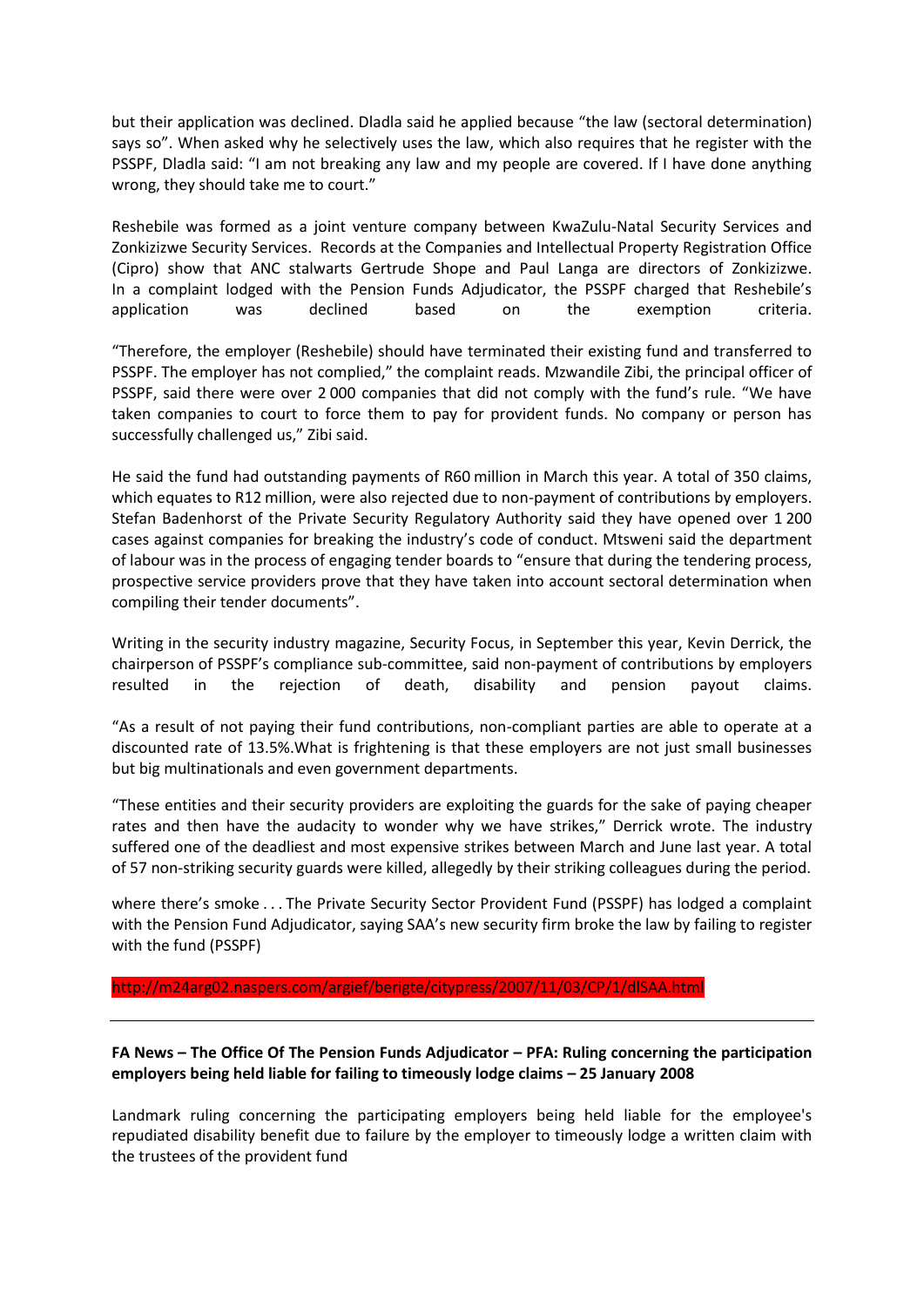but their application was declined. Dladla said he applied because "the law (sectoral determination) says so". When asked why he selectively uses the law, which also requires that he register with the PSSPF, Dladla said: "I am not breaking any law and my people are covered. If I have done anything wrong, they should take me to court."

Reshebile was formed as a joint venture company between KwaZulu-Natal Security Services and Zonkizizwe Security Services. Records at the Companies and Intellectual Property Registration Office (Cipro) show that ANC stalwarts Gertrude Shope and Paul Langa are directors of Zonkizizwe. In a complaint lodged with the Pension Funds Adjudicator, the PSSPF charged that Reshebile's application was declined based on the exemption criteria.

"Therefore, the employer (Reshebile) should have terminated their existing fund and transferred to PSSPF. The employer has not complied," the complaint reads. Mzwandile Zibi, the principal officer of PSSPF, said there were over 2 000 companies that did not comply with the fund's rule. "We have taken companies to court to force them to pay for provident funds. No company or person has successfully challenged us," Zibi said.

He said the fund had outstanding payments of R60 million in March this year. A total of 350 claims, which equates to R12 million, were also rejected due to non-payment of contributions by employers. Stefan Badenhorst of the Private Security Regulatory Authority said they have opened over 1 200 cases against companies for breaking the industry's code of conduct. Mtsweni said the department of labour was in the process of engaging tender boards to "ensure that during the tendering process, prospective service providers prove that they have taken into account sectoral determination when compiling their tender documents".

Writing in the security industry magazine, Security Focus, in September this year, Kevin Derrick, the chairperson of PSSPF's compliance sub-committee, said non-payment of contributions by employers resulted in the rejection of death, disability and pension payout claims.

"As a result of not paying their fund contributions, non-compliant parties are able to operate at a discounted rate of 13.5%.What is frightening is that these employers are not just small businesses but big multinationals and even government departments.

"These entities and their security providers are exploiting the guards for the sake of paying cheaper rates and then have the audacity to wonder why we have strikes," Derrick wrote. The industry suffered one of the deadliest and most expensive strikes between March and June last year. A total of 57 non-striking security guards were killed, allegedly by their striking colleagues during the period.

where there's smoke . . . The Private Security Sector Provident Fund (PSSPF) has lodged a complaint with the Pension Fund Adjudicator, saying SAA's new security firm broke the law by failing to register with the fund (PSSPF)

http://m24arg02.naspers.com/argief/berigte/citypress/2007/11/03/CP/1/dlSAA.html

---

**FA News – The Office Of The Pension Funds Adjudicator – PFA: Ruling concerning the participation employers being held liable for failing to timeously lodge claims – 25 January 2008**

Landmark ruling concerning the participating employers being held liable for the employee's repudiated disability benefit due to failure by the employer to timeously lodge a written claim with the trustees of the provident fund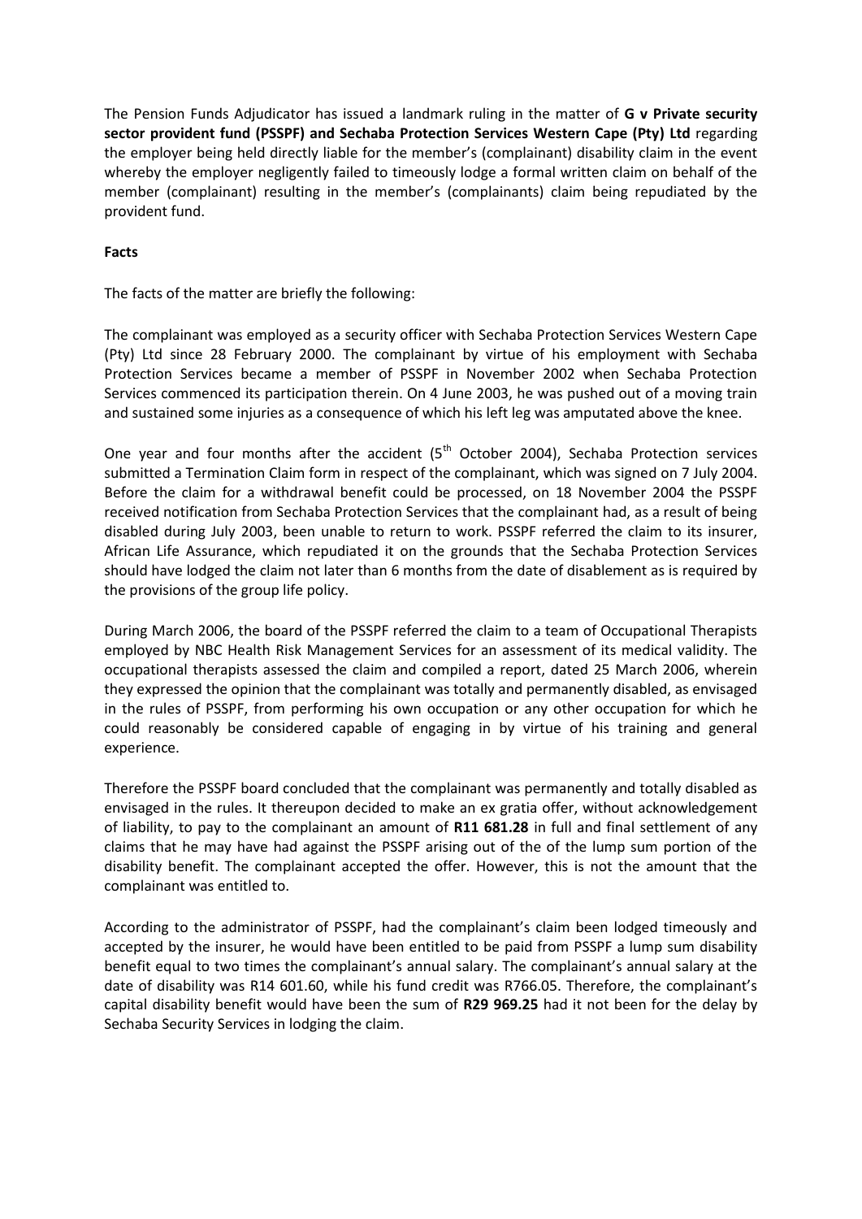The Pension Funds Adjudicator has issued a landmark ruling in the matter of **G v Private security sector provident fund (PSSPF) and Sechaba Protection Services Western Cape (Pty) Ltd** regarding the employer being held directly liable for the member's (complainant) disability claim in the event whereby the employer negligently failed to timeously lodge a formal written claim on behalf of the member (complainant) resulting in the member's (complainants) claim being repudiated by the provident fund.

**Facts**

The facts of the matter are briefly the following:

The complainant was employed as a security officer with Sechaba Protection Services Western Cape (Pty) Ltd since 28 February 2000. The complainant by virtue of his employment with Sechaba Protection Services became a member of PSSPF in November 2002 when Sechaba Protection Services commenced its participation therein. On 4 June 2003, he was pushed out of a moving train and sustained some injuries as a consequence of which his left leg was amputated above the knee.

One year and four months after the accident (5th October 2004), Sechaba Protection services submitted a Termination Claim form in respect of the complainant, which was signed on 7 July 2004. Before the claim for a withdrawal benefit could be processed, on 18 November 2004 the PSSPF received notification from Sechaba Protection Services that the complainant had, as a result of being disabled during July 2003, been unable to return to work. PSSPF referred the claim to its insurer, African Life Assurance, which repudiated it on the grounds that the Sechaba Protection Services should have lodged the claim not later than 6 months from the date of disablement as is required by the provisions of the group life policy.

During March 2006, the board of the PSSPF referred the claim to a team of Occupational Therapists employed by NBC Health Risk Management Services for an assessment of its medical validity. The occupational therapists assessed the claim and compiled a report, dated 25 March 2006, wherein they expressed the opinion that the complainant was totally and permanently disabled, as envisaged in the rules of PSSPF, from performing his own occupation or any other occupation for which he could reasonably be considered capable of engaging in by virtue of his training and general experience.

Therefore the PSSPF board concluded that the complainant was permanently and totally disabled as envisaged in the rules. It thereupon decided to make an ex gratia offer, without acknowledgement of liability, to pay to the complainant an amount of **R11 681.28** in full and final settlement of any claims that he may have had against the PSSPF arising out of the of the lump sum portion of the disability benefit. The complainant accepted the offer. However, this is not the amount that the complainant was entitled to.

According to the administrator of PSSPF, had the complainant's claim been lodged timeously and accepted by the insurer, he would have been entitled to be paid from PSSPF a lump sum disability benefit equal to two times the complainant's annual salary. The complainant's annual salary at the date of disability was R14 601.60, while his fund credit was R766.05. Therefore, the complainant's capital disability benefit would have been the sum of **R29 969.25** had it not been for the delay by Sechaba Security Services in lodging the claim.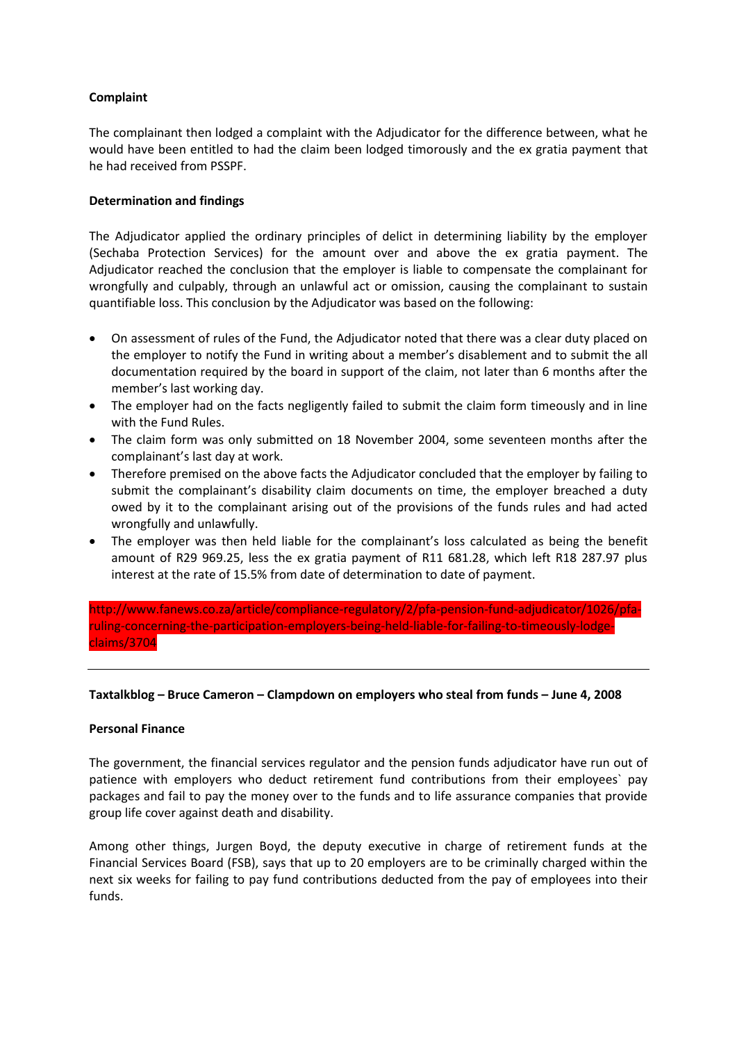**Complaint**

The complainant then lodged a complaint with the Adjudicator for the difference between, what he would have been entitled to had the claim been lodged timorously and the ex gratia payment that he had received from PSSPF.

**Determination and findings**

The Adjudicator applied the ordinary principles of delict in determining liability by the employer (Sechaba Protection Services) for the amount over and above the ex gratia payment. The Adjudicator reached the conclusion that the employer is liable to compensate the complainant for wrongfully and culpably, through an unlawful act or omission, causing the complainant to sustain quantifiable loss. This conclusion by the Adjudicator was based on the following:

- On assessment of rules of the Fund, the Adjudicator noted that there was a clear duty placed on the employer to notify the Fund in writing about a member's disablement and to submit the all documentation required by the board in support of the claim, not later than 6 months after the member's last working day.
- The employer had on the facts negligently failed to submit the claim form timeously and in line with the Fund Rules.
- The claim form was only submitted on 18 November 2004, some seventeen months after the complainant's last day at work.
- Therefore premised on the above facts the Adjudicator concluded that the employer by failing to submit the complainant's disability claim documents on time, the employer breached a duty owed by it to the complainant arising out of the provisions of the funds rules and had acted wrongfully and unlawfully.
- The employer was then held liable for the complainant's loss calculated as being the benefit amount of R29 969.25, less the ex gratia payment of R11 681.28, which left R18 287.97 plus interest at the rate of 15.5% from date of determination to date of payment.

http://www.fanews.co.za/article/compliance-regulatory/2/pfa-pension-fund-adjudicator/1026/pfa-ruling-concerning-the-participation-employers-being-held-liable-for-failing-to-timeously-lodge-claims/3704

---

**Taxtalkblog – Bruce Cameron – Clampdown on employers who steal from funds – June 4, 2008**

**Personal Finance**

The government, the financial services regulator and the pension funds adjudicator have run out of patience with employers who deduct retirement fund contributions from their employees` pay packages and fail to pay the money over to the funds and to life assurance companies that provide group life cover against death and disability.

Among other things, Jurgen Boyd, the deputy executive in charge of retirement funds at the Financial Services Board (FSB), says that up to 20 employers are to be criminally charged within the next six weeks for failing to pay fund contributions deducted from the pay of employees into their funds.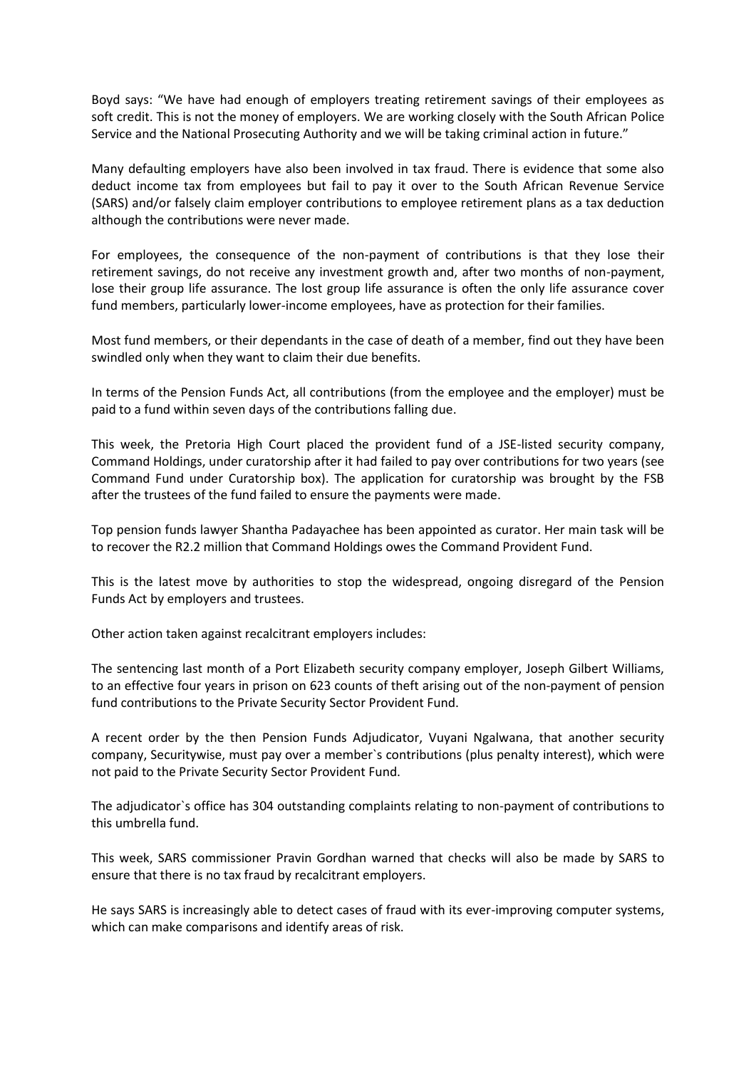Boyd says: "We have had enough of employers treating retirement savings of their employees as soft credit. This is not the money of employers. We are working closely with the South African Police Service and the National Prosecuting Authority and we will be taking criminal action in future."

Many defaulting employers have also been involved in tax fraud. There is evidence that some also deduct income tax from employees but fail to pay it over to the South African Revenue Service (SARS) and/or falsely claim employer contributions to employee retirement plans as a tax deduction although the contributions were never made.

For employees, the consequence of the non-payment of contributions is that they lose their retirement savings, do not receive any investment growth and, after two months of non-payment, lose their group life assurance. The lost group life assurance is often the only life assurance cover fund members, particularly lower-income employees, have as protection for their families.

Most fund members, or their dependants in the case of death of a member, find out they have been swindled only when they want to claim their due benefits.

In terms of the Pension Funds Act, all contributions (from the employee and the employer) must be paid to a fund within seven days of the contributions falling due.

This week, the Pretoria High Court placed the provident fund of a JSE-listed security company, Command Holdings, under curatorship after it had failed to pay over contributions for two years (see Command Fund under Curatorship box). The application for curatorship was brought by the FSB after the trustees of the fund failed to ensure the payments were made.

Top pension funds lawyer Shantha Padayachee has been appointed as curator. Her main task will be to recover the R2.2 million that Command Holdings owes the Command Provident Fund.

This is the latest move by authorities to stop the widespread, ongoing disregard of the Pension Funds Act by employers and trustees.

Other action taken against recalcitrant employers includes:

The sentencing last month of a Port Elizabeth security company employer, Joseph Gilbert Williams, to an effective four years in prison on 623 counts of theft arising out of the non-payment of pension fund contributions to the Private Security Sector Provident Fund.

A recent order by the then Pension Funds Adjudicator, Vuyani Ngalwana, that another security company, Securitywise, must pay over a member`s contributions (plus penalty interest), which were not paid to the Private Security Sector Provident Fund.

The adjudicator`s office has 304 outstanding complaints relating to non-payment of contributions to this umbrella fund.

This week, SARS commissioner Pravin Gordhan warned that checks will also be made by SARS to ensure that there is no tax fraud by recalcitrant employers.

He says SARS is increasingly able to detect cases of fraud with its ever-improving computer systems, which can make comparisons and identify areas of risk.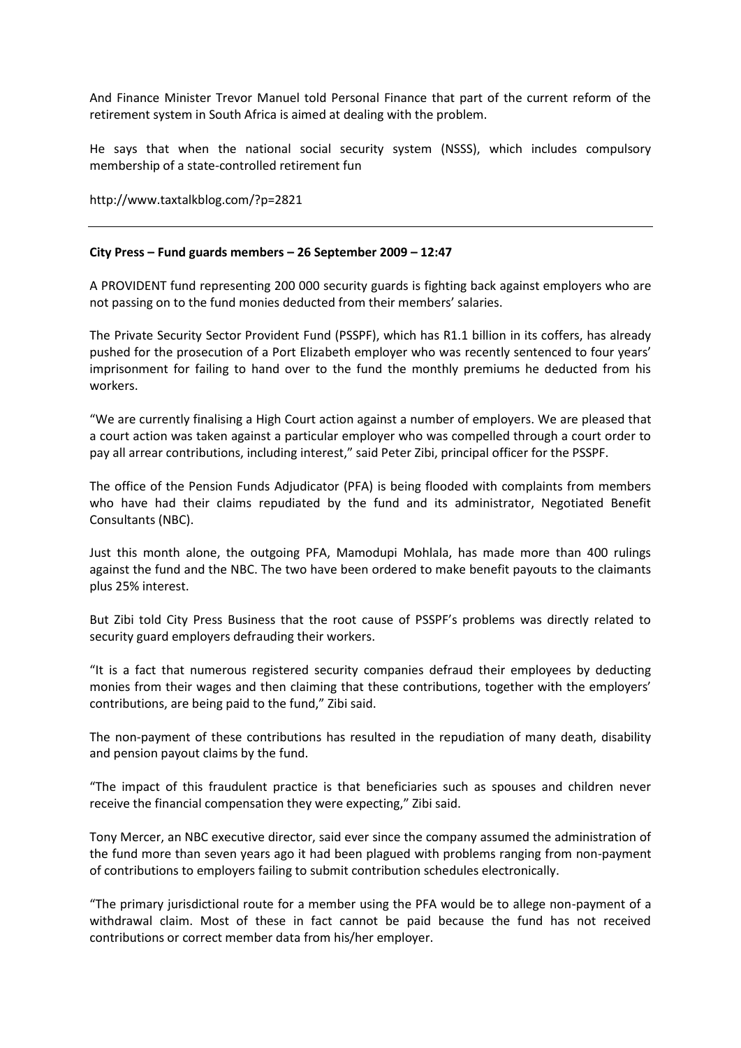And Finance Minister Trevor Manuel told Personal Finance that part of the current reform of the retirement system in South Africa is aimed at dealing with the problem.

He says that when the national social security system (NSSS), which includes compulsory membership of a state-controlled retirement fun

http://www.taxtalkblog.com/?p=2821

---

**City Press – Fund guards members – 26 September 2009 – 12:47**

A PROVIDENT fund representing 200 000 security guards is fighting back against employers who are not passing on to the fund monies deducted from their members' salaries.

The Private Security Sector Provident Fund (PSSPF), which has R1.1 billion in its coffers, has already pushed for the prosecution of a Port Elizabeth employer who was recently sentenced to four years' imprisonment for failing to hand over to the fund the monthly premiums he deducted from his workers.

"We are currently finalising a High Court action against a number of employers. We are pleased that a court action was taken against a particular employer who was compelled through a court order to pay all arrear contributions, including interest," said Peter Zibi, principal officer for the PSSPF.

The office of the Pension Funds Adjudicator (PFA) is being flooded with complaints from members who have had their claims repudiated by the fund and its administrator, Negotiated Benefit Consultants (NBC).

Just this month alone, the outgoing PFA, Mamodupi Mohlala, has made more than 400 rulings against the fund and the NBC. The two have been ordered to make benefit payouts to the claimants plus 25% interest.

But Zibi told City Press Business that the root cause of PSSPF's problems was directly related to security guard employers defrauding their workers.

"It is a fact that numerous registered security companies defraud their employees by deducting monies from their wages and then claiming that these contributions, together with the employers' contributions, are being paid to the fund," Zibi said.

The non-payment of these contributions has resulted in the repudiation of many death, disability and pension payout claims by the fund.

"The impact of this fraudulent practice is that beneficiaries such as spouses and children never receive the financial compensation they were expecting," Zibi said.

Tony Mercer, an NBC executive director, said ever since the company assumed the administration of the fund more than seven years ago it had been plagued with problems ranging from non-payment of contributions to employers failing to submit contribution schedules electronically.

"The primary jurisdictional route for a member using the PFA would be to allege non-payment of a withdrawal claim. Most of these in fact cannot be paid because the fund has not received contributions or correct member data from his/her employer.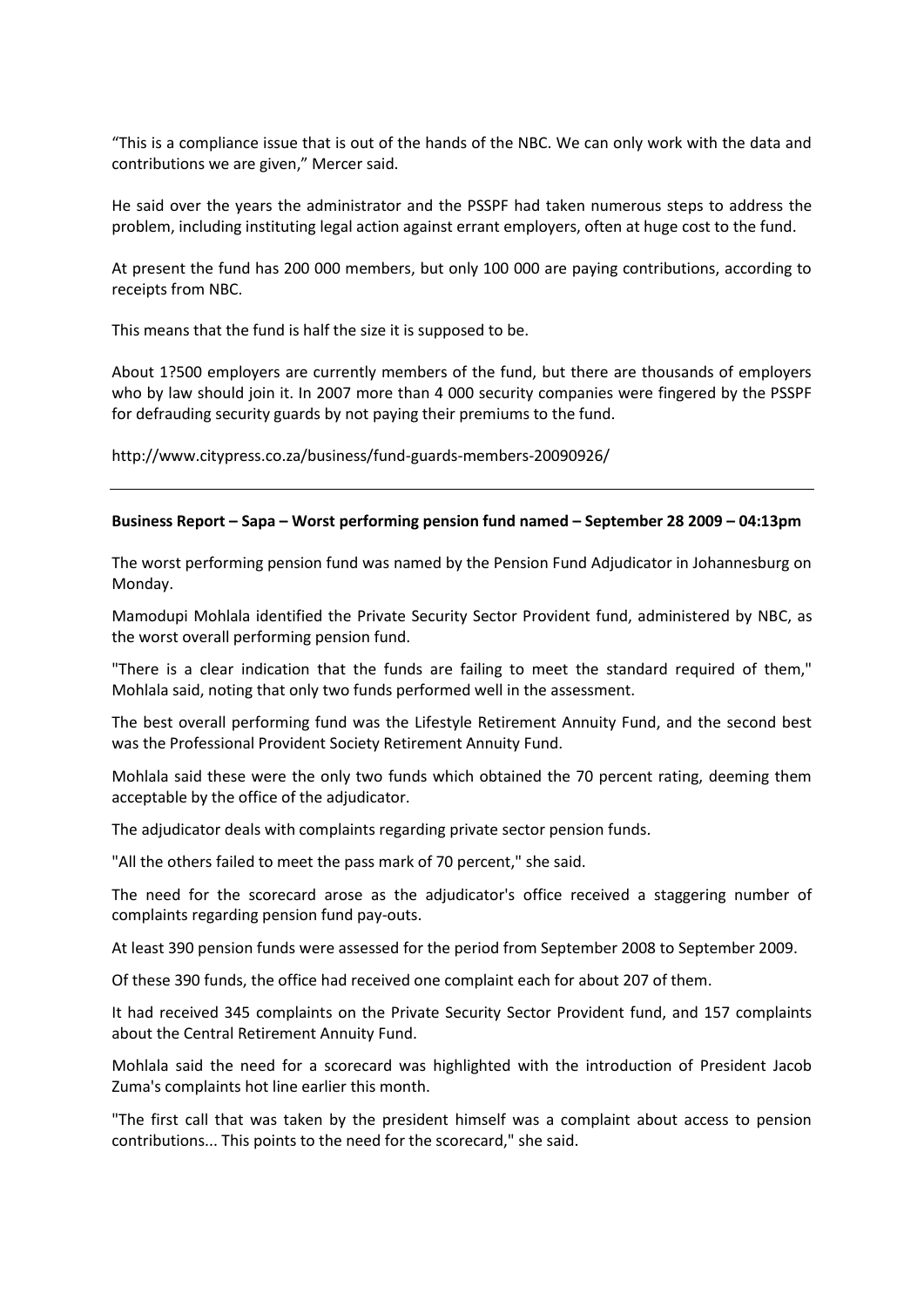"This is a compliance issue that is out of the hands of the NBC. We can only work with the data and contributions we are given," Mercer said.

He said over the years the administrator and the PSSPF had taken numerous steps to address the problem, including instituting legal action against errant employers, often at huge cost to the fund.

At present the fund has 200 000 members, but only 100 000 are paying contributions, according to receipts from NBC.

This means that the fund is half the size it is supposed to be.

About 1?500 employers are currently members of the fund, but there are thousands of employers who by law should join it. In 2007 more than 4 000 security companies were fingered by the PSSPF for defrauding security guards by not paying their premiums to the fund.

http://www.citypress.co.za/business/fund-guards-members-20090926/

---

**Business Report – Sapa – Worst performing pension fund named – September 28 2009 – 04:13pm**

The worst performing pension fund was named by the Pension Fund Adjudicator in Johannesburg on Monday.

Mamodupi Mohlala identified the Private Security Sector Provident fund, administered by NBC, as the worst overall performing pension fund.

"There is a clear indication that the funds are failing to meet the standard required of them," Mohlala said, noting that only two funds performed well in the assessment.

The best overall performing fund was the Lifestyle Retirement Annuity Fund, and the second best was the Professional Provident Society Retirement Annuity Fund.

Mohlala said these were the only two funds which obtained the 70 percent rating, deeming them acceptable by the office of the adjudicator.

The adjudicator deals with complaints regarding private sector pension funds.

"All the others failed to meet the pass mark of 70 percent," she said.

The need for the scorecard arose as the adjudicator's office received a staggering number of complaints regarding pension fund pay-outs.

At least 390 pension funds were assessed for the period from September 2008 to September 2009.

Of these 390 funds, the office had received one complaint each for about 207 of them.

It had received 345 complaints on the Private Security Sector Provident fund, and 157 complaints about the Central Retirement Annuity Fund.

Mohlala said the need for a scorecard was highlighted with the introduction of President Jacob Zuma's complaints hot line earlier this month.

"The first call that was taken by the president himself was a complaint about access to pension contributions... This points to the need for the scorecard," she said.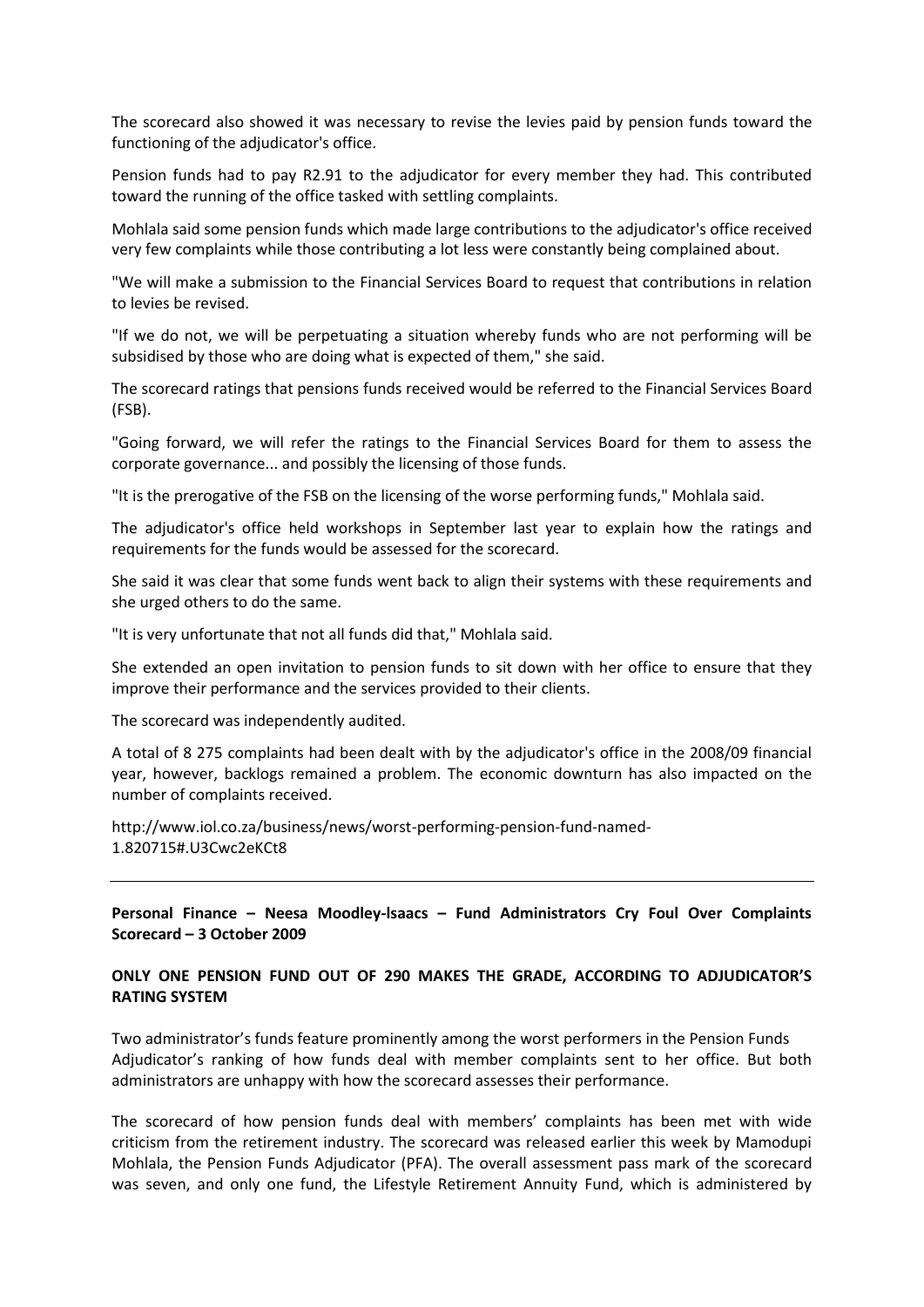The scorecard also showed it was necessary to revise the levies paid by pension funds toward the functioning of the adjudicator's office.

Pension funds had to pay R2.91 to the adjudicator for every member they had. This contributed toward the running of the office tasked with settling complaints.

Mohlala said some pension funds which made large contributions to the adjudicator's office received very few complaints while those contributing a lot less were constantly being complained about.

"We will make a submission to the Financial Services Board to request that contributions in relation to levies be revised.

"If we do not, we will be perpetuating a situation whereby funds who are not performing will be subsidised by those who are doing what is expected of them," she said.

The scorecard ratings that pensions funds received would be referred to the Financial Services Board (FSB).

"Going forward, we will refer the ratings to the Financial Services Board for them to assess the corporate governance... and possibly the licensing of those funds.

"It is the prerogative of the FSB on the licensing of the worse performing funds," Mohlala said.

The adjudicator's office held workshops in September last year to explain how the ratings and requirements for the funds would be assessed for the scorecard.

She said it was clear that some funds went back to align their systems with these requirements and she urged others to do the same.

"It is very unfortunate that not all funds did that," Mohlala said.

She extended an open invitation to pension funds to sit down with her office to ensure that they improve their performance and the services provided to their clients.

The scorecard was independently audited.

A total of 8 275 complaints had been dealt with by the adjudicator's office in the 2008/09 financial year, however, backlogs remained a problem. The economic downturn has also impacted on the number of complaints received.

http://www.iol.co.za/business/news/worst-performing-pension-fund-named-1.820715#.U3Cwc2eKCt8

---

**Personal Finance – Neesa Moodley-Isaacs – Fund Administrators Cry Foul Over Complaints Scorecard – 3 October 2009**

**ONLY ONE PENSION FUND OUT OF 290 MAKES THE GRADE, ACCORDING TO ADJUDICATOR'S RATING SYSTEM**

Two administrator's funds feature prominently among the worst performers in the Pension Funds Adjudicator's ranking of how funds deal with member complaints sent to her office. But both administrators are unhappy with how the scorecard assesses their performance.

The scorecard of how pension funds deal with members' complaints has been met with wide criticism from the retirement industry. The scorecard was released earlier this week by Mamodupi Mohlala, the Pension Funds Adjudicator (PFA). The overall assessment pass mark of the scorecard was seven, and only one fund, the Lifestyle Retirement Annuity Fund, which is administered by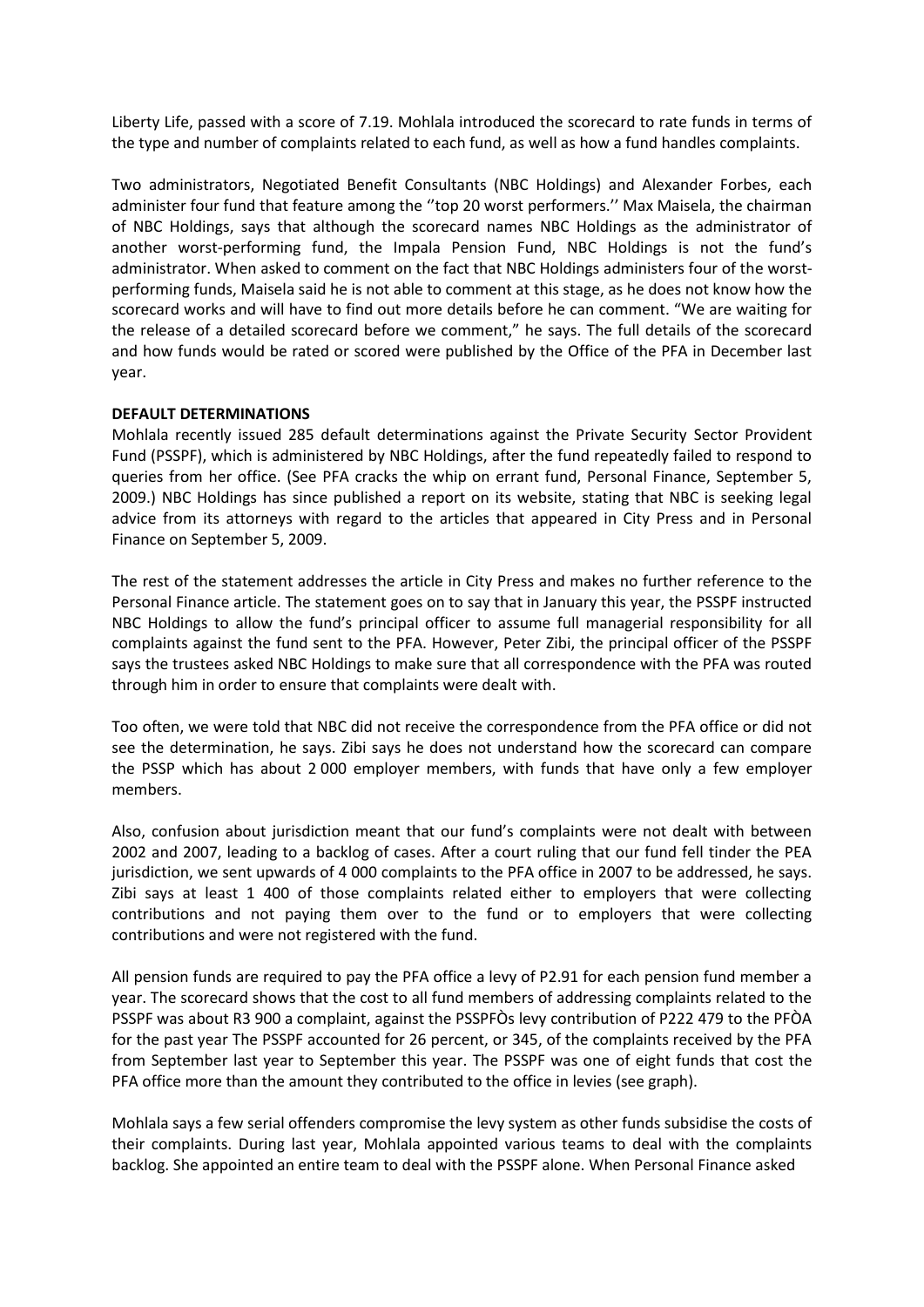Liberty Life, passed with a score of 7.19. Mohlala introduced the scorecard to rate funds in terms of the type and number of complaints related to each fund, as well as how a fund handles complaints.

Two administrators, Negotiated Benefit Consultants (NBC Holdings) and Alexander Forbes, each administer four fund that feature among the ''top 20 worst performers.'' Max Maisela, the chairman of NBC Holdings, says that although the scorecard names NBC Holdings as the administrator of another worst-performing fund, the Impala Pension Fund, NBC Holdings is not the fund's administrator. When asked to comment on the fact that NBC Holdings administers four of the worst-performing funds, Maisela said he is not able to comment at this stage, as he does not know how the scorecard works and will have to find out more details before he can comment. "We are waiting for the release of a detailed scorecard before we comment," he says. The full details of the scorecard and how funds would be rated or scored were published by the Office of the PFA in December last year.

**DEFAULT DETERMINATIONS**

Mohlala recently issued 285 default determinations against the Private Security Sector Provident Fund (PSSPF), which is administered by NBC Holdings, after the fund repeatedly failed to respond to queries from her office. (See PFA cracks the whip on errant fund, Personal Finance, September 5, 2009.) NBC Holdings has since published a report on its website, stating that NBC is seeking legal advice from its attorneys with regard to the articles that appeared in City Press and in Personal Finance on September 5, 2009.

The rest of the statement addresses the article in City Press and makes no further reference to the Personal Finance article. The statement goes on to say that in January this year, the PSSPF instructed NBC Holdings to allow the fund's principal officer to assume full managerial responsibility for all complaints against the fund sent to the PFA. However, Peter Zibi, the principal officer of the PSSPF says the trustees asked NBC Holdings to make sure that all correspondence with the PFA was routed through him in order to ensure that complaints were dealt with.

Too often, we were told that NBC did not receive the correspondence from the PFA office or did not see the determination, he says. Zibi says he does not understand how the scorecard can compare the PSSP which has about 2 000 employer members, with funds that have only a few employer members.

Also, confusion about jurisdiction meant that our fund's complaints were not dealt with between 2002 and 2007, leading to a backlog of cases. After a court ruling that our fund fell tinder the PEA jurisdiction, we sent upwards of 4 000 complaints to the PFA office in 2007 to be addressed, he says. Zibi says at least 1 400 of those complaints related either to employers that were collecting contributions and not paying them over to the fund or to employers that were collecting contributions and were not registered with the fund.

All pension funds are required to pay the PFA office a levy of P2.91 for each pension fund member a year. The scorecard shows that the cost to all fund members of addressing complaints related to the PSSPF was about R3 900 a complaint, against the PSSPFÒs levy contribution of P222 479 to the PFÒA for the past year The PSSPF accounted for 26 percent, or 345, of the complaints received by the PFA from September last year to September this year. The PSSPF was one of eight funds that cost the PFA office more than the amount they contributed to the office in levies (see graph).

Mohlala says a few serial offenders compromise the levy system as other funds subsidise the costs of their complaints. During last year, Mohlala appointed various teams to deal with the complaints backlog. She appointed an entire team to deal with the PSSPF alone. When Personal Finance asked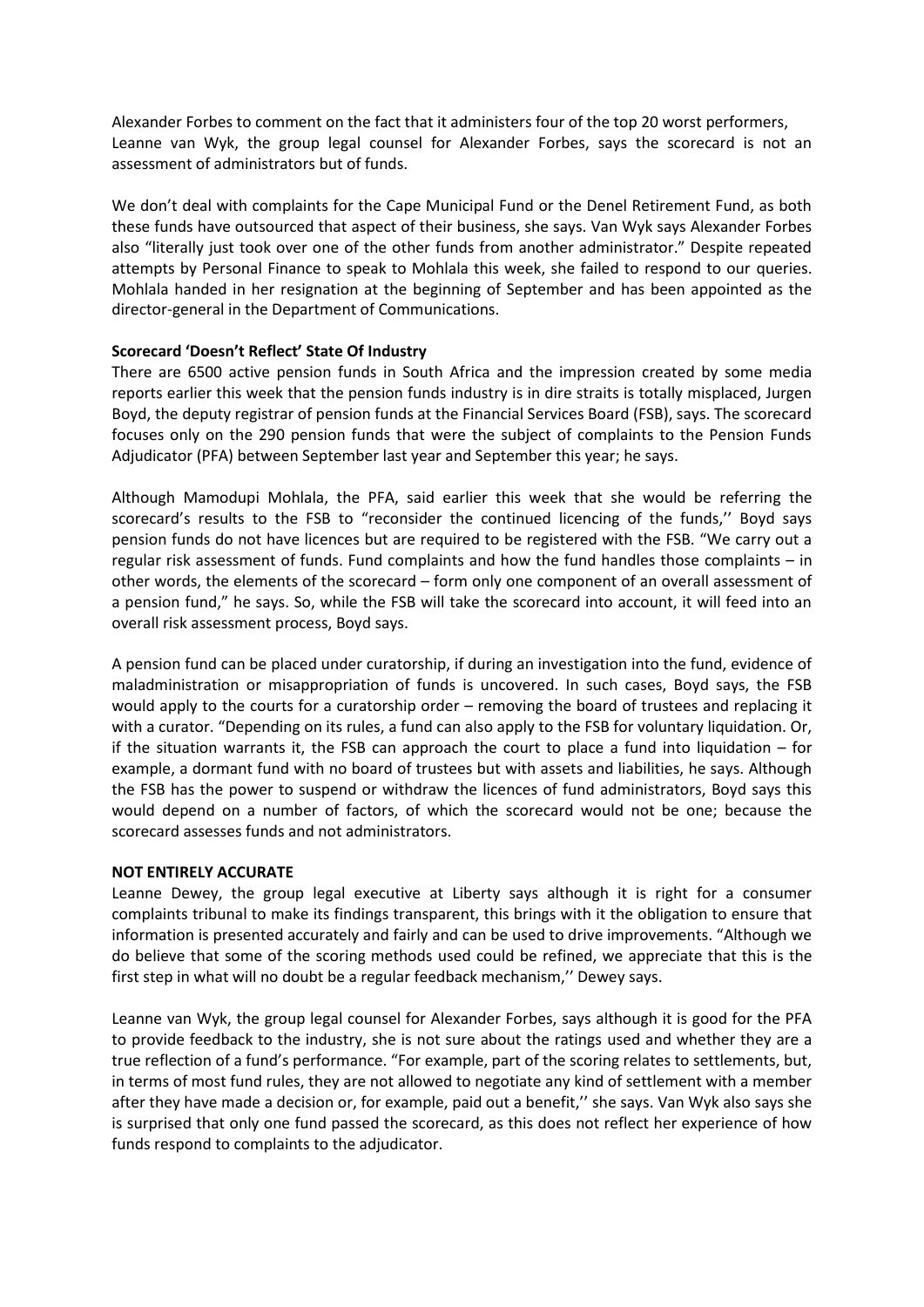Alexander Forbes to comment on the fact that it administers four of the top 20 worst performers, Leanne van Wyk, the group legal counsel for Alexander Forbes, says the scorecard is not an assessment of administrators but of funds.

We don't deal with complaints for the Cape Municipal Fund or the Denel Retirement Fund, as both these funds have outsourced that aspect of their business, she says. Van Wyk says Alexander Forbes also "literally just took over one of the other funds from another administrator." Despite repeated attempts by Personal Finance to speak to Mohlala this week, she failed to respond to our queries. Mohlala handed in her resignation at the beginning of September and has been appointed as the director-general in the Department of Communications.

**Scorecard 'Doesn't Reflect' State Of Industry**

There are 6500 active pension funds in South Africa and the impression created by some media reports earlier this week that the pension funds industry is in dire straits is totally misplaced, Jurgen Boyd, the deputy registrar of pension funds at the Financial Services Board (FSB), says. The scorecard focuses only on the 290 pension funds that were the subject of complaints to the Pension Funds Adjudicator (PFA) between September last year and September this year; he says.

Although Mamodupi Mohlala, the PFA, said earlier this week that she would be referring the scorecard's results to the FSB to "reconsider the continued licencing of the funds,'' Boyd says pension funds do not have licences but are required to be registered with the FSB. "We carry out a regular risk assessment of funds. Fund complaints and how the fund handles those complaints – in other words, the elements of the scorecard – form only one component of an overall assessment of a pension fund," he says. So, while the FSB will take the scorecard into account, it will feed into an overall risk assessment process, Boyd says.

A pension fund can be placed under curatorship, if during an investigation into the fund, evidence of maladministration or misappropriation of funds is uncovered. In such cases, Boyd says, the FSB would apply to the courts for a curatorship order – removing the board of trustees and replacing it with a curator. "Depending on its rules, a fund can also apply to the FSB for voluntary liquidation. Or, if the situation warrants it, the FSB can approach the court to place a fund into liquidation – for example, a dormant fund with no board of trustees but with assets and liabilities, he says. Although the FSB has the power to suspend or withdraw the licences of fund administrators, Boyd says this would depend on a number of factors, of which the scorecard would not be one; because the scorecard assesses funds and not administrators.

**NOT ENTIRELY ACCURATE**

Leanne Dewey, the group legal executive at Liberty says although it is right for a consumer complaints tribunal to make its findings transparent, this brings with it the obligation to ensure that information is presented accurately and fairly and can be used to drive improvements. "Although we do believe that some of the scoring methods used could be refined, we appreciate that this is the first step in what will no doubt be a regular feedback mechanism,'' Dewey says.

Leanne van Wyk, the group legal counsel for Alexander Forbes, says although it is good for the PFA to provide feedback to the industry, she is not sure about the ratings used and whether they are a true reflection of a fund's performance. "For example, part of the scoring relates to settlements, but, in terms of most fund rules, they are not allowed to negotiate any kind of settlement with a member after they have made a decision or, for example, paid out a benefit,'' she says. Van Wyk also says she is surprised that only one fund passed the scorecard, as this does not reflect her experience of how funds respond to complaints to the adjudicator.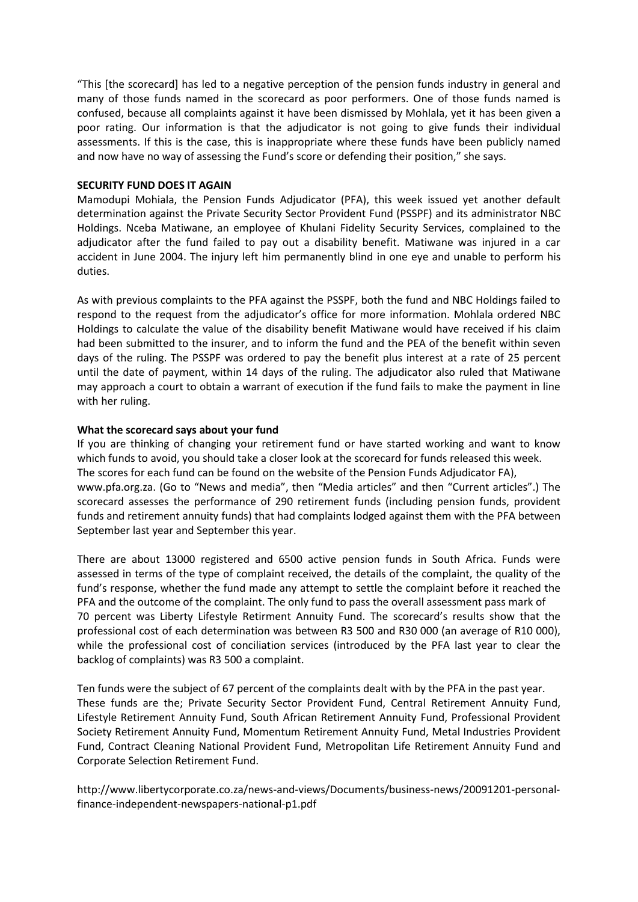"This [the scorecard] has led to a negative perception of the pension funds industry in general and many of those funds named in the scorecard as poor performers. One of those funds named is confused, because all complaints against it have been dismissed by Mohlala, yet it has been given a poor rating. Our information is that the adjudicator is not going to give funds their individual assessments. If this is the case, this is inappropriate where these funds have been publicly named and now have no way of assessing the Fund's score or defending their position," she says.

**SECURITY FUND DOES IT AGAIN**

Mamodupi Mohiala, the Pension Funds Adjudicator (PFA), this week issued yet another default determination against the Private Security Sector Provident Fund (PSSPF) and its administrator NBC Holdings. Nceba Matiwane, an employee of Khulani Fidelity Security Services, complained to the adjudicator after the fund failed to pay out a disability benefit. Matiwane was injured in a car accident in June 2004. The injury left him permanently blind in one eye and unable to perform his duties.

As with previous complaints to the PFA against the PSSPF, both the fund and NBC Holdings failed to respond to the request from the adjudicator's office for more information. Mohlala ordered NBC Holdings to calculate the value of the disability benefit Matiwane would have received if his claim had been submitted to the insurer, and to inform the fund and the PEA of the benefit within seven days of the ruling. The PSSPF was ordered to pay the benefit plus interest at a rate of 25 percent until the date of payment, within 14 days of the ruling. The adjudicator also ruled that Matiwane may approach a court to obtain a warrant of execution if the fund fails to make the payment in line with her ruling.

**What the scorecard says about your fund**

If you are thinking of changing your retirement fund or have started working and want to know which funds to avoid, you should take a closer look at the scorecard for funds released this week. The scores for each fund can be found on the website of the Pension Funds Adjudicator FA), www.pfa.org.za. (Go to "News and media", then "Media articles" and then "Current articles".) The scorecard assesses the performance of 290 retirement funds (including pension funds, provident funds and retirement annuity funds) that had complaints lodged against them with the PFA between September last year and September this year.

There are about 13000 registered and 6500 active pension funds in South Africa. Funds were assessed in terms of the type of complaint received, the details of the complaint, the quality of the fund's response, whether the fund made any attempt to settle the complaint before it reached the PFA and the outcome of the complaint. The only fund to pass the overall assessment pass mark of 70 percent was Liberty Lifestyle Retirment Annuity Fund. The scorecard's results show that the professional cost of each determination was between R3 500 and R30 000 (an average of R10 000), while the professional cost of conciliation services (introduced by the PFA last year to clear the backlog of complaints) was R3 500 a complaint.

Ten funds were the subject of 67 percent of the complaints dealt with by the PFA in the past year. These funds are the; Private Security Sector Provident Fund, Central Retirement Annuity Fund, Lifestyle Retirement Annuity Fund, South African Retirement Annuity Fund, Professional Provident Society Retirement Annuity Fund, Momentum Retirement Annuity Fund, Metal Industries Provident Fund, Contract Cleaning National Provident Fund, Metropolitan Life Retirement Annuity Fund and Corporate Selection Retirement Fund.

http://www.libertycorporate.co.za/news-and-views/Documents/business-news/20091201-personal-finance-independent-newspapers-national-p1.pdf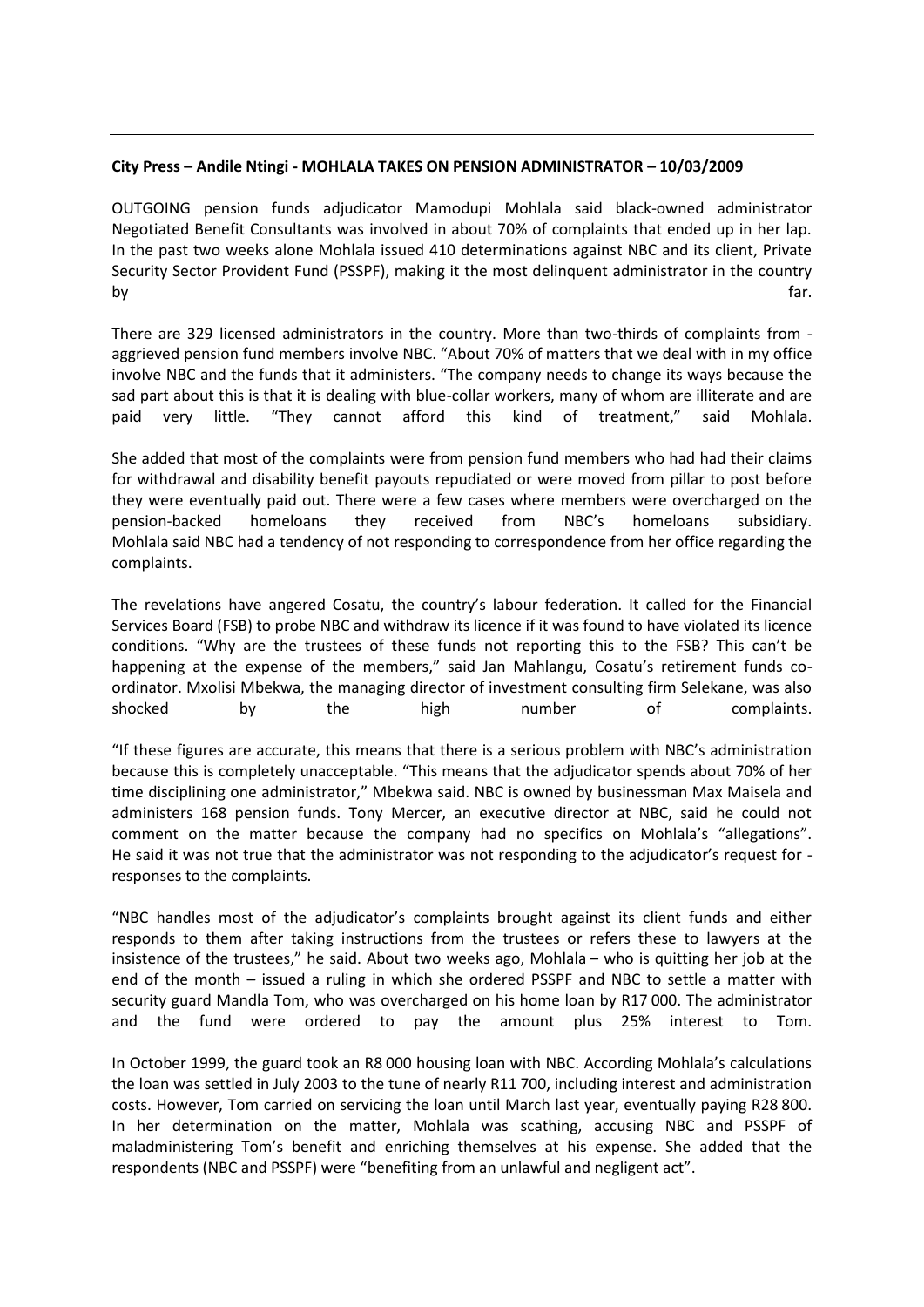**City Press – Andile Ntingi - MOHLALA TAKES ON PENSION ADMINISTRATOR – 10/03/2009**

OUTGOING pension funds adjudicator Mamodupi Mohlala said black-owned administrator Negotiated Benefit Consultants was involved in about 70% of complaints that ended up in her lap. In the past two weeks alone Mohlala issued 410 determinations against NBC and its client, Private Security Sector Provident Fund (PSSPF), making it the most delinquent administrator in the country by far.

There are 329 licensed administrators in the country. More than two-thirds of complaints from -aggrieved pension fund members involve NBC. "About 70% of matters that we deal with in my office involve NBC and the funds that it administers. "The company needs to change its ways because the sad part about this is that it is dealing with blue-collar workers, many of whom are illiterate and are paid very little. "They cannot afford this kind of treatment," said Mohlala.

She added that most of the complaints were from pension fund members who had had their claims for withdrawal and disability benefit payouts repudiated or were moved from pillar to post before they were eventually paid out. There were a few cases where members were overcharged on the pension-backed homeloans they received from NBC's homeloans subsidiary. Mohlala said NBC had a tendency of not responding to correspondence from her office regarding the complaints.

The revelations have angered Cosatu, the country's labour federation. It called for the Financial Services Board (FSB) to probe NBC and withdraw its licence if it was found to have violated its licence conditions. "Why are the trustees of these funds not reporting this to the FSB? This can't be happening at the expense of the members," said Jan Mahlangu, Cosatu's retirement funds co-ordinator. Mxolisi Mbekwa, the managing director of investment consulting firm Selekane, was also shocked by the high number of complaints.

"If these figures are accurate, this means that there is a serious problem with NBC's administration because this is completely unacceptable. "This means that the adjudicator spends about 70% of her time disciplining one administrator," Mbekwa said. NBC is owned by businessman Max Maisela and administers 168 pension funds. Tony Mercer, an executive director at NBC, said he could not comment on the matter because the company had no specifics on Mohlala's "allegations". He said it was not true that the administrator was not responding to the adjudicator's request for -responses to the complaints.

"NBC handles most of the adjudicator's complaints brought against its client funds and either responds to them after taking instructions from the trustees or refers these to lawyers at the insistence of the trustees," he said. About two weeks ago, Mohlala – who is quitting her job at the end of the month – issued a ruling in which she ordered PSSPF and NBC to settle a matter with security guard Mandla Tom, who was overcharged on his home loan by R17 000. The administrator and the fund were ordered to pay the amount plus 25% interest to Tom.

In October 1999, the guard took an R8 000 housing loan with NBC. According Mohlala's calculations the loan was settled in July 2003 to the tune of nearly R11 700, including interest and administration costs. However, Tom carried on servicing the loan until March last year, eventually paying R28 800. In her determination on the matter, Mohlala was scathing, accusing NBC and PSSPF of maladministering Tom's benefit and enriching themselves at his expense. She added that the respondents (NBC and PSSPF) were "benefiting from an unlawful and negligent act".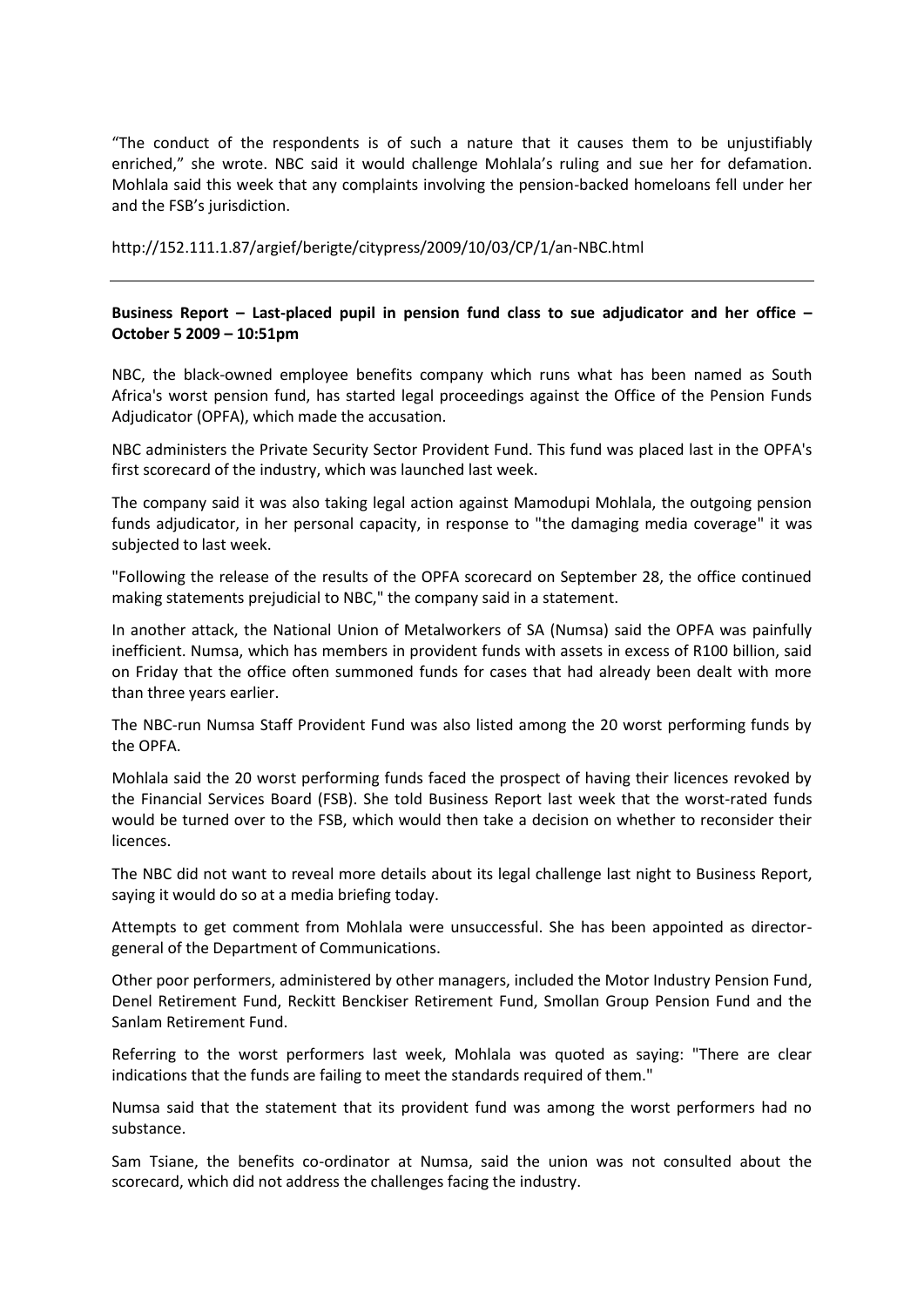"The conduct of the respondents is of such a nature that it causes them to be unjustifiably enriched," she wrote. NBC said it would challenge Mohlala's ruling and sue her for defamation. Mohlala said this week that any complaints involving the pension-backed homeloans fell under her and the FSB's jurisdiction.

http://152.111.1.87/argief/berigte/citypress/2009/10/03/CP/1/an-NBC.html

---

**Business Report – Last-placed pupil in pension fund class to sue adjudicator and her office – October 5 2009 – 10:51pm**

NBC, the black-owned employee benefits company which runs what has been named as South Africa's worst pension fund, has started legal proceedings against the Office of the Pension Funds Adjudicator (OPFA), which made the accusation.

NBC administers the Private Security Sector Provident Fund. This fund was placed last in the OPFA's first scorecard of the industry, which was launched last week.

The company said it was also taking legal action against Mamodupi Mohlala, the outgoing pension funds adjudicator, in her personal capacity, in response to "the damaging media coverage" it was subjected to last week.

"Following the release of the results of the OPFA scorecard on September 28, the office continued making statements prejudicial to NBC," the company said in a statement.

In another attack, the National Union of Metalworkers of SA (Numsa) said the OPFA was painfully inefficient. Numsa, which has members in provident funds with assets in excess of R100 billion, said on Friday that the office often summoned funds for cases that had already been dealt with more than three years earlier.

The NBC-run Numsa Staff Provident Fund was also listed among the 20 worst performing funds by the OPFA.

Mohlala said the 20 worst performing funds faced the prospect of having their licences revoked by the Financial Services Board (FSB). She told Business Report last week that the worst-rated funds would be turned over to the FSB, which would then take a decision on whether to reconsider their licences.

The NBC did not want to reveal more details about its legal challenge last night to Business Report, saying it would do so at a media briefing today.

Attempts to get comment from Mohlala were unsuccessful. She has been appointed as director-general of the Department of Communications.

Other poor performers, administered by other managers, included the Motor Industry Pension Fund, Denel Retirement Fund, Reckitt Benckiser Retirement Fund, Smollan Group Pension Fund and the Sanlam Retirement Fund.

Referring to the worst performers last week, Mohlala was quoted as saying: "There are clear indications that the funds are failing to meet the standards required of them."

Numsa said that the statement that its provident fund was among the worst performers had no substance.

Sam Tsiane, the benefits co-ordinator at Numsa, said the union was not consulted about the scorecard, which did not address the challenges facing the industry.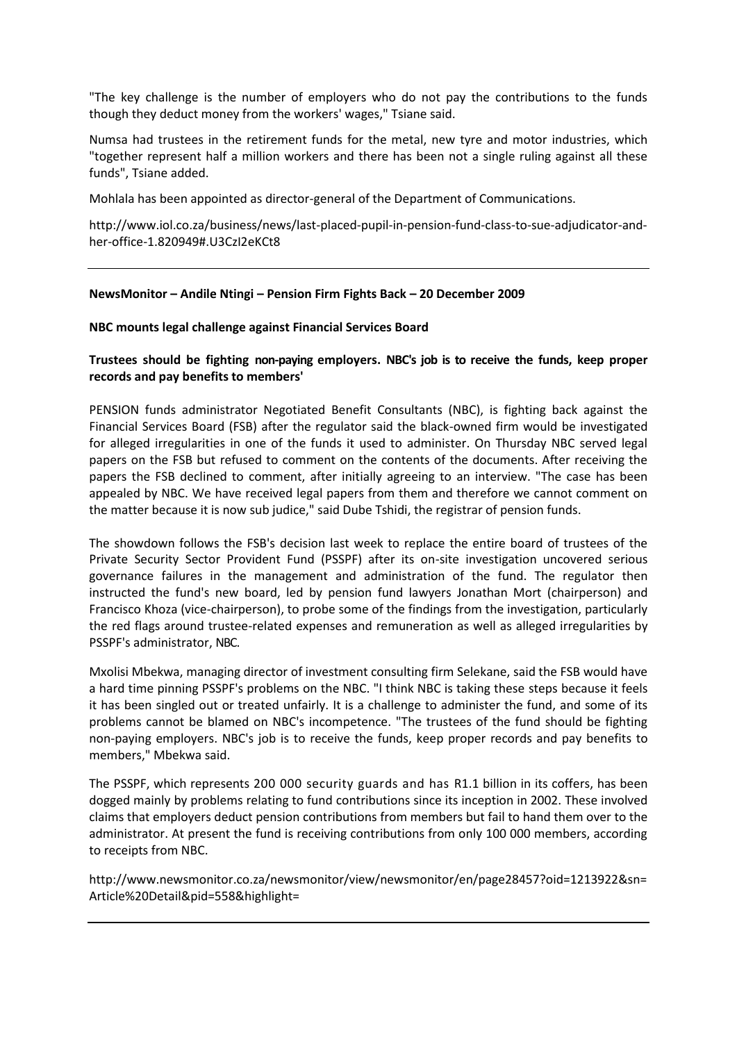"The key challenge is the number of employers who do not pay the contributions to the funds though they deduct money from the workers' wages," Tsiane said.

Numsa had trustees in the retirement funds for the metal, new tyre and motor industries, which "together represent half a million workers and there has been not a single ruling against all these funds", Tsiane added.

Mohlala has been appointed as director-general of the Department of Communications.

http://www.iol.co.za/business/news/last-placed-pupil-in-pension-fund-class-to-sue-adjudicator-and-her-office-1.820949#.U3CzI2eKCt8

---

**NewsMonitor – Andile Ntingi – Pension Firm Fights Back – 20 December 2009**

**NBC mounts legal challenge against Financial Services Board**

**Trustees should be fighting non-paying employers. NBC's job is to receive the funds, keep proper records and pay benefits to members'**

PENSION funds administrator Negotiated Benefit Consultants (NBC), is fighting back against the Financial Services Board (FSB) after the regulator said the black-owned firm would be investigated for alleged irregularities in one of the funds it used to administer. On Thursday NBC served legal papers on the FSB but refused to comment on the contents of the documents. After receiving the papers the FSB declined to comment, after initially agreeing to an interview. "The case has been appealed by NBC. We have received legal papers from them and therefore we cannot comment on the matter because it is now sub judice," said Dube Tshidi, the registrar of pension funds.

The showdown follows the FSB's decision last week to replace the entire board of trustees of the Private Security Sector Provident Fund (PSSPF) after its on-site investigation uncovered serious governance failures in the management and administration of the fund. The regulator then instructed the fund's new board, led by pension fund lawyers Jonathan Mort (chairperson) and Francisco Khoza (vice-chairperson), to probe some of the findings from the investigation, particularly the red flags around trustee-related expenses and remuneration as well as alleged irregularities by PSSPF's administrator, NBC.

Mxolisi Mbekwa, managing director of investment consulting firm Selekane, said the FSB would have a hard time pinning PSSPF's problems on the NBC. "I think NBC is taking these steps because it feels it has been singled out or treated unfairly. It is a challenge to administer the fund, and some of its problems cannot be blamed on NBC's incompetence. "The trustees of the fund should be fighting non-paying employers. NBC's job is to receive the funds, keep proper records and pay benefits to members," Mbekwa said.

The PSSPF, which represents 200 000 security guards and has R1.1 billion in its coffers, has been dogged mainly by problems relating to fund contributions since its inception in 2002. These involved claims that employers deduct pension contributions from members but fail to hand them over to the administrator. At present the fund is receiving contributions from only 100 000 members, according to receipts from NBC.

http://www.newsmonitor.co.za/newsmonitor/view/newsmonitor/en/page28457?oid=1213922&sn=Article%20Detail&pid=558&highlight=

---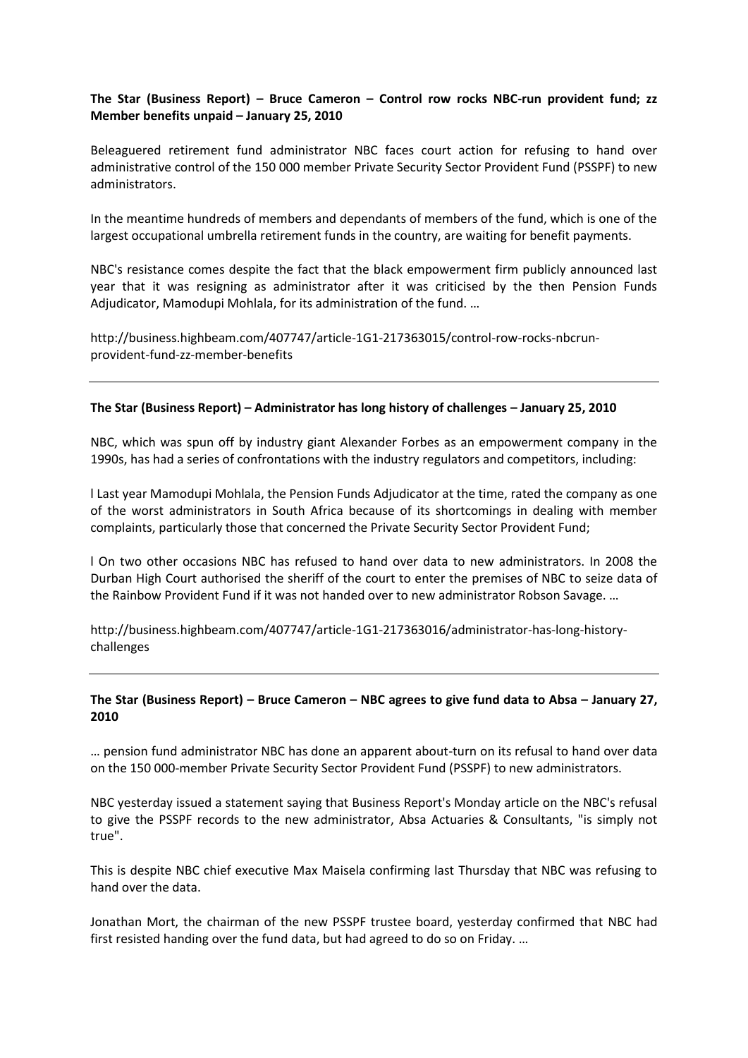**The Star (Business Report) – Bruce Cameron – Control row rocks NBC-run provident fund; zz Member benefits unpaid – January 25, 2010**

Beleaguered retirement fund administrator NBC faces court action for refusing to hand over administrative control of the 150 000 member Private Security Sector Provident Fund (PSSPF) to new administrators.

In the meantime hundreds of members and dependants of members of the fund, which is one of the largest occupational umbrella retirement funds in the country, are waiting for benefit payments.

NBC's resistance comes despite the fact that the black empowerment firm publicly announced last year that it was resigning as administrator after it was criticised by the then Pension Funds Adjudicator, Mamodupi Mohlala, for its administration of the fund. …

http://business.highbeam.com/407747/article-1G1-217363015/control-row-rocks-nbcrun-provident-fund-zz-member-benefits

---

**The Star (Business Report) – Administrator has long history of challenges – January 25, 2010**

NBC, which was spun off by industry giant Alexander Forbes as an empowerment company in the 1990s, has had a series of confrontations with the industry regulators and competitors, including:

l Last year Mamodupi Mohlala, the Pension Funds Adjudicator at the time, rated the company as one of the worst administrators in South Africa because of its shortcomings in dealing with member complaints, particularly those that concerned the Private Security Sector Provident Fund;

l On two other occasions NBC has refused to hand over data to new administrators. In 2008 the Durban High Court authorised the sheriff of the court to enter the premises of NBC to seize data of the Rainbow Provident Fund if it was not handed over to new administrator Robson Savage. …

http://business.highbeam.com/407747/article-1G1-217363016/administrator-has-long-history-challenges

---

**The Star (Business Report) – Bruce Cameron – NBC agrees to give fund data to Absa – January 27, 2010**

… pension fund administrator NBC has done an apparent about-turn on its refusal to hand over data on the 150 000-member Private Security Sector Provident Fund (PSSPF) to new administrators.

NBC yesterday issued a statement saying that Business Report's Monday article on the NBC's refusal to give the PSSPF records to the new administrator, Absa Actuaries & Consultants, "is simply not true".

This is despite NBC chief executive Max Maisela confirming last Thursday that NBC was refusing to hand over the data.

Jonathan Mort, the chairman of the new PSSPF trustee board, yesterday confirmed that NBC had first resisted handing over the fund data, but had agreed to do so on Friday. …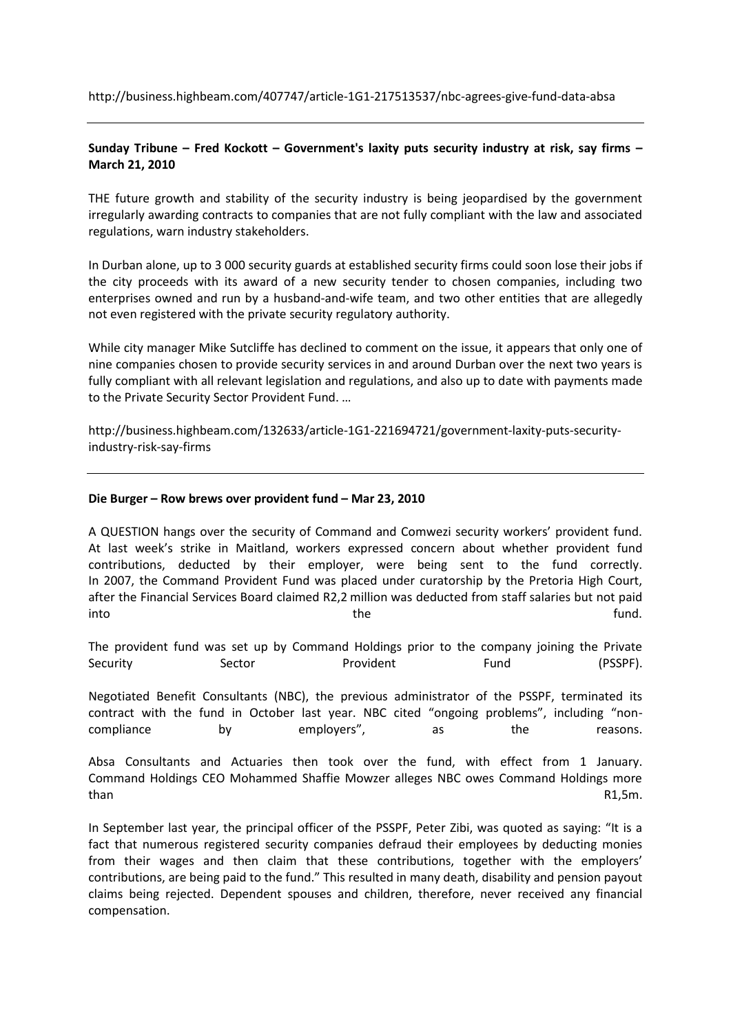http://business.highbeam.com/407747/article-1G1-217513537/nbc-agrees-give-fund-data-absa

---

**Sunday Tribune – Fred Kockott – Government's laxity puts security industry at risk, say firms – March 21, 2010**

THE future growth and stability of the security industry is being jeopardised by the government irregularly awarding contracts to companies that are not fully compliant with the law and associated regulations, warn industry stakeholders.

In Durban alone, up to 3 000 security guards at established security firms could soon lose their jobs if the city proceeds with its award of a new security tender to chosen companies, including two enterprises owned and run by a husband-and-wife team, and two other entities that are allegedly not even registered with the private security regulatory authority.

While city manager Mike Sutcliffe has declined to comment on the issue, it appears that only one of nine companies chosen to provide security services in and around Durban over the next two years is fully compliant with all relevant legislation and regulations, and also up to date with payments made to the Private Security Sector Provident Fund. …

http://business.highbeam.com/132633/article-1G1-221694721/government-laxity-puts-security-industry-risk-say-firms

---

**Die Burger – Row brews over provident fund – Mar 23, 2010**

A QUESTION hangs over the security of Command and Comwezi security workers' provident fund. At last week's strike in Maitland, workers expressed concern about whether provident fund contributions, deducted by their employer, were being sent to the fund correctly. In 2007, the Command Provident Fund was placed under curatorship by the Pretoria High Court, after the Financial Services Board claimed R2,2 million was deducted from staff salaries but not paid into the fund.

The provident fund was set up by Command Holdings prior to the company joining the Private Security Sector Provident Fund (PSSPF).

Negotiated Benefit Consultants (NBC), the previous administrator of the PSSPF, terminated its contract with the fund in October last year. NBC cited "ongoing problems", including "non-compliance by employers", as the reasons.

Absa Consultants and Actuaries then took over the fund, with effect from 1 January. Command Holdings CEO Mohammed Shaffie Mowzer alleges NBC owes Command Holdings more than R1,5m.

In September last year, the principal officer of the PSSPF, Peter Zibi, was quoted as saying: "It is a fact that numerous registered security companies defraud their employees by deducting monies from their wages and then claim that these contributions, together with the employers' contributions, are being paid to the fund." This resulted in many death, disability and pension payout claims being rejected. Dependent spouses and children, therefore, never received any financial compensation.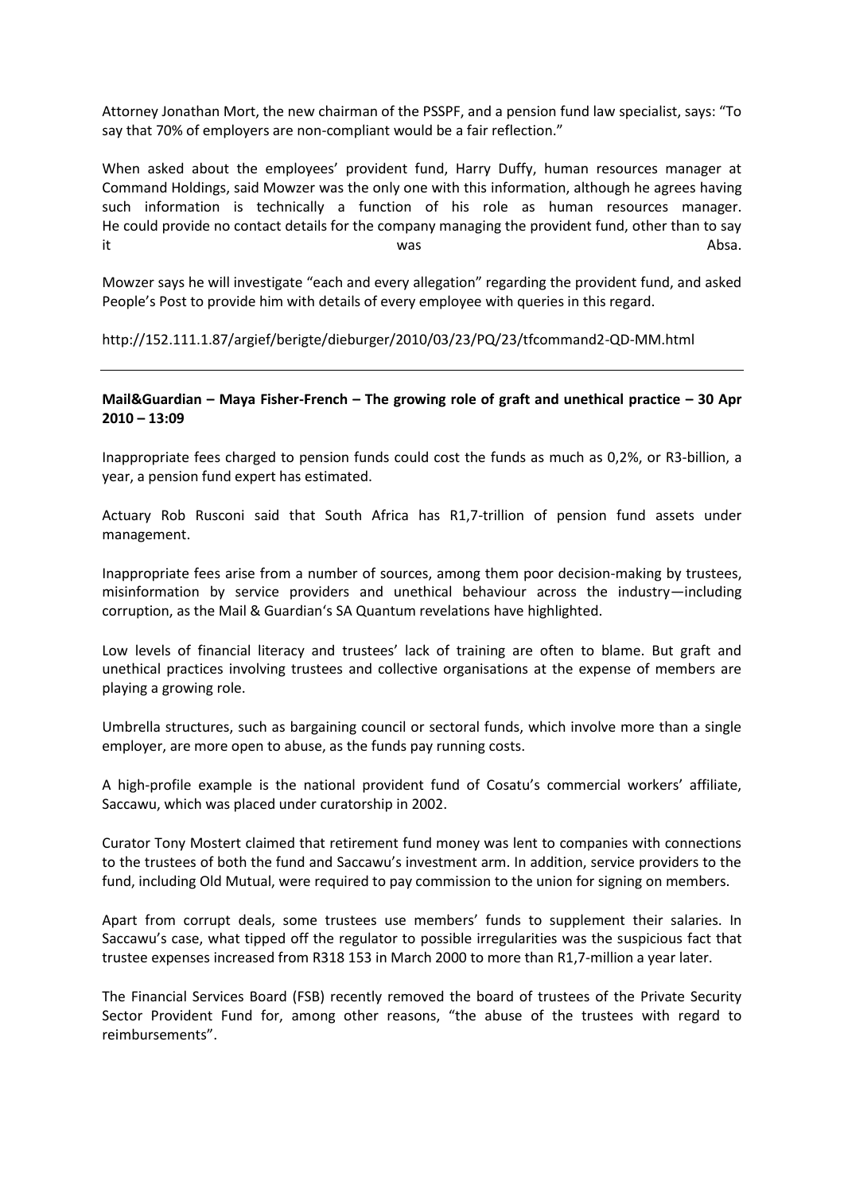Attorney Jonathan Mort, the new chairman of the PSSPF, and a pension fund law specialist, says: "To say that 70% of employers are non-compliant would be a fair reflection."

When asked about the employees' provident fund, Harry Duffy, human resources manager at Command Holdings, said Mowzer was the only one with this information, although he agrees having such information is technically a function of his role as human resources manager. He could provide no contact details for the company managing the provident fund, other than to say it was Absa.

Mowzer says he will investigate "each and every allegation" regarding the provident fund, and asked People's Post to provide him with details of every employee with queries in this regard.

http://152.111.1.87/argief/berigte/dieburger/2010/03/23/PQ/23/tfcommand2-QD-MM.html

---

**Mail&Guardian – Maya Fisher-French – The growing role of graft and unethical practice – 30 Apr 2010 – 13:09**

Inappropriate fees charged to pension funds could cost the funds as much as 0,2%, or R3-billion, a year, a pension fund expert has estimated.

Actuary Rob Rusconi said that South Africa has R1,7-trillion of pension fund assets under management.

Inappropriate fees arise from a number of sources, among them poor decision-making by trustees, misinformation by service providers and unethical behaviour across the industry—including corruption, as the Mail & Guardian's SA Quantum revelations have highlighted.

Low levels of financial literacy and trustees' lack of training are often to blame. But graft and unethical practices involving trustees and collective organisations at the expense of members are playing a growing role.

Umbrella structures, such as bargaining council or sectoral funds, which involve more than a single employer, are more open to abuse, as the funds pay running costs.

A high-profile example is the national provident fund of Cosatu's commercial workers' affiliate, Saccawu, which was placed under curatorship in 2002.

Curator Tony Mostert claimed that retirement fund money was lent to companies with connections to the trustees of both the fund and Saccawu's investment arm. In addition, service providers to the fund, including Old Mutual, were required to pay commission to the union for signing on members.

Apart from corrupt deals, some trustees use members' funds to supplement their salaries. In Saccawu's case, what tipped off the regulator to possible irregularities was the suspicious fact that trustee expenses increased from R318 153 in March 2000 to more than R1,7-million a year later.

The Financial Services Board (FSB) recently removed the board of trustees of the Private Security Sector Provident Fund for, among other reasons, "the abuse of the trustees with regard to reimbursements".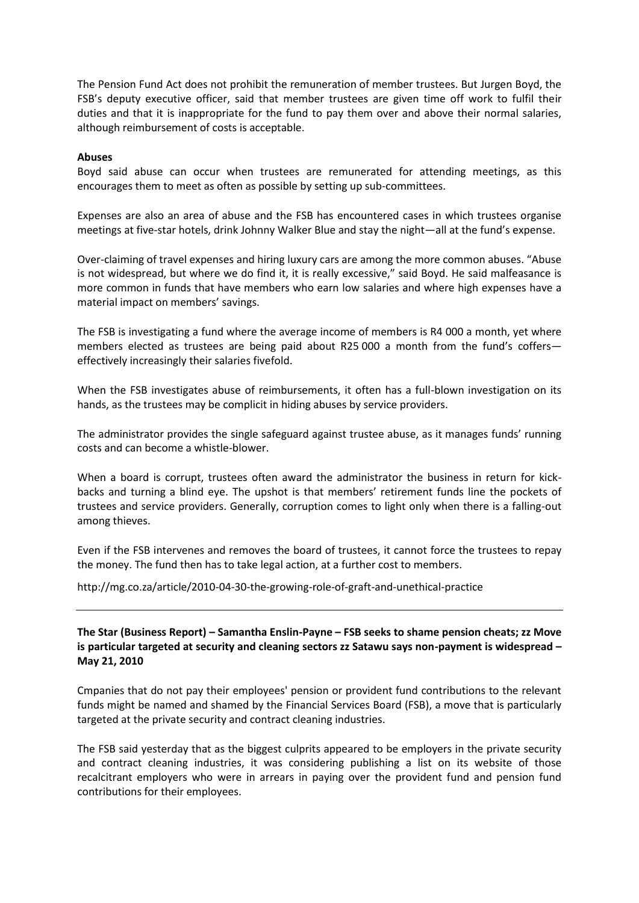The Pension Fund Act does not prohibit the remuneration of member trustees. But Jurgen Boyd, the FSB's deputy executive officer, said that member trustees are given time off work to fulfil their duties and that it is inappropriate for the fund to pay them over and above their normal salaries, although reimbursement of costs is acceptable.

**Abuses**

Boyd said abuse can occur when trustees are remunerated for attending meetings, as this encourages them to meet as often as possible by setting up sub-committees.

Expenses are also an area of abuse and the FSB has encountered cases in which trustees organise meetings at five-star hotels, drink Johnny Walker Blue and stay the night—all at the fund's expense.

Over-claiming of travel expenses and hiring luxury cars are among the more common abuses. "Abuse is not widespread, but where we do find it, it is really excessive," said Boyd. He said malfeasance is more common in funds that have members who earn low salaries and where high expenses have a material impact on members' savings.

The FSB is investigating a fund where the average income of members is R4 000 a month, yet where members elected as trustees are being paid about R25 000 a month from the fund's coffers—effectively increasingly their salaries fivefold.

When the FSB investigates abuse of reimbursements, it often has a full-blown investigation on its hands, as the trustees may be complicit in hiding abuses by service providers.

The administrator provides the single safeguard against trustee abuse, as it manages funds' running costs and can become a whistle-blower.

When a board is corrupt, trustees often award the administrator the business in return for kick-backs and turning a blind eye. The upshot is that members' retirement funds line the pockets of trustees and service providers. Generally, corruption comes to light only when there is a falling-out among thieves.

Even if the FSB intervenes and removes the board of trustees, it cannot force the trustees to repay the money. The fund then has to take legal action, at a further cost to members.

http://mg.co.za/article/2010-04-30-the-growing-role-of-graft-and-unethical-practice

---

**The Star (Business Report) – Samantha Enslin-Payne – FSB seeks to shame pension cheats; zz Move is particular targeted at security and cleaning sectors zz Satawu says non-payment is widespread – May 21, 2010**

Cmpanies that do not pay their employees' pension or provident fund contributions to the relevant funds might be named and shamed by the Financial Services Board (FSB), a move that is particularly targeted at the private security and contract cleaning industries.

The FSB said yesterday that as the biggest culprits appeared to be employers in the private security and contract cleaning industries, it was considering publishing a list on its website of those recalcitrant employers who were in arrears in paying over the provident fund and pension fund contributions for their employees.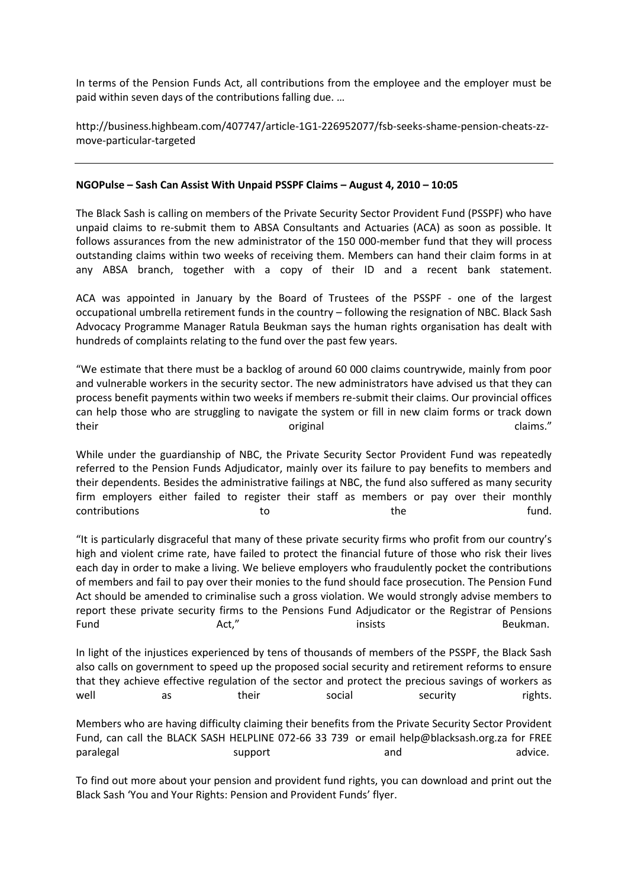In terms of the Pension Funds Act, all contributions from the employee and the employer must be paid within seven days of the contributions falling due. …

http://business.highbeam.com/407747/article-1G1-226952077/fsb-seeks-shame-pension-cheats-zz-move-particular-targeted

---

**NGOPulse – Sash Can Assist With Unpaid PSSPF Claims – August 4, 2010 – 10:05**

The Black Sash is calling on members of the Private Security Sector Provident Fund (PSSPF) who have unpaid claims to re-submit them to ABSA Consultants and Actuaries (ACA) as soon as possible. It follows assurances from the new administrator of the 150 000-member fund that they will process outstanding claims within two weeks of receiving them. Members can hand their claim forms in at any ABSA branch, together with a copy of their ID and a recent bank statement.

ACA was appointed in January by the Board of Trustees of the PSSPF - one of the largest occupational umbrella retirement funds in the country – following the resignation of NBC. Black Sash Advocacy Programme Manager Ratula Beukman says the human rights organisation has dealt with hundreds of complaints relating to the fund over the past few years.

"We estimate that there must be a backlog of around 60 000 claims countrywide, mainly from poor and vulnerable workers in the security sector. The new administrators have advised us that they can process benefit payments within two weeks if members re-submit their claims. Our provincial offices can help those who are struggling to navigate the system or fill in new claim forms or track down their original claims."

While under the guardianship of NBC, the Private Security Sector Provident Fund was repeatedly referred to the Pension Funds Adjudicator, mainly over its failure to pay benefits to members and their dependents. Besides the administrative failings at NBC, the fund also suffered as many security firm employers either failed to register their staff as members or pay over their monthly contributions to the fund.

"It is particularly disgraceful that many of these private security firms who profit from our country's high and violent crime rate, have failed to protect the financial future of those who risk their lives each day in order to make a living. We believe employers who fraudulently pocket the contributions of members and fail to pay over their monies to the fund should face prosecution. The Pension Fund Act should be amended to criminalise such a gross violation. We would strongly advise members to report these private security firms to the Pensions Fund Adjudicator or the Registrar of Pensions Fund Act," insists Beukman.

In light of the injustices experienced by tens of thousands of members of the PSSPF, the Black Sash also calls on government to speed up the proposed social security and retirement reforms to ensure that they achieve effective regulation of the sector and protect the precious savings of workers as well as their social security rights.

Members who are having difficulty claiming their benefits from the Private Security Sector Provident Fund, can call the BLACK SASH HELPLINE 072-66 33 739 or email help@blacksash.org.za for FREE paralegal support and advice.

To find out more about your pension and provident fund rights, you can download and print out the Black Sash 'You and Your Rights: Pension and Provident Funds' flyer.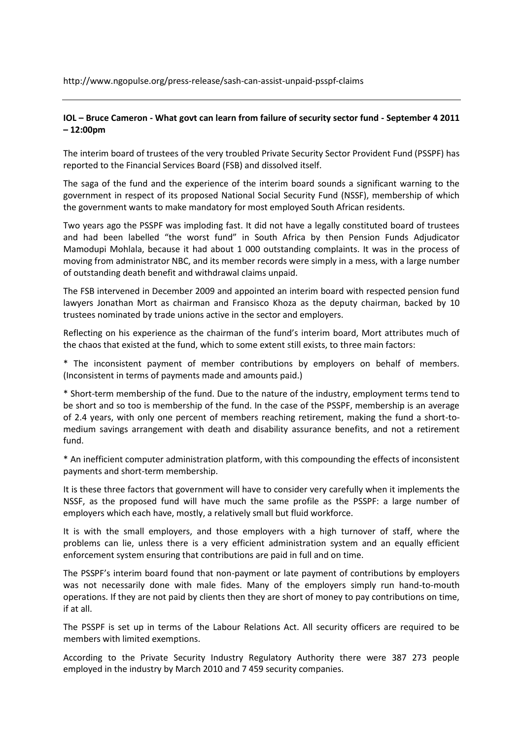http://www.ngopulse.org/press-release/sash-can-assist-unpaid-psspf-claims

---

**IOL – Bruce Cameron - What govt can learn from failure of security sector fund - September 4 2011 – 12:00pm**

The interim board of trustees of the very troubled Private Security Sector Provident Fund (PSSPF) has reported to the Financial Services Board (FSB) and dissolved itself.

The saga of the fund and the experience of the interim board sounds a significant warning to the government in respect of its proposed National Social Security Fund (NSSF), membership of which the government wants to make mandatory for most employed South African residents.

Two years ago the PSSPF was imploding fast. It did not have a legally constituted board of trustees and had been labelled "the worst fund" in South Africa by then Pension Funds Adjudicator Mamodupi Mohlala, because it had about 1 000 outstanding complaints. It was in the process of moving from administrator NBC, and its member records were simply in a mess, with a large number of outstanding death benefit and withdrawal claims unpaid.

The FSB intervened in December 2009 and appointed an interim board with respected pension fund lawyers Jonathan Mort as chairman and Fransisco Khoza as the deputy chairman, backed by 10 trustees nominated by trade unions active in the sector and employers.

Reflecting on his experience as the chairman of the fund's interim board, Mort attributes much of the chaos that existed at the fund, which to some extent still exists, to three main factors:

* The inconsistent payment of member contributions by employers on behalf of members. (Inconsistent in terms of payments made and amounts paid.)

* Short-term membership of the fund. Due to the nature of the industry, employment terms tend to be short and so too is membership of the fund. In the case of the PSSPF, membership is an average of 2.4 years, with only one percent of members reaching retirement, making the fund a short-to-medium savings arrangement with death and disability assurance benefits, and not a retirement fund.

* An inefficient computer administration platform, with this compounding the effects of inconsistent payments and short-term membership.

It is these three factors that government will have to consider very carefully when it implements the NSSF, as the proposed fund will have much the same profile as the PSSPF: a large number of employers which each have, mostly, a relatively small but fluid workforce.

It is with the small employers, and those employers with a high turnover of staff, where the problems can lie, unless there is a very efficient administration system and an equally efficient enforcement system ensuring that contributions are paid in full and on time.

The PSSPF's interim board found that non-payment or late payment of contributions by employers was not necessarily done with male fides. Many of the employers simply run hand-to-mouth operations. If they are not paid by clients then they are short of money to pay contributions on time, if at all.

The PSSPF is set up in terms of the Labour Relations Act. All security officers are required to be members with limited exemptions.

According to the Private Security Industry Regulatory Authority there were 387 273 people employed in the industry by March 2010 and 7 459 security companies.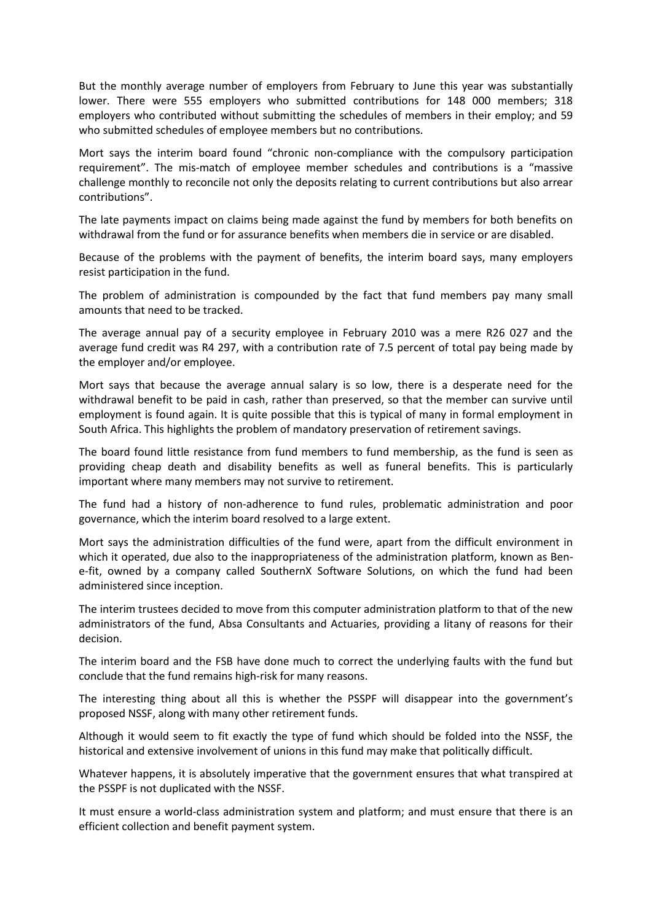But the monthly average number of employers from February to June this year was substantially lower. There were 555 employers who submitted contributions for 148 000 members; 318 employers who contributed without submitting the schedules of members in their employ; and 59 who submitted schedules of employee members but no contributions.

Mort says the interim board found "chronic non-compliance with the compulsory participation requirement". The mis-match of employee member schedules and contributions is a "massive challenge monthly to reconcile not only the deposits relating to current contributions but also arrear contributions".

The late payments impact on claims being made against the fund by members for both benefits on withdrawal from the fund or for assurance benefits when members die in service or are disabled.

Because of the problems with the payment of benefits, the interim board says, many employers resist participation in the fund.

The problem of administration is compounded by the fact that fund members pay many small amounts that need to be tracked.

The average annual pay of a security employee in February 2010 was a mere R26 027 and the average fund credit was R4 297, with a contribution rate of 7.5 percent of total pay being made by the employer and/or employee.

Mort says that because the average annual salary is so low, there is a desperate need for the withdrawal benefit to be paid in cash, rather than preserved, so that the member can survive until employment is found again. It is quite possible that this is typical of many in formal employment in South Africa. This highlights the problem of mandatory preservation of retirement savings.

The board found little resistance from fund members to fund membership, as the fund is seen as providing cheap death and disability benefits as well as funeral benefits. This is particularly important where many members may not survive to retirement.

The fund had a history of non-adherence to fund rules, problematic administration and poor governance, which the interim board resolved to a large extent.

Mort says the administration difficulties of the fund were, apart from the difficult environment in which it operated, due also to the inappropriateness of the administration platform, known as Ben-e-fit, owned by a company called SouthernX Software Solutions, on which the fund had been administered since inception.

The interim trustees decided to move from this computer administration platform to that of the new administrators of the fund, Absa Consultants and Actuaries, providing a litany of reasons for their decision.

The interim board and the FSB have done much to correct the underlying faults with the fund but conclude that the fund remains high-risk for many reasons.

The interesting thing about all this is whether the PSSPF will disappear into the government's proposed NSSF, along with many other retirement funds.

Although it would seem to fit exactly the type of fund which should be folded into the NSSF, the historical and extensive involvement of unions in this fund may make that politically difficult.

Whatever happens, it is absolutely imperative that the government ensures that what transpired at the PSSPF is not duplicated with the NSSF.

It must ensure a world-class administration system and platform; and must ensure that there is an efficient collection and benefit payment system.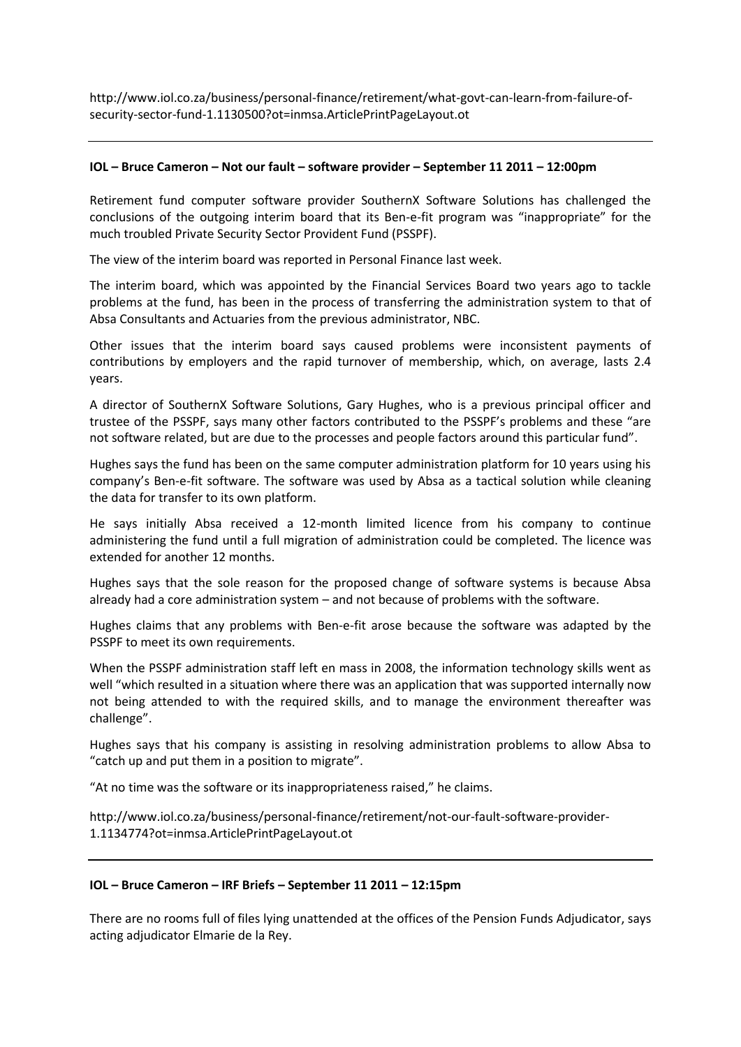http://www.iol.co.za/business/personal-finance/retirement/what-govt-can-learn-from-failure-of-security-sector-fund-1.1130500?ot=inmsa.ArticlePrintPageLayout.ot

---

**IOL – Bruce Cameron – Not our fault – software provider – September 11 2011 – 12:00pm**

Retirement fund computer software provider SouthernX Software Solutions has challenged the conclusions of the outgoing interim board that its Ben-e-fit program was "inappropriate" for the much troubled Private Security Sector Provident Fund (PSSPF).

The view of the interim board was reported in Personal Finance last week.

The interim board, which was appointed by the Financial Services Board two years ago to tackle problems at the fund, has been in the process of transferring the administration system to that of Absa Consultants and Actuaries from the previous administrator, NBC.

Other issues that the interim board says caused problems were inconsistent payments of contributions by employers and the rapid turnover of membership, which, on average, lasts 2.4 years.

A director of SouthernX Software Solutions, Gary Hughes, who is a previous principal officer and trustee of the PSSPF, says many other factors contributed to the PSSPF's problems and these "are not software related, but are due to the processes and people factors around this particular fund".

Hughes says the fund has been on the same computer administration platform for 10 years using his company's Ben-e-fit software. The software was used by Absa as a tactical solution while cleaning the data for transfer to its own platform.

He says initially Absa received a 12-month limited licence from his company to continue administering the fund until a full migration of administration could be completed. The licence was extended for another 12 months.

Hughes says that the sole reason for the proposed change of software systems is because Absa already had a core administration system – and not because of problems with the software.

Hughes claims that any problems with Ben-e-fit arose because the software was adapted by the PSSPF to meet its own requirements.

When the PSSPF administration staff left en mass in 2008, the information technology skills went as well "which resulted in a situation where there was an application that was supported internally now not being attended to with the required skills, and to manage the environment thereafter was challenge".

Hughes says that his company is assisting in resolving administration problems to allow Absa to "catch up and put them in a position to migrate".

"At no time was the software or its inappropriateness raised," he claims.

http://www.iol.co.za/business/personal-finance/retirement/not-our-fault-software-provider-1.1134774?ot=inmsa.ArticlePrintPageLayout.ot

---

**IOL – Bruce Cameron – IRF Briefs – September 11 2011 – 12:15pm**

There are no rooms full of files lying unattended at the offices of the Pension Funds Adjudicator, says acting adjudicator Elmarie de la Rey.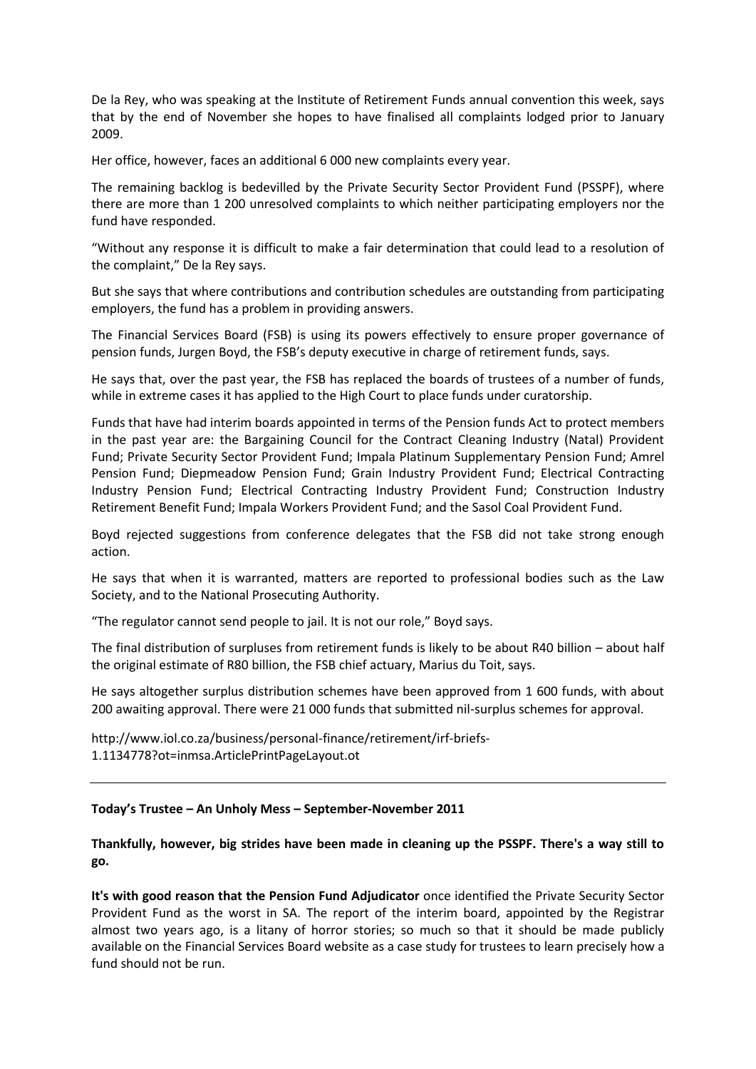De la Rey, who was speaking at the Institute of Retirement Funds annual convention this week, says that by the end of November she hopes to have finalised all complaints lodged prior to January 2009.

Her office, however, faces an additional 6 000 new complaints every year.

The remaining backlog is bedevilled by the Private Security Sector Provident Fund (PSSPF), where there are more than 1 200 unresolved complaints to which neither participating employers nor the fund have responded.

"Without any response it is difficult to make a fair determination that could lead to a resolution of the complaint," De la Rey says.

But she says that where contributions and contribution schedules are outstanding from participating employers, the fund has a problem in providing answers.

The Financial Services Board (FSB) is using its powers effectively to ensure proper governance of pension funds, Jurgen Boyd, the FSB's deputy executive in charge of retirement funds, says.

He says that, over the past year, the FSB has replaced the boards of trustees of a number of funds, while in extreme cases it has applied to the High Court to place funds under curatorship.

Funds that have had interim boards appointed in terms of the Pension funds Act to protect members in the past year are: the Bargaining Council for the Contract Cleaning Industry (Natal) Provident Fund; Private Security Sector Provident Fund; Impala Platinum Supplementary Pension Fund; Amrel Pension Fund; Diepmeadow Pension Fund; Grain Industry Provident Fund; Electrical Contracting Industry Pension Fund; Electrical Contracting Industry Provident Fund; Construction Industry Retirement Benefit Fund; Impala Workers Provident Fund; and the Sasol Coal Provident Fund.

Boyd rejected suggestions from conference delegates that the FSB did not take strong enough action.

He says that when it is warranted, matters are reported to professional bodies such as the Law Society, and to the National Prosecuting Authority.

"The regulator cannot send people to jail. It is not our role," Boyd says.

The final distribution of surpluses from retirement funds is likely to be about R40 billion – about half the original estimate of R80 billion, the FSB chief actuary, Marius du Toit, says.

He says altogether surplus distribution schemes have been approved from 1 600 funds, with about 200 awaiting approval. There were 21 000 funds that submitted nil-surplus schemes for approval.

http://www.iol.co.za/business/personal-finance/retirement/irf-briefs-1.1134778?ot=inmsa.ArticlePrintPageLayout.ot

---

**Today's Trustee – An Unholy Mess – September-November 2011**

**Thankfully, however, big strides have been made in cleaning up the PSSPF. There's a way still to go.**

**It's with good reason that the Pension Fund Adjudicator** once identified the Private Security Sector Provident Fund as the worst in SA. The report of the interim board, appointed by the Registrar almost two years ago, is a litany of horror stories; so much so that it should be made publicly available on the Financial Services Board website as a case study for trustees to learn precisely how a fund should not be run.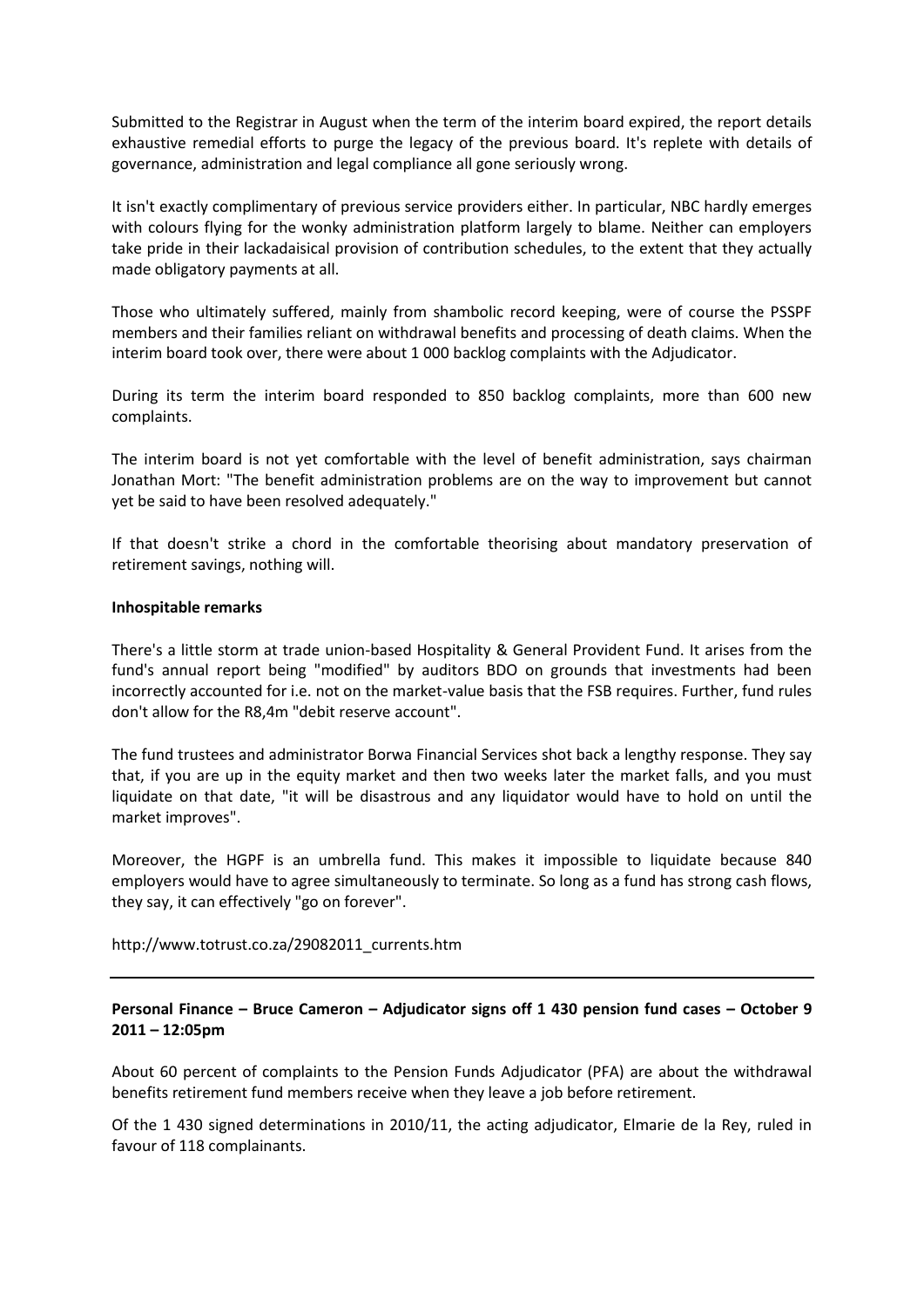Submitted to the Registrar in August when the term of the interim board expired, the report details exhaustive remedial efforts to purge the legacy of the previous board. It's replete with details of governance, administration and legal compliance all gone seriously wrong.

It isn't exactly complimentary of previous service providers either. In particular, NBC hardly emerges with colours flying for the wonky administration platform largely to blame. Neither can employers take pride in their lackadaisical provision of contribution schedules, to the extent that they actually made obligatory payments at all.

Those who ultimately suffered, mainly from shambolic record keeping, were of course the PSSPF members and their families reliant on withdrawal benefits and processing of death claims. When the interim board took over, there were about 1 000 backlog complaints with the Adjudicator.

During its term the interim board responded to 850 backlog complaints, more than 600 new complaints.

The interim board is not yet comfortable with the level of benefit administration, says chairman Jonathan Mort: "The benefit administration problems are on the way to improvement but cannot yet be said to have been resolved adequately."

If that doesn't strike a chord in the comfortable theorising about mandatory preservation of retirement savings, nothing will.

**Inhospitable remarks**

There's a little storm at trade union-based Hospitality & General Provident Fund. It arises from the fund's annual report being "modified" by auditors BDO on grounds that investments had been incorrectly accounted for i.e. not on the market-value basis that the FSB requires. Further, fund rules don't allow for the R8,4m "debit reserve account".

The fund trustees and administrator Borwa Financial Services shot back a lengthy response. They say that, if you are up in the equity market and then two weeks later the market falls, and you must liquidate on that date, "it will be disastrous and any liquidator would have to hold on until the market improves".

Moreover, the HGPF is an umbrella fund. This makes it impossible to liquidate because 840 employers would have to agree simultaneously to terminate. So long as a fund has strong cash flows, they say, it can effectively "go on forever".

http://www.totrust.co.za/29082011_currents.htm

---

**Personal Finance – Bruce Cameron – Adjudicator signs off 1 430 pension fund cases – October 9 2011 – 12:05pm**

About 60 percent of complaints to the Pension Funds Adjudicator (PFA) are about the withdrawal benefits retirement fund members receive when they leave a job before retirement.

Of the 1 430 signed determinations in 2010/11, the acting adjudicator, Elmarie de la Rey, ruled in favour of 118 complainants.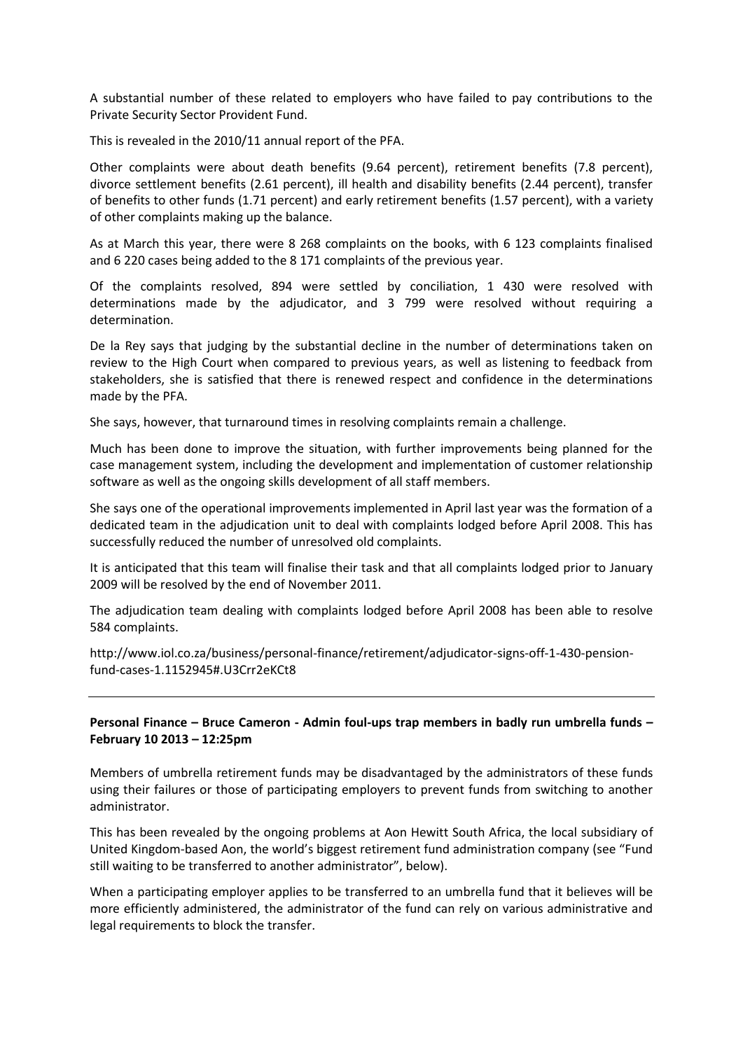A substantial number of these related to employers who have failed to pay contributions to the Private Security Sector Provident Fund.

This is revealed in the 2010/11 annual report of the PFA.

Other complaints were about death benefits (9.64 percent), retirement benefits (7.8 percent), divorce settlement benefits (2.61 percent), ill health and disability benefits (2.44 percent), transfer of benefits to other funds (1.71 percent) and early retirement benefits (1.57 percent), with a variety of other complaints making up the balance.

As at March this year, there were 8 268 complaints on the books, with 6 123 complaints finalised and 6 220 cases being added to the 8 171 complaints of the previous year.

Of the complaints resolved, 894 were settled by conciliation, 1 430 were resolved with determinations made by the adjudicator, and 3 799 were resolved without requiring a determination.

De la Rey says that judging by the substantial decline in the number of determinations taken on review to the High Court when compared to previous years, as well as listening to feedback from stakeholders, she is satisfied that there is renewed respect and confidence in the determinations made by the PFA.

She says, however, that turnaround times in resolving complaints remain a challenge.

Much has been done to improve the situation, with further improvements being planned for the case management system, including the development and implementation of customer relationship software as well as the ongoing skills development of all staff members.

She says one of the operational improvements implemented in April last year was the formation of a dedicated team in the adjudication unit to deal with complaints lodged before April 2008. This has successfully reduced the number of unresolved old complaints.

It is anticipated that this team will finalise their task and that all complaints lodged prior to January 2009 will be resolved by the end of November 2011.

The adjudication team dealing with complaints lodged before April 2008 has been able to resolve 584 complaints.

http://www.iol.co.za/business/personal-finance/retirement/adjudicator-signs-off-1-430-pension-fund-cases-1.1152945#.U3Crr2eKCt8

---

**Personal Finance – Bruce Cameron - Admin foul-ups trap members in badly run umbrella funds – February 10 2013 – 12:25pm**

Members of umbrella retirement funds may be disadvantaged by the administrators of these funds using their failures or those of participating employers to prevent funds from switching to another administrator.

This has been revealed by the ongoing problems at Aon Hewitt South Africa, the local subsidiary of United Kingdom-based Aon, the world's biggest retirement fund administration company (see "Fund still waiting to be transferred to another administrator", below).

When a participating employer applies to be transferred to an umbrella fund that it believes will be more efficiently administered, the administrator of the fund can rely on various administrative and legal requirements to block the transfer.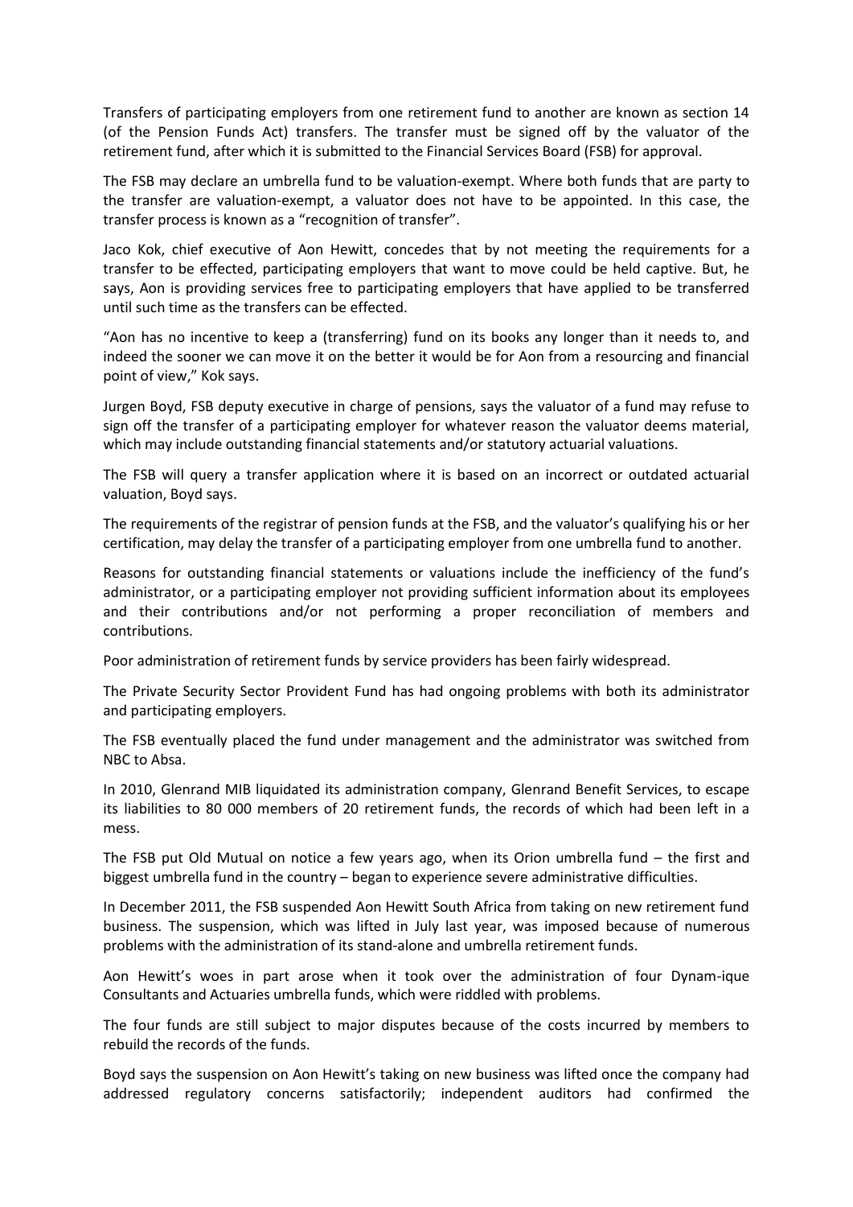Transfers of participating employers from one retirement fund to another are known as section 14 (of the Pension Funds Act) transfers. The transfer must be signed off by the valuator of the retirement fund, after which it is submitted to the Financial Services Board (FSB) for approval.

The FSB may declare an umbrella fund to be valuation-exempt. Where both funds that are party to the transfer are valuation-exempt, a valuator does not have to be appointed. In this case, the transfer process is known as a "recognition of transfer".

Jaco Kok, chief executive of Aon Hewitt, concedes that by not meeting the requirements for a transfer to be effected, participating employers that want to move could be held captive. But, he says, Aon is providing services free to participating employers that have applied to be transferred until such time as the transfers can be effected.

"Aon has no incentive to keep a (transferring) fund on its books any longer than it needs to, and indeed the sooner we can move it on the better it would be for Aon from a resourcing and financial point of view," Kok says.

Jurgen Boyd, FSB deputy executive in charge of pensions, says the valuator of a fund may refuse to sign off the transfer of a participating employer for whatever reason the valuator deems material, which may include outstanding financial statements and/or statutory actuarial valuations.

The FSB will query a transfer application where it is based on an incorrect or outdated actuarial valuation, Boyd says.

The requirements of the registrar of pension funds at the FSB, and the valuator's qualifying his or her certification, may delay the transfer of a participating employer from one umbrella fund to another.

Reasons for outstanding financial statements or valuations include the inefficiency of the fund's administrator, or a participating employer not providing sufficient information about its employees and their contributions and/or not performing a proper reconciliation of members and contributions.

Poor administration of retirement funds by service providers has been fairly widespread.

The Private Security Sector Provident Fund has had ongoing problems with both its administrator and participating employers.

The FSB eventually placed the fund under management and the administrator was switched from NBC to Absa.

In 2010, Glenrand MIB liquidated its administration company, Glenrand Benefit Services, to escape its liabilities to 80 000 members of 20 retirement funds, the records of which had been left in a mess.

The FSB put Old Mutual on notice a few years ago, when its Orion umbrella fund – the first and biggest umbrella fund in the country – began to experience severe administrative difficulties.

In December 2011, the FSB suspended Aon Hewitt South Africa from taking on new retirement fund business. The suspension, which was lifted in July last year, was imposed because of numerous problems with the administration of its stand-alone and umbrella retirement funds.

Aon Hewitt's woes in part arose when it took over the administration of four Dynam-ique Consultants and Actuaries umbrella funds, which were riddled with problems.

The four funds are still subject to major disputes because of the costs incurred by members to rebuild the records of the funds.

Boyd says the suspension on Aon Hewitt's taking on new business was lifted once the company had addressed regulatory concerns satisfactorily; independent auditors had confirmed the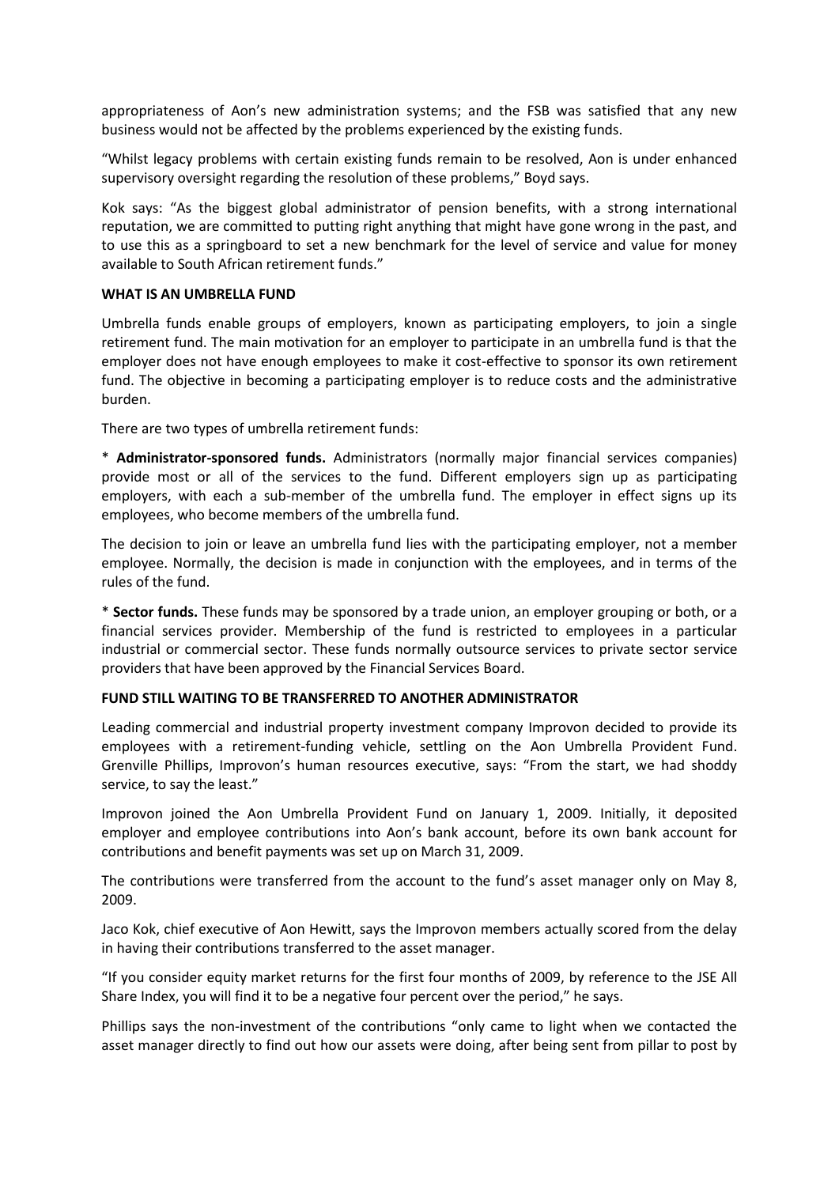appropriateness of Aon's new administration systems; and the FSB was satisfied that any new business would not be affected by the problems experienced by the existing funds.

"Whilst legacy problems with certain existing funds remain to be resolved, Aon is under enhanced supervisory oversight regarding the resolution of these problems," Boyd says.

Kok says: "As the biggest global administrator of pension benefits, with a strong international reputation, we are committed to putting right anything that might have gone wrong in the past, and to use this as a springboard to set a new benchmark for the level of service and value for money available to South African retirement funds."

**WHAT IS AN UMBRELLA FUND**

Umbrella funds enable groups of employers, known as participating employers, to join a single retirement fund. The main motivation for an employer to participate in an umbrella fund is that the employer does not have enough employees to make it cost-effective to sponsor its own retirement fund. The objective in becoming a participating employer is to reduce costs and the administrative burden.

There are two types of umbrella retirement funds:

* **Administrator-sponsored funds.** Administrators (normally major financial services companies) provide most or all of the services to the fund. Different employers sign up as participating employers, with each a sub-member of the umbrella fund. The employer in effect signs up its employees, who become members of the umbrella fund.

The decision to join or leave an umbrella fund lies with the participating employer, not a member employee. Normally, the decision is made in conjunction with the employees, and in terms of the rules of the fund.

* **Sector funds.** These funds may be sponsored by a trade union, an employer grouping or both, or a financial services provider. Membership of the fund is restricted to employees in a particular industrial or commercial sector. These funds normally outsource services to private sector service providers that have been approved by the Financial Services Board.

**FUND STILL WAITING TO BE TRANSFERRED TO ANOTHER ADMINISTRATOR**

Leading commercial and industrial property investment company Improvon decided to provide its employees with a retirement-funding vehicle, settling on the Aon Umbrella Provident Fund. Grenville Phillips, Improvon's human resources executive, says: "From the start, we had shoddy service, to say the least."

Improvon joined the Aon Umbrella Provident Fund on January 1, 2009. Initially, it deposited employer and employee contributions into Aon's bank account, before its own bank account for contributions and benefit payments was set up on March 31, 2009.

The contributions were transferred from the account to the fund's asset manager only on May 8, 2009.

Jaco Kok, chief executive of Aon Hewitt, says the Improvon members actually scored from the delay in having their contributions transferred to the asset manager.

"If you consider equity market returns for the first four months of 2009, by reference to the JSE All Share Index, you will find it to be a negative four percent over the period," he says.

Phillips says the non-investment of the contributions "only came to light when we contacted the asset manager directly to find out how our assets were doing, after being sent from pillar to post by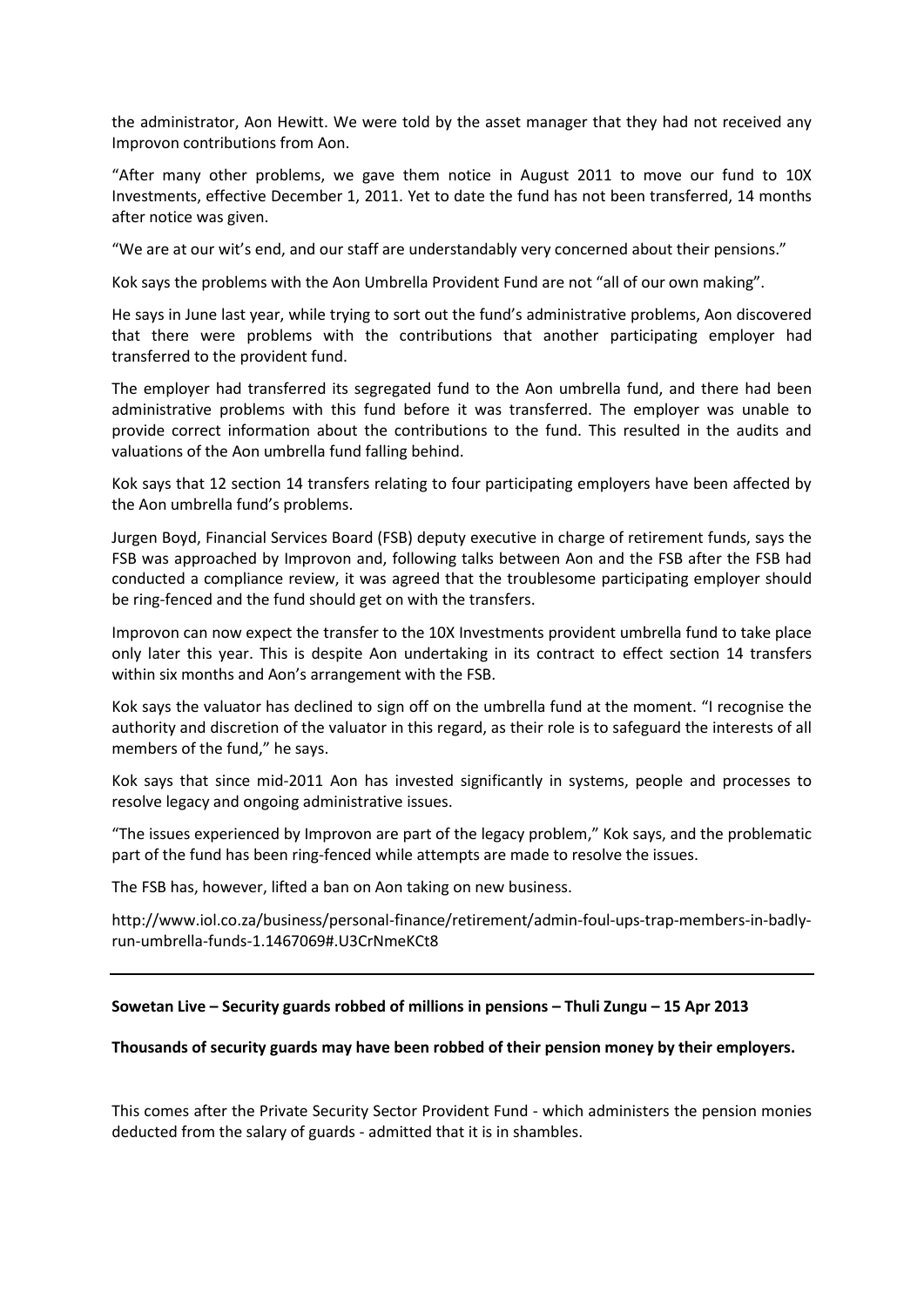the administrator, Aon Hewitt. We were told by the asset manager that they had not received any Improvon contributions from Aon.

"After many other problems, we gave them notice in August 2011 to move our fund to 10X Investments, effective December 1, 2011. Yet to date the fund has not been transferred, 14 months after notice was given.

"We are at our wit's end, and our staff are understandably very concerned about their pensions."

Kok says the problems with the Aon Umbrella Provident Fund are not "all of our own making".

He says in June last year, while trying to sort out the fund's administrative problems, Aon discovered that there were problems with the contributions that another participating employer had transferred to the provident fund.

The employer had transferred its segregated fund to the Aon umbrella fund, and there had been administrative problems with this fund before it was transferred. The employer was unable to provide correct information about the contributions to the fund. This resulted in the audits and valuations of the Aon umbrella fund falling behind.

Kok says that 12 section 14 transfers relating to four participating employers have been affected by the Aon umbrella fund's problems.

Jurgen Boyd, Financial Services Board (FSB) deputy executive in charge of retirement funds, says the FSB was approached by Improvon and, following talks between Aon and the FSB after the FSB had conducted a compliance review, it was agreed that the troublesome participating employer should be ring-fenced and the fund should get on with the transfers.

Improvon can now expect the transfer to the 10X Investments provident umbrella fund to take place only later this year. This is despite Aon undertaking in its contract to effect section 14 transfers within six months and Aon's arrangement with the FSB.

Kok says the valuator has declined to sign off on the umbrella fund at the moment. "I recognise the authority and discretion of the valuator in this regard, as their role is to safeguard the interests of all members of the fund," he says.

Kok says that since mid-2011 Aon has invested significantly in systems, people and processes to resolve legacy and ongoing administrative issues.

"The issues experienced by Improvon are part of the legacy problem," Kok says, and the problematic part of the fund has been ring-fenced while attempts are made to resolve the issues.

The FSB has, however, lifted a ban on Aon taking on new business.

http://www.iol.co.za/business/personal-finance/retirement/admin-foul-ups-trap-members-in-badly-run-umbrella-funds-1.1467069#.U3CrNmeKCt8

---

**Sowetan Live – Security guards robbed of millions in pensions – Thuli Zungu – 15 Apr 2013**

**Thousands of security guards may have been robbed of their pension money by their employers.**

This comes after the Private Security Sector Provident Fund - which administers the pension monies deducted from the salary of guards - admitted that it is in shambles.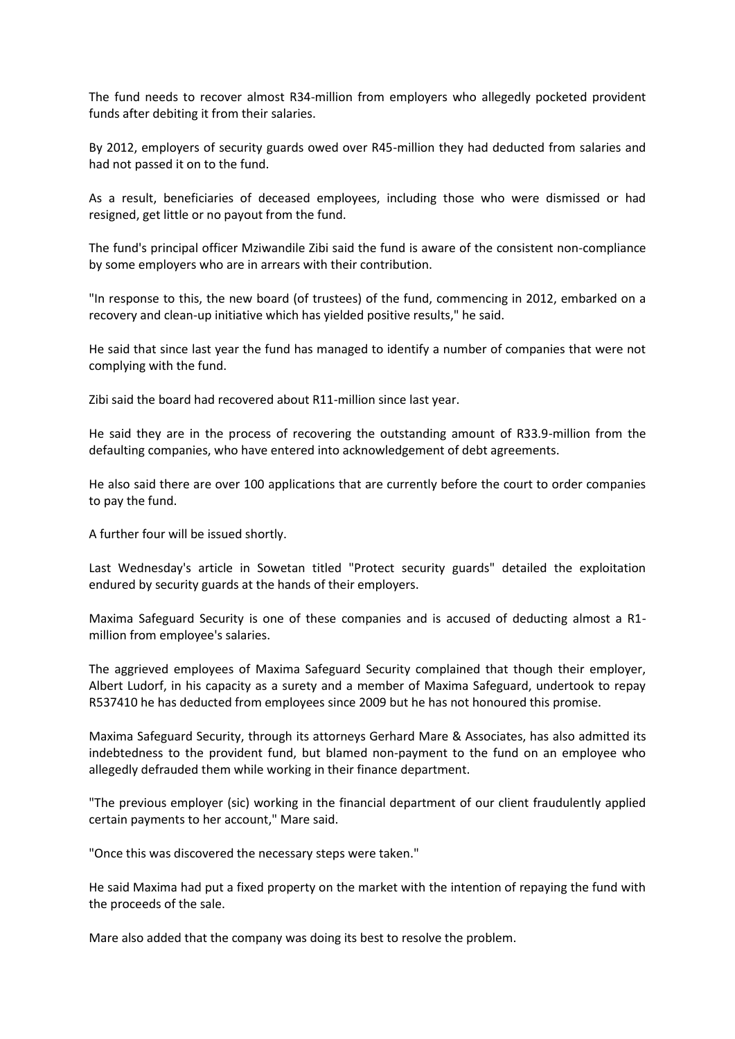The fund needs to recover almost R34-million from employers who allegedly pocketed provident funds after debiting it from their salaries.

By 2012, employers of security guards owed over R45-million they had deducted from salaries and had not passed it on to the fund.

As a result, beneficiaries of deceased employees, including those who were dismissed or had resigned, get little or no payout from the fund.

The fund's principal officer Mziwandile Zibi said the fund is aware of the consistent non-compliance by some employers who are in arrears with their contribution.

"In response to this, the new board (of trustees) of the fund, commencing in 2012, embarked on a recovery and clean-up initiative which has yielded positive results," he said.

He said that since last year the fund has managed to identify a number of companies that were not complying with the fund.

Zibi said the board had recovered about R11-million since last year.

He said they are in the process of recovering the outstanding amount of R33.9-million from the defaulting companies, who have entered into acknowledgement of debt agreements.

He also said there are over 100 applications that are currently before the court to order companies to pay the fund.

A further four will be issued shortly.

Last Wednesday's article in Sowetan titled "Protect security guards" detailed the exploitation endured by security guards at the hands of their employers.

Maxima Safeguard Security is one of these companies and is accused of deducting almost a R1-million from employee's salaries.

The aggrieved employees of Maxima Safeguard Security complained that though their employer, Albert Ludorf, in his capacity as a surety and a member of Maxima Safeguard, undertook to repay R537410 he has deducted from employees since 2009 but he has not honoured this promise.

Maxima Safeguard Security, through its attorneys Gerhard Mare & Associates, has also admitted its indebtedness to the provident fund, but blamed non-payment to the fund on an employee who allegedly defrauded them while working in their finance department.

"The previous employer (sic) working in the financial department of our client fraudulently applied certain payments to her account," Mare said.

"Once this was discovered the necessary steps were taken."

He said Maxima had put a fixed property on the market with the intention of repaying the fund with the proceeds of the sale.

Mare also added that the company was doing its best to resolve the problem.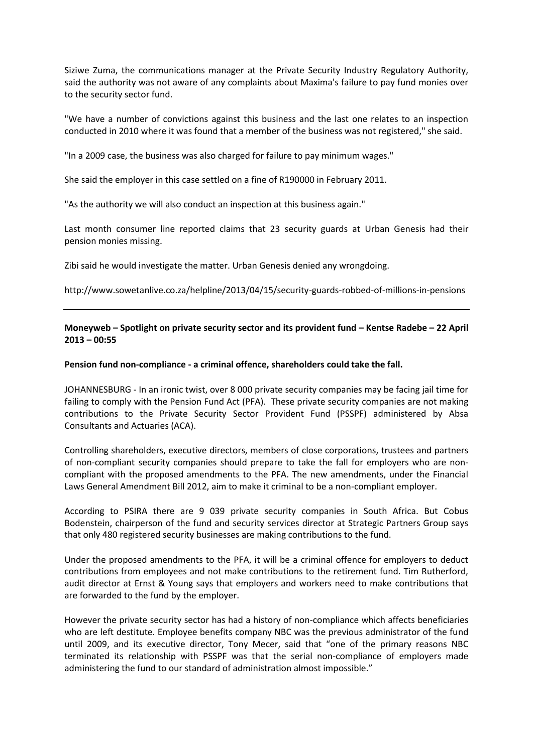Siziwe Zuma, the communications manager at the Private Security Industry Regulatory Authority, said the authority was not aware of any complaints about Maxima's failure to pay fund monies over to the security sector fund.

"We have a number of convictions against this business and the last one relates to an inspection conducted in 2010 where it was found that a member of the business was not registered," she said.

"In a 2009 case, the business was also charged for failure to pay minimum wages."

She said the employer in this case settled on a fine of R190000 in February 2011.

"As the authority we will also conduct an inspection at this business again."

Last month consumer line reported claims that 23 security guards at Urban Genesis had their pension monies missing.

Zibi said he would investigate the matter. Urban Genesis denied any wrongdoing.

http://www.sowetanlive.co.za/helpline/2013/04/15/security-guards-robbed-of-millions-in-pensions

---

**Moneyweb – Spotlight on private security sector and its provident fund – Kentse Radebe – 22 April 2013 – 00:55**

**Pension fund non-compliance - a criminal offence, shareholders could take the fall.**

JOHANNESBURG - In an ironic twist, over 8 000 private security companies may be facing jail time for failing to comply with the Pension Fund Act (PFA). These private security companies are not making contributions to the Private Security Sector Provident Fund (PSSPF) administered by Absa Consultants and Actuaries (ACA).

Controlling shareholders, executive directors, members of close corporations, trustees and partners of non-compliant security companies should prepare to take the fall for employers who are non-compliant with the proposed amendments to the PFA. The new amendments, under the Financial Laws General Amendment Bill 2012, aim to make it criminal to be a non-compliant employer.

According to PSIRA there are 9 039 private security companies in South Africa. But Cobus Bodenstein, chairperson of the fund and security services director at Strategic Partners Group says that only 480 registered security businesses are making contributions to the fund.

Under the proposed amendments to the PFA, it will be a criminal offence for employers to deduct contributions from employees and not make contributions to the retirement fund. Tim Rutherford, audit director at Ernst & Young says that employers and workers need to make contributions that are forwarded to the fund by the employer.

However the private security sector has had a history of non-compliance which affects beneficiaries who are left destitute. Employee benefits company NBC was the previous administrator of the fund until 2009, and its executive director, Tony Mecer, said that "one of the primary reasons NBC terminated its relationship with PSSPF was that the serial non-compliance of employers made administering the fund to our standard of administration almost impossible."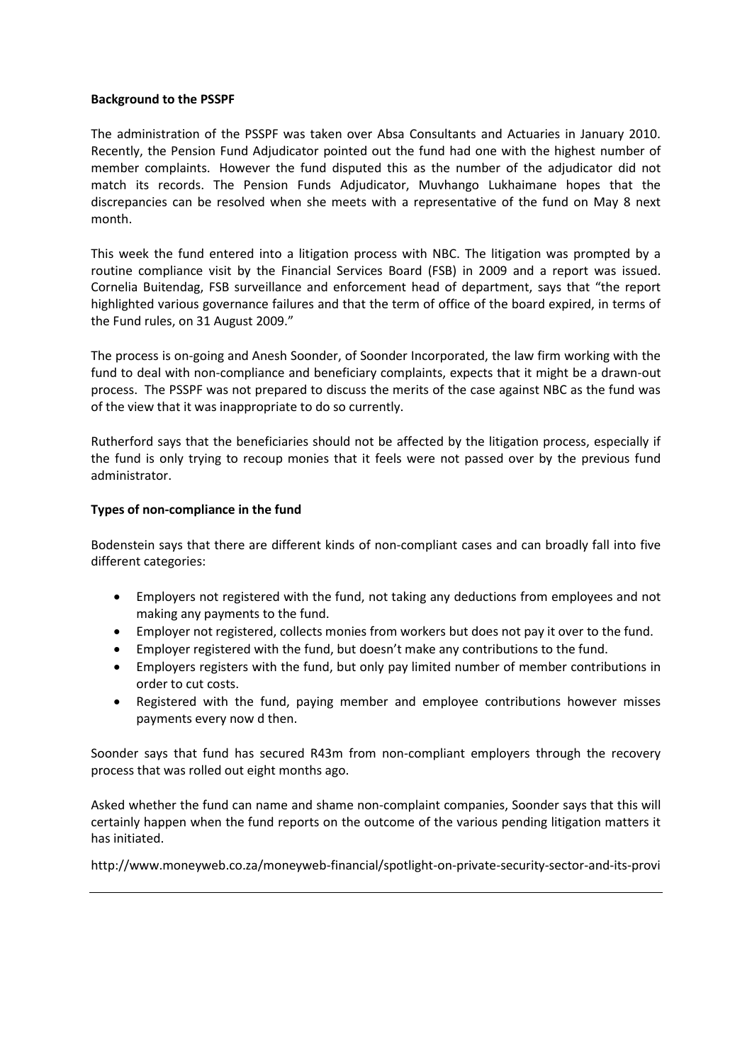**Background to the PSSPF**

The administration of the PSSPF was taken over Absa Consultants and Actuaries in January 2010. Recently, the Pension Fund Adjudicator pointed out the fund had one with the highest number of member complaints. However the fund disputed this as the number of the adjudicator did not match its records. The Pension Funds Adjudicator, Muvhango Lukhaimane hopes that the discrepancies can be resolved when she meets with a representative of the fund on May 8 next month.

This week the fund entered into a litigation process with NBC. The litigation was prompted by a routine compliance visit by the Financial Services Board (FSB) in 2009 and a report was issued. Cornelia Buitendag, FSB surveillance and enforcement head of department, says that "the report highlighted various governance failures and that the term of office of the board expired, in terms of the Fund rules, on 31 August 2009."

The process is on-going and Anesh Soonder, of Soonder Incorporated, the law firm working with the fund to deal with non-compliance and beneficiary complaints, expects that it might be a drawn-out process. The PSSPF was not prepared to discuss the merits of the case against NBC as the fund was of the view that it was inappropriate to do so currently.

Rutherford says that the beneficiaries should not be affected by the litigation process, especially if the fund is only trying to recoup monies that it feels were not passed over by the previous fund administrator.

**Types of non-compliance in the fund**

Bodenstein says that there are different kinds of non-compliant cases and can broadly fall into five different categories:

- Employers not registered with the fund, not taking any deductions from employees and not making any payments to the fund.
- Employer not registered, collects monies from workers but does not pay it over to the fund.
- Employer registered with the fund, but doesn't make any contributions to the fund.
- Employers registers with the fund, but only pay limited number of member contributions in order to cut costs.
- Registered with the fund, paying member and employee contributions however misses payments every now d then.

Soonder says that fund has secured R43m from non-compliant employers through the recovery process that was rolled out eight months ago.

Asked whether the fund can name and shame non-complaint companies, Soonder says that this will certainly happen when the fund reports on the outcome of the various pending litigation matters it has initiated.

http://www.moneyweb.co.za/moneyweb-financial/spotlight-on-private-security-sector-and-its-provi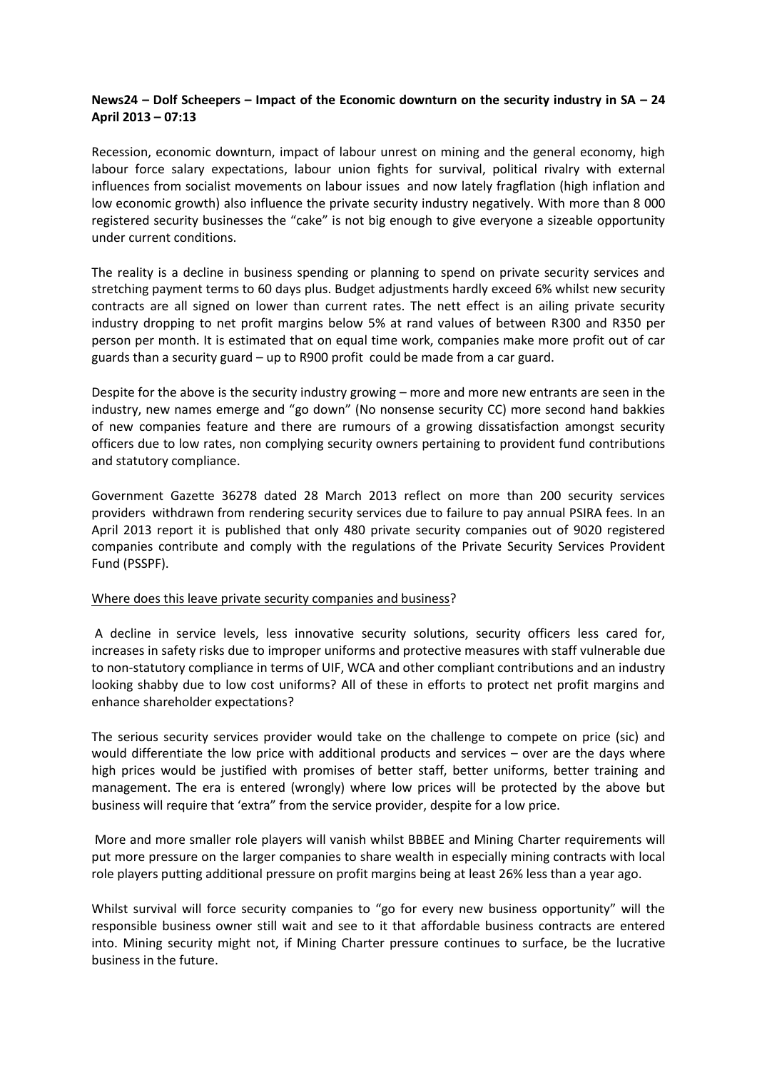**News24 – Dolf Scheepers – Impact of the Economic downturn on the security industry in SA – 24 April 2013 – 07:13**

Recession, economic downturn, impact of labour unrest on mining and the general economy, high labour force salary expectations, labour union fights for survival, political rivalry with external influences from socialist movements on labour issues and now lately fragflation (high inflation and low economic growth) also influence the private security industry negatively. With more than 8 000 registered security businesses the "cake" is not big enough to give everyone a sizeable opportunity under current conditions.

The reality is a decline in business spending or planning to spend on private security services and stretching payment terms to 60 days plus. Budget adjustments hardly exceed 6% whilst new security contracts are all signed on lower than current rates. The nett effect is an ailing private security industry dropping to net profit margins below 5% at rand values of between R300 and R350 per person per month. It is estimated that on equal time work, companies make more profit out of car guards than a security guard – up to R900 profit could be made from a car guard.

Despite for the above is the security industry growing – more and more new entrants are seen in the industry, new names emerge and "go down" (No nonsense security CC) more second hand bakkies of new companies feature and there are rumours of a growing dissatisfaction amongst security officers due to low rates, non complying security owners pertaining to provident fund contributions and statutory compliance.

Government Gazette 36278 dated 28 March 2013 reflect on more than 200 security services providers withdrawn from rendering security services due to failure to pay annual PSIRA fees. In an April 2013 report it is published that only 480 private security companies out of 9020 registered companies contribute and comply with the regulations of the Private Security Services Provident Fund (PSSPF).

Where does this leave private security companies and business?

A decline in service levels, less innovative security solutions, security officers less cared for, increases in safety risks due to improper uniforms and protective measures with staff vulnerable due to non-statutory compliance in terms of UIF, WCA and other compliant contributions and an industry looking shabby due to low cost uniforms? All of these in efforts to protect net profit margins and enhance shareholder expectations?

The serious security services provider would take on the challenge to compete on price (sic) and would differentiate the low price with additional products and services – over are the days where high prices would be justified with promises of better staff, better uniforms, better training and management. The era is entered (wrongly) where low prices will be protected by the above but business will require that 'extra" from the service provider, despite for a low price.

More and more smaller role players will vanish whilst BBBEE and Mining Charter requirements will put more pressure on the larger companies to share wealth in especially mining contracts with local role players putting additional pressure on profit margins being at least 26% less than a year ago.

Whilst survival will force security companies to "go for every new business opportunity" will the responsible business owner still wait and see to it that affordable business contracts are entered into. Mining security might not, if Mining Charter pressure continues to surface, be the lucrative business in the future.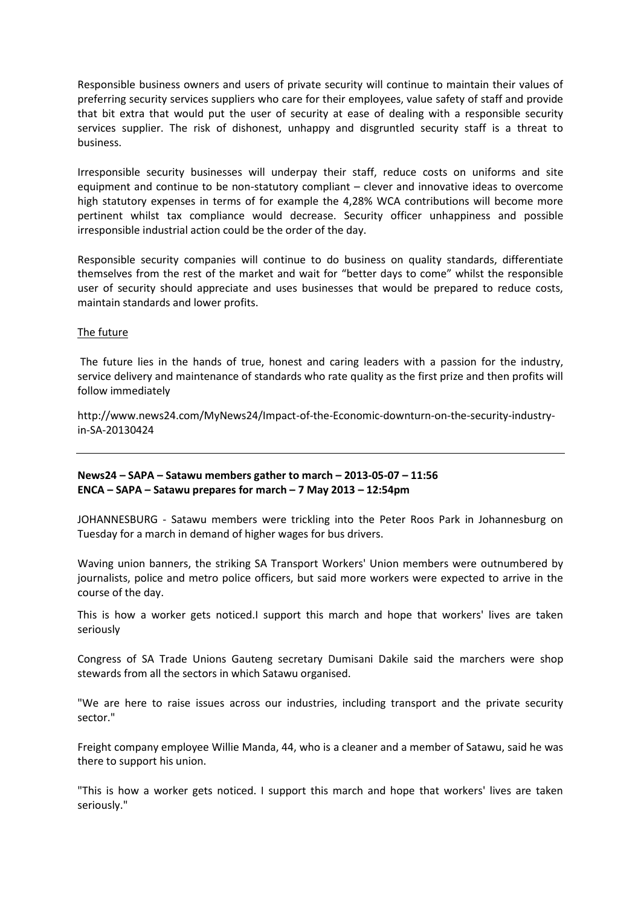Responsible business owners and users of private security will continue to maintain their values of preferring security services suppliers who care for their employees, value safety of staff and provide that bit extra that would put the user of security at ease of dealing with a responsible security services supplier. The risk of dishonest, unhappy and disgruntled security staff is a threat to business.

Irresponsible security businesses will underpay their staff, reduce costs on uniforms and site equipment and continue to be non-statutory compliant – clever and innovative ideas to overcome high statutory expenses in terms of for example the 4,28% WCA contributions will become more pertinent whilst tax compliance would decrease. Security officer unhappiness and possible irresponsible industrial action could be the order of the day.

Responsible security companies will continue to do business on quality standards, differentiate themselves from the rest of the market and wait for "better days to come" whilst the responsible user of security should appreciate and uses businesses that would be prepared to reduce costs, maintain standards and lower profits.

The future

The future lies in the hands of true, honest and caring leaders with a passion for the industry, service delivery and maintenance of standards who rate quality as the first prize and then profits will follow immediately

http://www.news24.com/MyNews24/Impact-of-the-Economic-downturn-on-the-security-industry-in-SA-20130424

---

**News24 – SAPA – Satawu members gather to march – 2013-05-07 – 11:56**
**ENCA – SAPA – Satawu prepares for march – 7 May 2013 – 12:54pm**

JOHANNESBURG - Satawu members were trickling into the Peter Roos Park in Johannesburg on Tuesday for a march in demand of higher wages for bus drivers.

Waving union banners, the striking SA Transport Workers' Union members were outnumbered by journalists, police and metro police officers, but said more workers were expected to arrive in the course of the day.

This is how a worker gets noticed.I support this march and hope that workers' lives are taken seriously

Congress of SA Trade Unions Gauteng secretary Dumisani Dakile said the marchers were shop stewards from all the sectors in which Satawu organised.

"We are here to raise issues across our industries, including transport and the private security sector."

Freight company employee Willie Manda, 44, who is a cleaner and a member of Satawu, said he was there to support his union.

"This is how a worker gets noticed. I support this march and hope that workers' lives are taken seriously."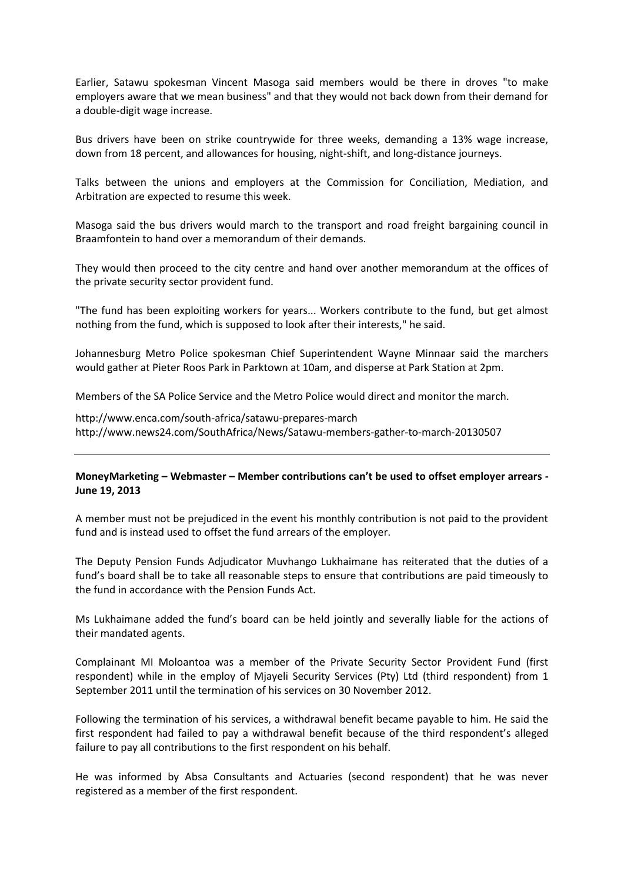Earlier, Satawu spokesman Vincent Masoga said members would be there in droves "to make employers aware that we mean business" and that they would not back down from their demand for a double-digit wage increase.

Bus drivers have been on strike countrywide for three weeks, demanding a 13% wage increase, down from 18 percent, and allowances for housing, night-shift, and long-distance journeys.

Talks between the unions and employers at the Commission for Conciliation, Mediation, and Arbitration are expected to resume this week.

Masoga said the bus drivers would march to the transport and road freight bargaining council in Braamfontein to hand over a memorandum of their demands.

They would then proceed to the city centre and hand over another memorandum at the offices of the private security sector provident fund.

"The fund has been exploiting workers for years... Workers contribute to the fund, but get almost nothing from the fund, which is supposed to look after their interests," he said.

Johannesburg Metro Police spokesman Chief Superintendent Wayne Minnaar said the marchers would gather at Pieter Roos Park in Parktown at 10am, and disperse at Park Station at 2pm.

Members of the SA Police Service and the Metro Police would direct and monitor the march.

http://www.enca.com/south-africa/satawu-prepares-march
http://www.news24.com/SouthAfrica/News/Satawu-members-gather-to-march-20130507

---

**MoneyMarketing – Webmaster – Member contributions can't be used to offset employer arrears - June 19, 2013**

A member must not be prejudiced in the event his monthly contribution is not paid to the provident fund and is instead used to offset the fund arrears of the employer.

The Deputy Pension Funds Adjudicator Muvhango Lukhaimane has reiterated that the duties of a fund's board shall be to take all reasonable steps to ensure that contributions are paid timeously to the fund in accordance with the Pension Funds Act.

Ms Lukhaimane added the fund's board can be held jointly and severally liable for the actions of their mandated agents.

Complainant MI Moloantoa was a member of the Private Security Sector Provident Fund (first respondent) while in the employ of Mjayeli Security Services (Pty) Ltd (third respondent) from 1 September 2011 until the termination of his services on 30 November 2012.

Following the termination of his services, a withdrawal benefit became payable to him. He said the first respondent had failed to pay a withdrawal benefit because of the third respondent's alleged failure to pay all contributions to the first respondent on his behalf.

He was informed by Absa Consultants and Actuaries (second respondent) that he was never registered as a member of the first respondent.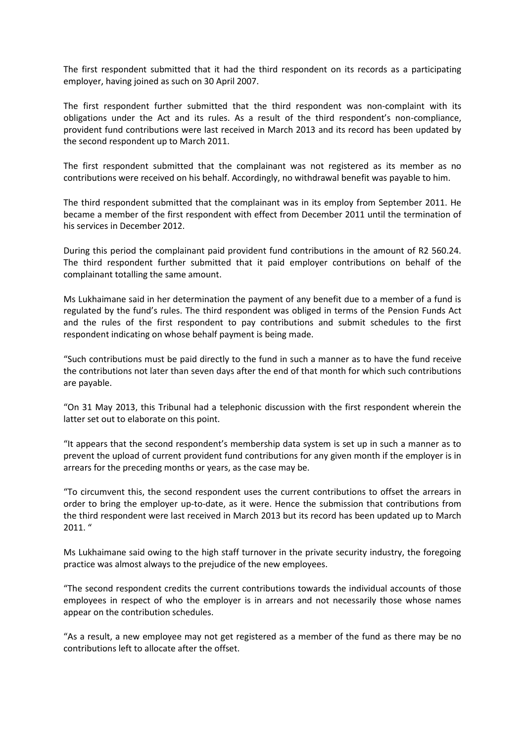The first respondent submitted that it had the third respondent on its records as a participating employer, having joined as such on 30 April 2007.

The first respondent further submitted that the third respondent was non-complaint with its obligations under the Act and its rules. As a result of the third respondent's non-compliance, provident fund contributions were last received in March 2013 and its record has been updated by the second respondent up to March 2011.

The first respondent submitted that the complainant was not registered as its member as no contributions were received on his behalf. Accordingly, no withdrawal benefit was payable to him.

The third respondent submitted that the complainant was in its employ from September 2011. He became a member of the first respondent with effect from December 2011 until the termination of his services in December 2012.

During this period the complainant paid provident fund contributions in the amount of R2 560.24. The third respondent further submitted that it paid employer contributions on behalf of the complainant totalling the same amount.

Ms Lukhaimane said in her determination the payment of any benefit due to a member of a fund is regulated by the fund's rules. The third respondent was obliged in terms of the Pension Funds Act and the rules of the first respondent to pay contributions and submit schedules to the first respondent indicating on whose behalf payment is being made.

"Such contributions must be paid directly to the fund in such a manner as to have the fund receive the contributions not later than seven days after the end of that month for which such contributions are payable.

"On 31 May 2013, this Tribunal had a telephonic discussion with the first respondent wherein the latter set out to elaborate on this point.

"It appears that the second respondent's membership data system is set up in such a manner as to prevent the upload of current provident fund contributions for any given month if the employer is in arrears for the preceding months or years, as the case may be.

"To circumvent this, the second respondent uses the current contributions to offset the arrears in order to bring the employer up-to-date, as it were. Hence the submission that contributions from the third respondent were last received in March 2013 but its record has been updated up to March 2011. "

Ms Lukhaimane said owing to the high staff turnover in the private security industry, the foregoing practice was almost always to the prejudice of the new employees.

"The second respondent credits the current contributions towards the individual accounts of those employees in respect of who the employer is in arrears and not necessarily those whose names appear on the contribution schedules.

"As a result, a new employee may not get registered as a member of the fund as there may be no contributions left to allocate after the offset.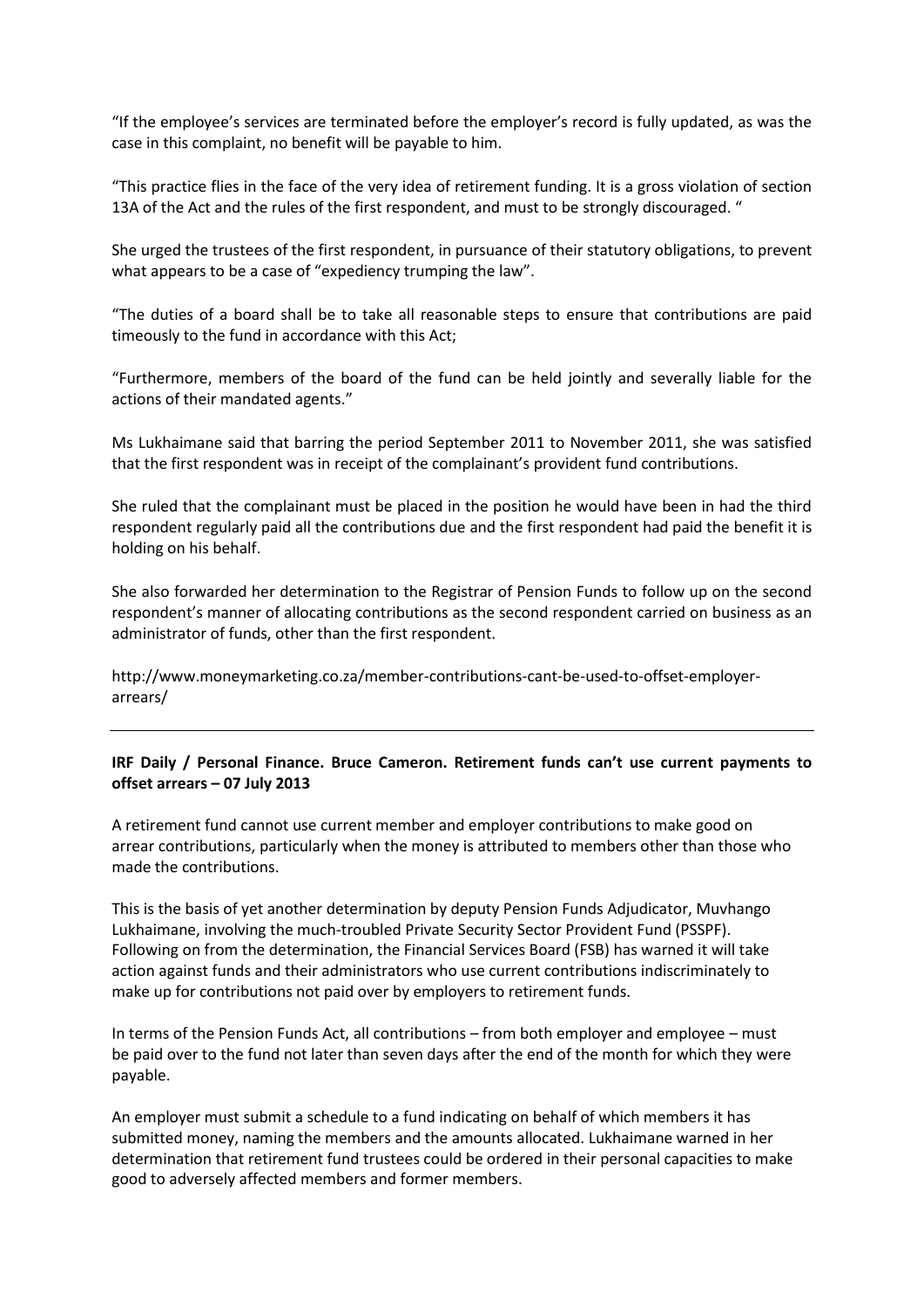"If the employee's services are terminated before the employer's record is fully updated, as was the case in this complaint, no benefit will be payable to him.

"This practice flies in the face of the very idea of retirement funding. It is a gross violation of section 13A of the Act and the rules of the first respondent, and must to be strongly discouraged. "

She urged the trustees of the first respondent, in pursuance of their statutory obligations, to prevent what appears to be a case of "expediency trumping the law".

"The duties of a board shall be to take all reasonable steps to ensure that contributions are paid timeously to the fund in accordance with this Act;

"Furthermore, members of the board of the fund can be held jointly and severally liable for the actions of their mandated agents."

Ms Lukhaimane said that barring the period September 2011 to November 2011, she was satisfied that the first respondent was in receipt of the complainant's provident fund contributions.

She ruled that the complainant must be placed in the position he would have been in had the third respondent regularly paid all the contributions due and the first respondent had paid the benefit it is holding on his behalf.

She also forwarded her determination to the Registrar of Pension Funds to follow up on the second respondent's manner of allocating contributions as the second respondent carried on business as an administrator of funds, other than the first respondent.

http://www.moneymarketing.co.za/member-contributions-cant-be-used-to-offset-employer-arrears/

---

**IRF Daily / Personal Finance. Bruce Cameron. Retirement funds can't use current payments to offset arrears – 07 July 2013**

A retirement fund cannot use current member and employer contributions to make good on arrear contributions, particularly when the money is attributed to members other than those who made the contributions.

This is the basis of yet another determination by deputy Pension Funds Adjudicator, Muvhango Lukhaimane, involving the much-troubled Private Security Sector Provident Fund (PSSPF). Following on from the determination, the Financial Services Board (FSB) has warned it will take action against funds and their administrators who use current contributions indiscriminately to make up for contributions not paid over by employers to retirement funds.

In terms of the Pension Funds Act, all contributions – from both employer and employee – must be paid over to the fund not later than seven days after the end of the month for which they were payable.

An employer must submit a schedule to a fund indicating on behalf of which members it has submitted money, naming the members and the amounts allocated. Lukhaimane warned in her determination that retirement fund trustees could be ordered in their personal capacities to make good to adversely affected members and former members.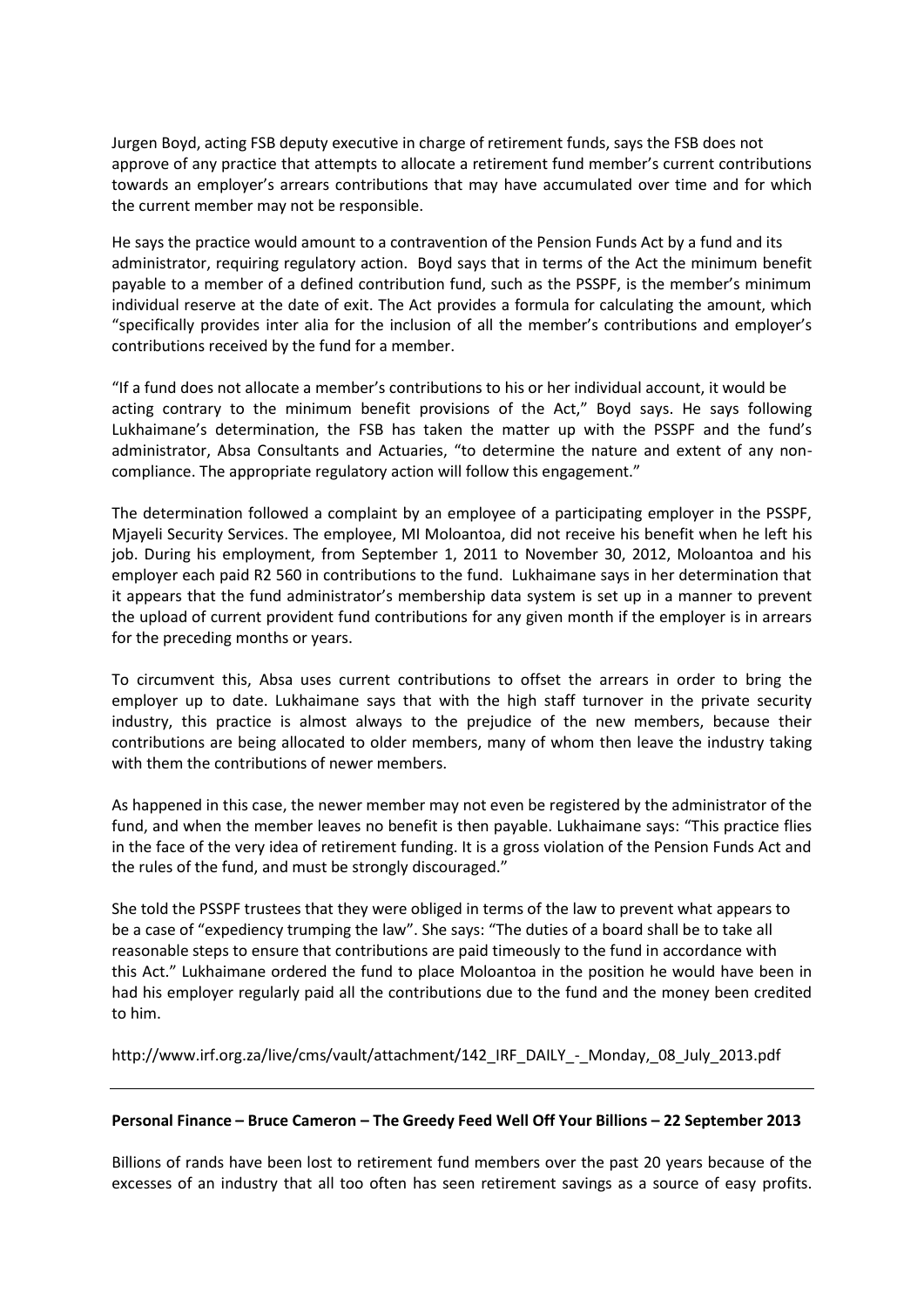Jurgen Boyd, acting FSB deputy executive in charge of retirement funds, says the FSB does not approve of any practice that attempts to allocate a retirement fund member's current contributions towards an employer's arrears contributions that may have accumulated over time and for which the current member may not be responsible.

He says the practice would amount to a contravention of the Pension Funds Act by a fund and its administrator, requiring regulatory action. Boyd says that in terms of the Act the minimum benefit payable to a member of a defined contribution fund, such as the PSSPF, is the member's minimum individual reserve at the date of exit. The Act provides a formula for calculating the amount, which "specifically provides inter alia for the inclusion of all the member's contributions and employer's contributions received by the fund for a member.

"If a fund does not allocate a member's contributions to his or her individual account, it would be acting contrary to the minimum benefit provisions of the Act," Boyd says. He says following Lukhaimane's determination, the FSB has taken the matter up with the PSSPF and the fund's administrator, Absa Consultants and Actuaries, "to determine the nature and extent of any non-compliance. The appropriate regulatory action will follow this engagement."

The determination followed a complaint by an employee of a participating employer in the PSSPF, Mjayeli Security Services. The employee, MI Moloantoa, did not receive his benefit when he left his job. During his employment, from September 1, 2011 to November 30, 2012, Moloantoa and his employer each paid R2 560 in contributions to the fund. Lukhaimane says in her determination that it appears that the fund administrator's membership data system is set up in a manner to prevent the upload of current provident fund contributions for any given month if the employer is in arrears for the preceding months or years.

To circumvent this, Absa uses current contributions to offset the arrears in order to bring the employer up to date. Lukhaimane says that with the high staff turnover in the private security industry, this practice is almost always to the prejudice of the new members, because their contributions are being allocated to older members, many of whom then leave the industry taking with them the contributions of newer members.

As happened in this case, the newer member may not even be registered by the administrator of the fund, and when the member leaves no benefit is then payable. Lukhaimane says: "This practice flies in the face of the very idea of retirement funding. It is a gross violation of the Pension Funds Act and the rules of the fund, and must be strongly discouraged."

She told the PSSPF trustees that they were obliged in terms of the law to prevent what appears to be a case of "expediency trumping the law". She says: "The duties of a board shall be to take all reasonable steps to ensure that contributions are paid timeously to the fund in accordance with this Act." Lukhaimane ordered the fund to place Moloantoa in the position he would have been in had his employer regularly paid all the contributions due to the fund and the money been credited to him.

http://www.irf.org.za/live/cms/vault/attachment/142_IRF_DAILY_-_Monday,_08_July_2013.pdf

---

**Personal Finance – Bruce Cameron – The Greedy Feed Well Off Your Billions – 22 September 2013**

Billions of rands have been lost to retirement fund members over the past 20 years because of the excesses of an industry that all too often has seen retirement savings as a source of easy profits.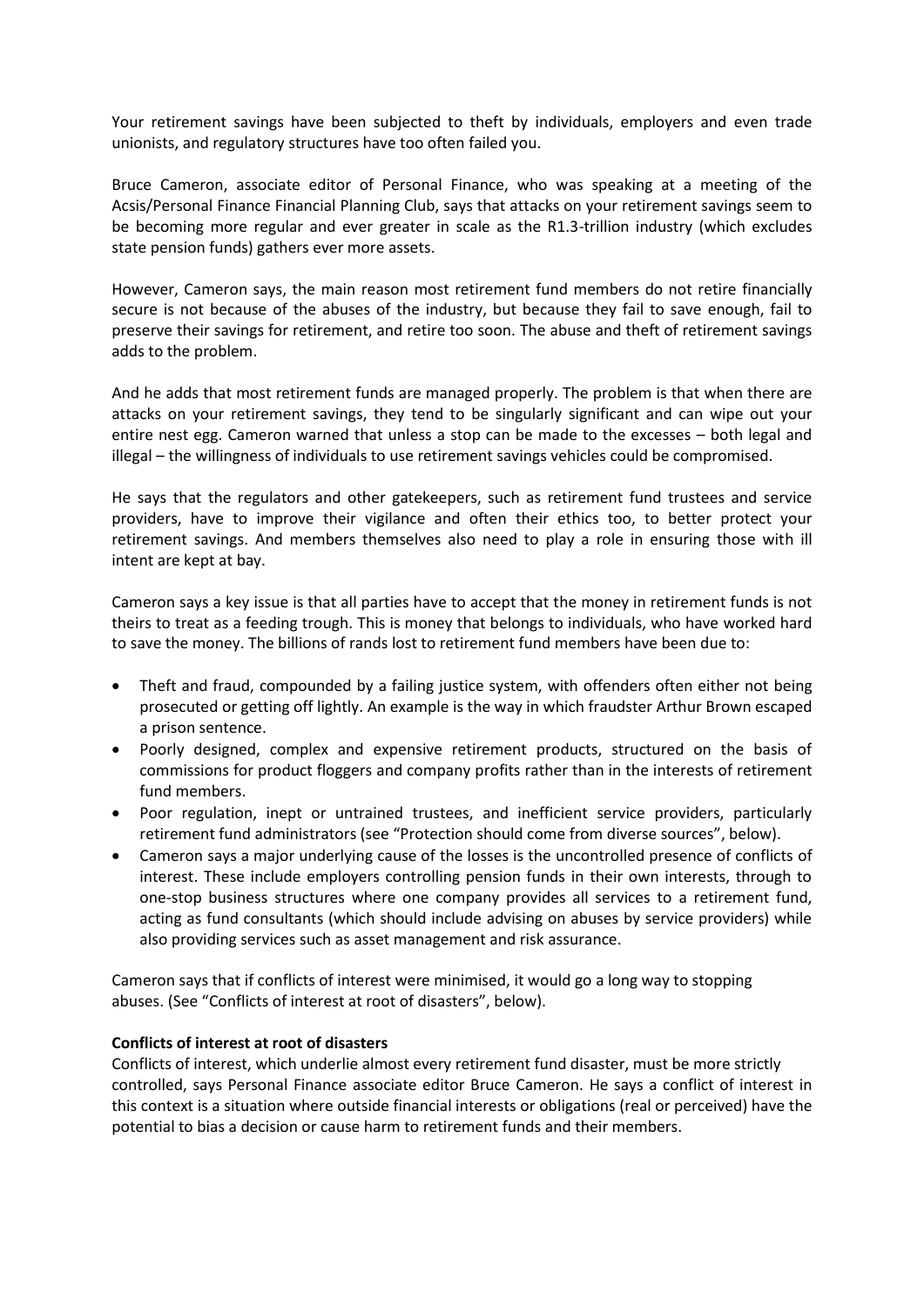Your retirement savings have been subjected to theft by individuals, employers and even trade unionists, and regulatory structures have too often failed you.

Bruce Cameron, associate editor of Personal Finance, who was speaking at a meeting of the Acsis/Personal Finance Financial Planning Club, says that attacks on your retirement savings seem to be becoming more regular and ever greater in scale as the R1.3-trillion industry (which excludes state pension funds) gathers ever more assets.

However, Cameron says, the main reason most retirement fund members do not retire financially secure is not because of the abuses of the industry, but because they fail to save enough, fail to preserve their savings for retirement, and retire too soon. The abuse and theft of retirement savings adds to the problem.

And he adds that most retirement funds are managed properly. The problem is that when there are attacks on your retirement savings, they tend to be singularly significant and can wipe out your entire nest egg. Cameron warned that unless a stop can be made to the excesses – both legal and illegal – the willingness of individuals to use retirement savings vehicles could be compromised.

He says that the regulators and other gatekeepers, such as retirement fund trustees and service providers, have to improve their vigilance and often their ethics too, to better protect your retirement savings. And members themselves also need to play a role in ensuring those with ill intent are kept at bay.

Cameron says a key issue is that all parties have to accept that the money in retirement funds is not theirs to treat as a feeding trough. This is money that belongs to individuals, who have worked hard to save the money. The billions of rands lost to retirement fund members have been due to:

- Theft and fraud, compounded by a failing justice system, with offenders often either not being prosecuted or getting off lightly. An example is the way in which fraudster Arthur Brown escaped a prison sentence.
- Poorly designed, complex and expensive retirement products, structured on the basis of commissions for product floggers and company profits rather than in the interests of retirement fund members.
- Poor regulation, inept or untrained trustees, and inefficient service providers, particularly retirement fund administrators (see "Protection should come from diverse sources", below).
- Cameron says a major underlying cause of the losses is the uncontrolled presence of conflicts of interest. These include employers controlling pension funds in their own interests, through to one-stop business structures where one company provides all services to a retirement fund, acting as fund consultants (which should include advising on abuses by service providers) while also providing services such as asset management and risk assurance.

Cameron says that if conflicts of interest were minimised, it would go a long way to stopping abuses. (See "Conflicts of interest at root of disasters", below).

**Conflicts of interest at root of disasters**

Conflicts of interest, which underlie almost every retirement fund disaster, must be more strictly controlled, says Personal Finance associate editor Bruce Cameron. He says a conflict of interest in this context is a situation where outside financial interests or obligations (real or perceived) have the potential to bias a decision or cause harm to retirement funds and their members.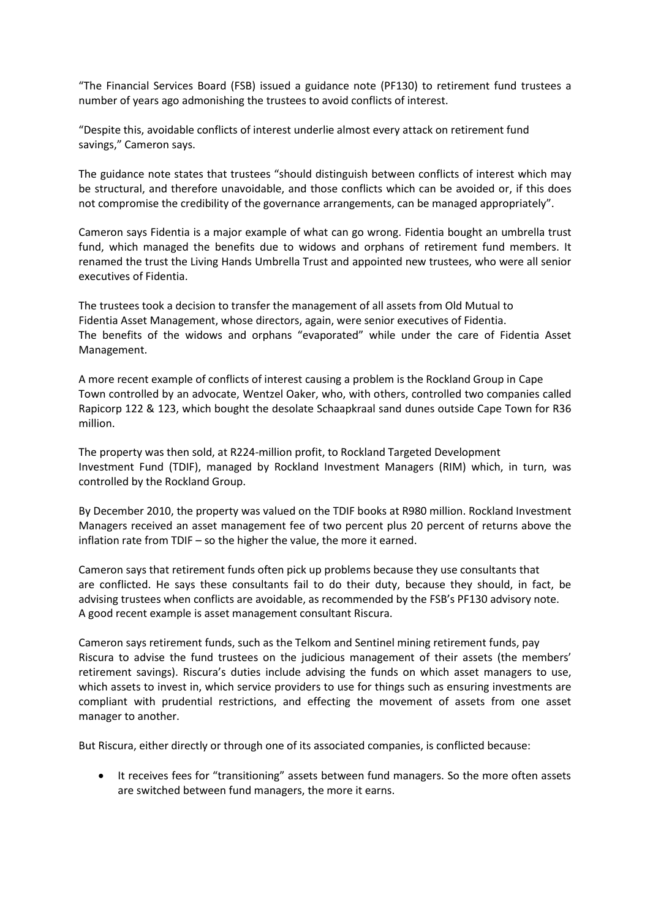"The Financial Services Board (FSB) issued a guidance note (PF130) to retirement fund trustees a number of years ago admonishing the trustees to avoid conflicts of interest.

"Despite this, avoidable conflicts of interest underlie almost every attack on retirement fund savings," Cameron says.

The guidance note states that trustees "should distinguish between conflicts of interest which may be structural, and therefore unavoidable, and those conflicts which can be avoided or, if this does not compromise the credibility of the governance arrangements, can be managed appropriately".

Cameron says Fidentia is a major example of what can go wrong. Fidentia bought an umbrella trust fund, which managed the benefits due to widows and orphans of retirement fund members. It renamed the trust the Living Hands Umbrella Trust and appointed new trustees, who were all senior executives of Fidentia.

The trustees took a decision to transfer the management of all assets from Old Mutual to Fidentia Asset Management, whose directors, again, were senior executives of Fidentia. The benefits of the widows and orphans "evaporated" while under the care of Fidentia Asset Management.

A more recent example of conflicts of interest causing a problem is the Rockland Group in Cape Town controlled by an advocate, Wentzel Oaker, who, with others, controlled two companies called Rapicorp 122 & 123, which bought the desolate Schaapkraal sand dunes outside Cape Town for R36 million.

The property was then sold, at R224-million profit, to Rockland Targeted Development Investment Fund (TDIF), managed by Rockland Investment Managers (RIM) which, in turn, was controlled by the Rockland Group.

By December 2010, the property was valued on the TDIF books at R980 million. Rockland Investment Managers received an asset management fee of two percent plus 20 percent of returns above the inflation rate from TDIF – so the higher the value, the more it earned.

Cameron says that retirement funds often pick up problems because they use consultants that are conflicted. He says these consultants fail to do their duty, because they should, in fact, be advising trustees when conflicts are avoidable, as recommended by the FSB's PF130 advisory note. A good recent example is asset management consultant Riscura.

Cameron says retirement funds, such as the Telkom and Sentinel mining retirement funds, pay Riscura to advise the fund trustees on the judicious management of their assets (the members' retirement savings). Riscura's duties include advising the funds on which asset managers to use, which assets to invest in, which service providers to use for things such as ensuring investments are compliant with prudential restrictions, and effecting the movement of assets from one asset manager to another.

But Riscura, either directly or through one of its associated companies, is conflicted because:

- It receives fees for "transitioning" assets between fund managers. So the more often assets are switched between fund managers, the more it earns.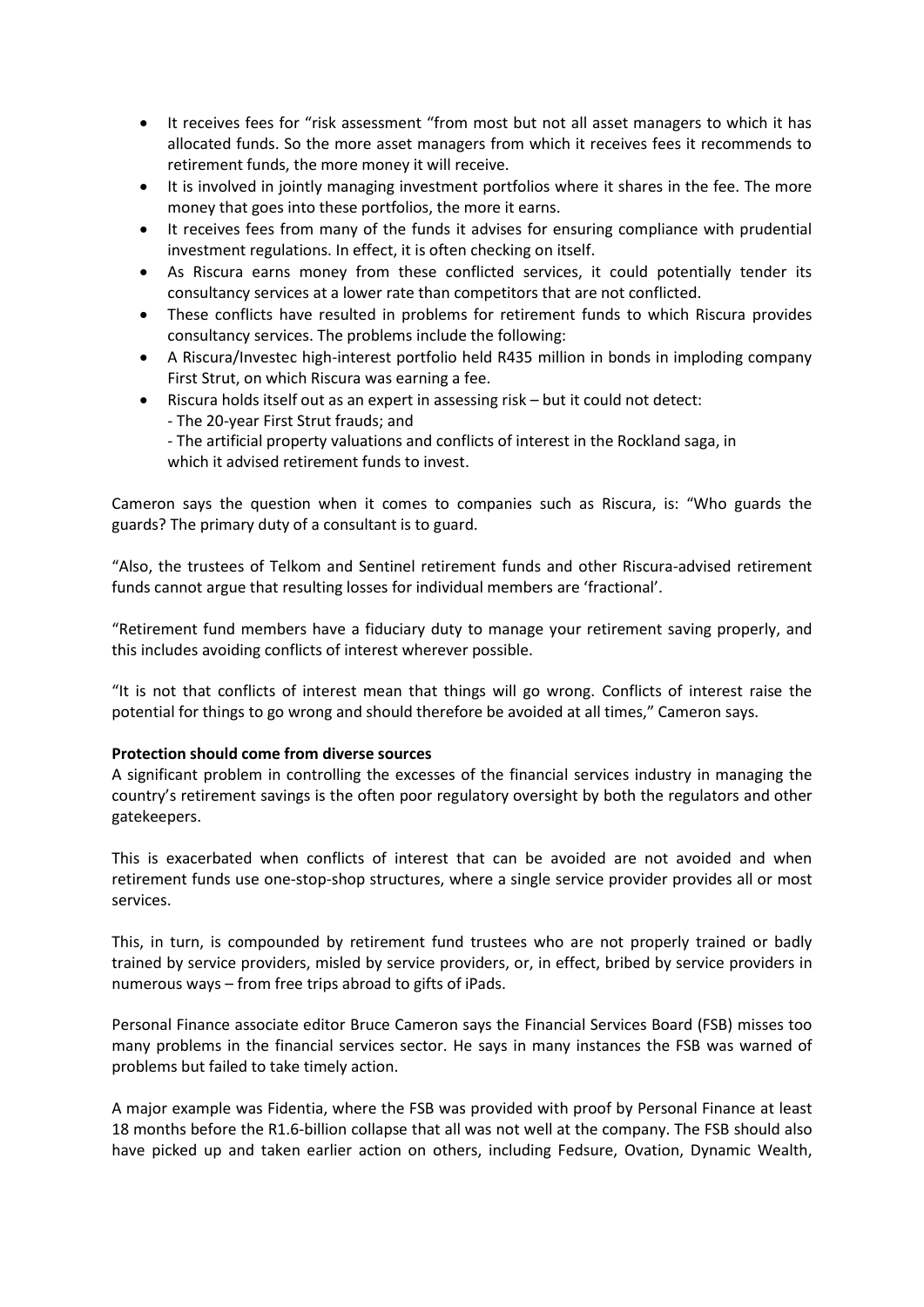- It receives fees for "risk assessment "from most but not all asset managers to which it has allocated funds. So the more asset managers from which it receives fees it recommends to retirement funds, the more money it will receive.
- It is involved in jointly managing investment portfolios where it shares in the fee. The more money that goes into these portfolios, the more it earns.
- It receives fees from many of the funds it advises for ensuring compliance with prudential investment regulations. In effect, it is often checking on itself.
- As Riscura earns money from these conflicted services, it could potentially tender its consultancy services at a lower rate than competitors that are not conflicted.
- These conflicts have resulted in problems for retirement funds to which Riscura provides consultancy services. The problems include the following:
- A Riscura/Investec high-interest portfolio held R435 million in bonds in imploding company First Strut, on which Riscura was earning a fee.
- Riscura holds itself out as an expert in assessing risk – but it could not detect:
  - The 20-year First Strut frauds; and
  - The artificial property valuations and conflicts of interest in the Rockland saga, in which it advised retirement funds to invest.

Cameron says the question when it comes to companies such as Riscura, is: "Who guards the guards? The primary duty of a consultant is to guard.

"Also, the trustees of Telkom and Sentinel retirement funds and other Riscura-advised retirement funds cannot argue that resulting losses for individual members are 'fractional'.

"Retirement fund members have a fiduciary duty to manage your retirement saving properly, and this includes avoiding conflicts of interest wherever possible.

"It is not that conflicts of interest mean that things will go wrong. Conflicts of interest raise the potential for things to go wrong and should therefore be avoided at all times," Cameron says.

**Protection should come from diverse sources**

A significant problem in controlling the excesses of the financial services industry in managing the country's retirement savings is the often poor regulatory oversight by both the regulators and other gatekeepers.

This is exacerbated when conflicts of interest that can be avoided are not avoided and when retirement funds use one-stop-shop structures, where a single service provider provides all or most services.

This, in turn, is compounded by retirement fund trustees who are not properly trained or badly trained by service providers, misled by service providers, or, in effect, bribed by service providers in numerous ways – from free trips abroad to gifts of iPads.

Personal Finance associate editor Bruce Cameron says the Financial Services Board (FSB) misses too many problems in the financial services sector. He says in many instances the FSB was warned of problems but failed to take timely action.

A major example was Fidentia, where the FSB was provided with proof by Personal Finance at least 18 months before the R1.6-billion collapse that all was not well at the company. The FSB should also have picked up and taken earlier action on others, including Fedsure, Ovation, Dynamic Wealth,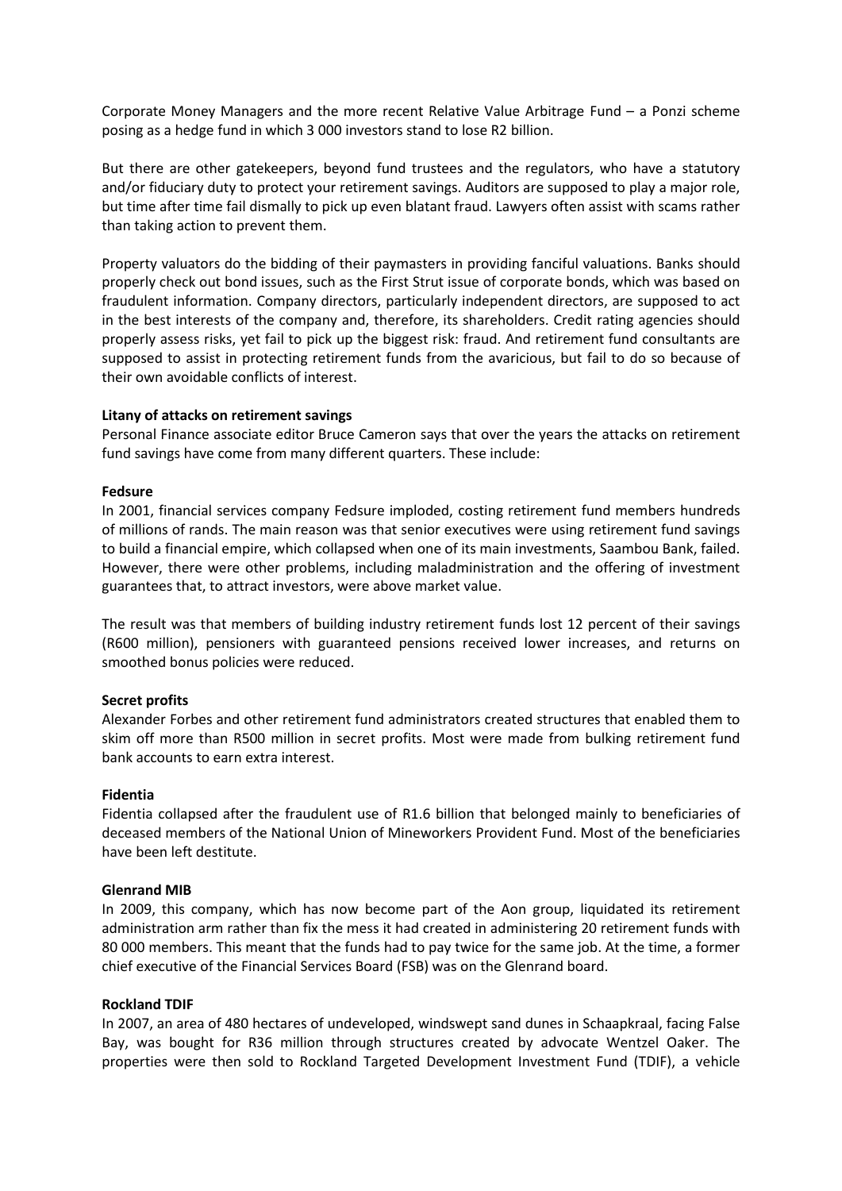Corporate Money Managers and the more recent Relative Value Arbitrage Fund – a Ponzi scheme posing as a hedge fund in which 3 000 investors stand to lose R2 billion.

But there are other gatekeepers, beyond fund trustees and the regulators, who have a statutory and/or fiduciary duty to protect your retirement savings. Auditors are supposed to play a major role, but time after time fail dismally to pick up even blatant fraud. Lawyers often assist with scams rather than taking action to prevent them.

Property valuators do the bidding of their paymasters in providing fanciful valuations. Banks should properly check out bond issues, such as the First Strut issue of corporate bonds, which was based on fraudulent information. Company directors, particularly independent directors, are supposed to act in the best interests of the company and, therefore, its shareholders. Credit rating agencies should properly assess risks, yet fail to pick up the biggest risk: fraud. And retirement fund consultants are supposed to assist in protecting retirement funds from the avaricious, but fail to do so because of their own avoidable conflicts of interest.

**Litany of attacks on retirement savings**

Personal Finance associate editor Bruce Cameron says that over the years the attacks on retirement fund savings have come from many different quarters. These include:

**Fedsure**

In 2001, financial services company Fedsure imploded, costing retirement fund members hundreds of millions of rands. The main reason was that senior executives were using retirement fund savings to build a financial empire, which collapsed when one of its main investments, Saambou Bank, failed. However, there were other problems, including maladministration and the offering of investment guarantees that, to attract investors, were above market value.

The result was that members of building industry retirement funds lost 12 percent of their savings (R600 million), pensioners with guaranteed pensions received lower increases, and returns on smoothed bonus policies were reduced.

**Secret profits**

Alexander Forbes and other retirement fund administrators created structures that enabled them to skim off more than R500 million in secret profits. Most were made from bulking retirement fund bank accounts to earn extra interest.

**Fidentia**

Fidentia collapsed after the fraudulent use of R1.6 billion that belonged mainly to beneficiaries of deceased members of the National Union of Mineworkers Provident Fund. Most of the beneficiaries have been left destitute.

**Glenrand MIB**

In 2009, this company, which has now become part of the Aon group, liquidated its retirement administration arm rather than fix the mess it had created in administering 20 retirement funds with 80 000 members. This meant that the funds had to pay twice for the same job. At the time, a former chief executive of the Financial Services Board (FSB) was on the Glenrand board.

**Rockland TDIF**

In 2007, an area of 480 hectares of undeveloped, windswept sand dunes in Schaapkraal, facing False Bay, was bought for R36 million through structures created by advocate Wentzel Oaker. The properties were then sold to Rockland Targeted Development Investment Fund (TDIF), a vehicle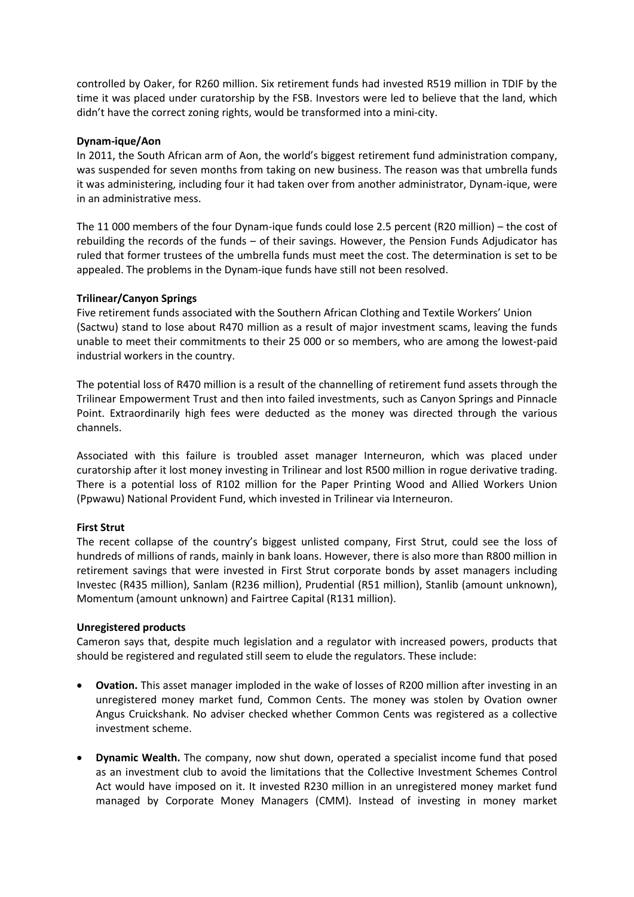controlled by Oaker, for R260 million. Six retirement funds had invested R519 million in TDIF by the time it was placed under curatorship by the FSB. Investors were led to believe that the land, which didn't have the correct zoning rights, would be transformed into a mini-city.

**Dynam-ique/Aon**

In 2011, the South African arm of Aon, the world's biggest retirement fund administration company, was suspended for seven months from taking on new business. The reason was that umbrella funds it was administering, including four it had taken over from another administrator, Dynam-ique, were in an administrative mess.

The 11 000 members of the four Dynam-ique funds could lose 2.5 percent (R20 million) – the cost of rebuilding the records of the funds – of their savings. However, the Pension Funds Adjudicator has ruled that former trustees of the umbrella funds must meet the cost. The determination is set to be appealed. The problems in the Dynam-ique funds have still not been resolved.

**Trilinear/Canyon Springs**

Five retirement funds associated with the Southern African Clothing and Textile Workers' Union (Sactwu) stand to lose about R470 million as a result of major investment scams, leaving the funds unable to meet their commitments to their 25 000 or so members, who are among the lowest-paid industrial workers in the country.

The potential loss of R470 million is a result of the channelling of retirement fund assets through the Trilinear Empowerment Trust and then into failed investments, such as Canyon Springs and Pinnacle Point. Extraordinarily high fees were deducted as the money was directed through the various channels.

Associated with this failure is troubled asset manager Interneuron, which was placed under curatorship after it lost money investing in Trilinear and lost R500 million in rogue derivative trading. There is a potential loss of R102 million for the Paper Printing Wood and Allied Workers Union (Ppwawu) National Provident Fund, which invested in Trilinear via Interneuron.

**First Strut**

The recent collapse of the country's biggest unlisted company, First Strut, could see the loss of hundreds of millions of rands, mainly in bank loans. However, there is also more than R800 million in retirement savings that were invested in First Strut corporate bonds by asset managers including Investec (R435 million), Sanlam (R236 million), Prudential (R51 million), Stanlib (amount unknown), Momentum (amount unknown) and Fairtree Capital (R131 million).

**Unregistered products**

Cameron says that, despite much legislation and a regulator with increased powers, products that should be registered and regulated still seem to elude the regulators. These include:

- **Ovation.** This asset manager imploded in the wake of losses of R200 million after investing in an unregistered money market fund, Common Cents. The money was stolen by Ovation owner Angus Cruickshank. No adviser checked whether Common Cents was registered as a collective investment scheme.
- **Dynamic Wealth.** The company, now shut down, operated a specialist income fund that posed as an investment club to avoid the limitations that the Collective Investment Schemes Control Act would have imposed on it. It invested R230 million in an unregistered money market fund managed by Corporate Money Managers (CMM). Instead of investing in money market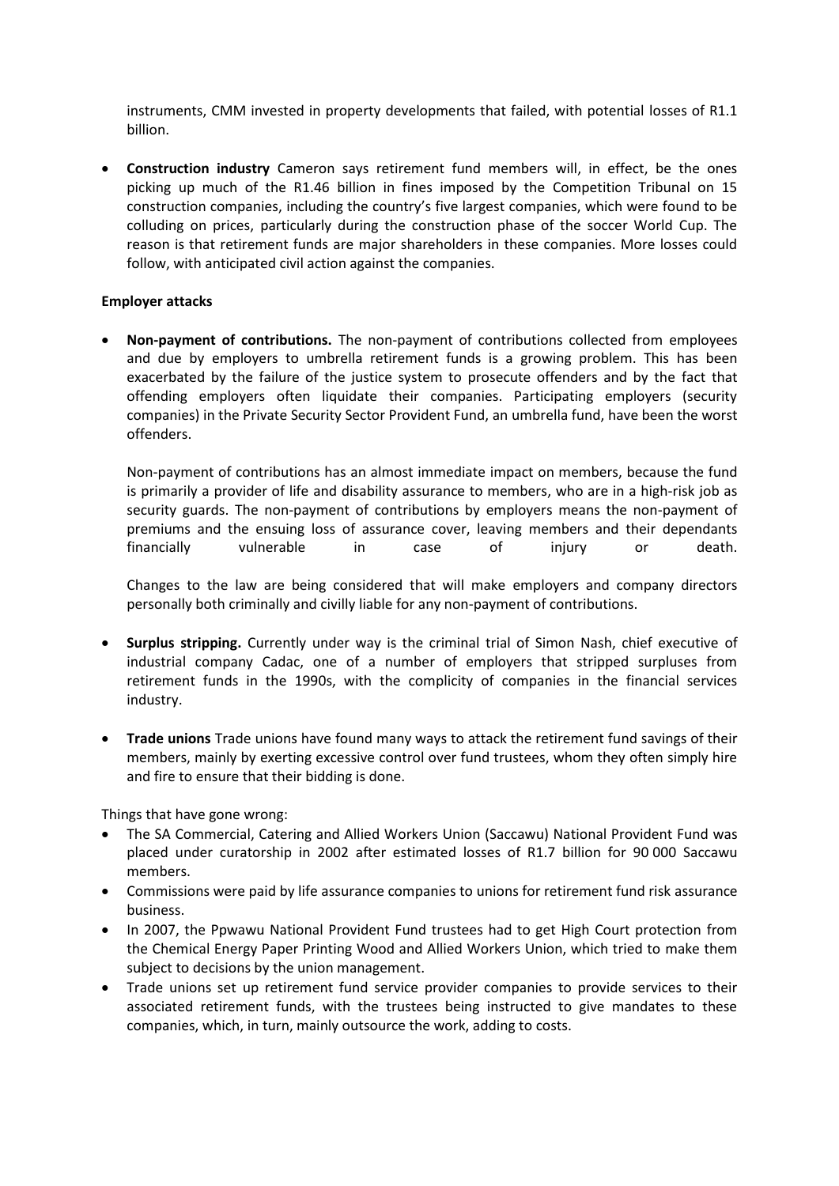instruments, CMM invested in property developments that failed, with potential losses of R1.1 billion.

- **Construction industry** Cameron says retirement fund members will, in effect, be the ones picking up much of the R1.46 billion in fines imposed by the Competition Tribunal on 15 construction companies, including the country's five largest companies, which were found to be colluding on prices, particularly during the construction phase of the soccer World Cup. The reason is that retirement funds are major shareholders in these companies. More losses could follow, with anticipated civil action against the companies.

**Employer attacks**

- **Non-payment of contributions.** The non-payment of contributions collected from employees and due by employers to umbrella retirement funds is a growing problem. This has been exacerbated by the failure of the justice system to prosecute offenders and by the fact that offending employers often liquidate their companies. Participating employers (security companies) in the Private Security Sector Provident Fund, an umbrella fund, have been the worst offenders.

  Non-payment of contributions has an almost immediate impact on members, because the fund is primarily a provider of life and disability assurance to members, who are in a high-risk job as security guards. The non-payment of contributions by employers means the non-payment of premiums and the ensuing loss of assurance cover, leaving members and their dependants financially vulnerable in case of injury or death.

  Changes to the law are being considered that will make employers and company directors personally both criminally and civilly liable for any non-payment of contributions.

- **Surplus stripping.** Currently under way is the criminal trial of Simon Nash, chief executive of industrial company Cadac, one of a number of employers that stripped surpluses from retirement funds in the 1990s, with the complicity of companies in the financial services industry.

- **Trade unions** Trade unions have found many ways to attack the retirement fund savings of their members, mainly by exerting excessive control over fund trustees, whom they often simply hire and fire to ensure that their bidding is done.

Things that have gone wrong:

- The SA Commercial, Catering and Allied Workers Union (Saccawu) National Provident Fund was placed under curatorship in 2002 after estimated losses of R1.7 billion for 90 000 Saccawu members.
- Commissions were paid by life assurance companies to unions for retirement fund risk assurance business.
- In 2007, the Ppwawu National Provident Fund trustees had to get High Court protection from the Chemical Energy Paper Printing Wood and Allied Workers Union, which tried to make them subject to decisions by the union management.
- Trade unions set up retirement fund service provider companies to provide services to their associated retirement funds, with the trustees being instructed to give mandates to these companies, which, in turn, mainly outsource the work, adding to costs.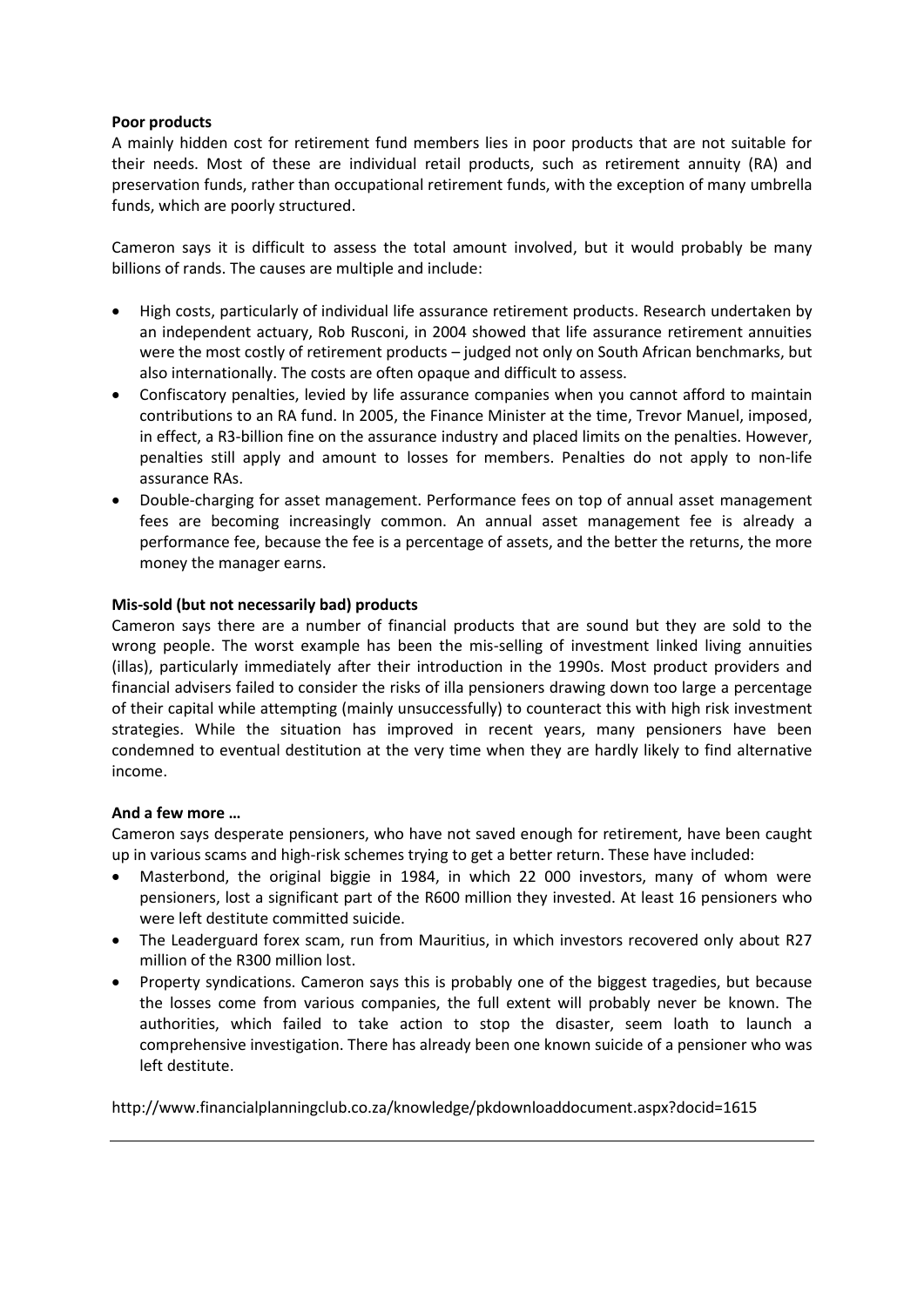**Poor products**

A mainly hidden cost for retirement fund members lies in poor products that are not suitable for their needs. Most of these are individual retail products, such as retirement annuity (RA) and preservation funds, rather than occupational retirement funds, with the exception of many umbrella funds, which are poorly structured.

Cameron says it is difficult to assess the total amount involved, but it would probably be many billions of rands. The causes are multiple and include:

- High costs, particularly of individual life assurance retirement products. Research undertaken by an independent actuary, Rob Rusconi, in 2004 showed that life assurance retirement annuities were the most costly of retirement products – judged not only on South African benchmarks, but also internationally. The costs are often opaque and difficult to assess.
- Confiscatory penalties, levied by life assurance companies when you cannot afford to maintain contributions to an RA fund. In 2005, the Finance Minister at the time, Trevor Manuel, imposed, in effect, a R3-billion fine on the assurance industry and placed limits on the penalties. However, penalties still apply and amount to losses for members. Penalties do not apply to non-life assurance RAs.
- Double-charging for asset management. Performance fees on top of annual asset management fees are becoming increasingly common. An annual asset management fee is already a performance fee, because the fee is a percentage of assets, and the better the returns, the more money the manager earns.

**Mis-sold (but not necessarily bad) products**

Cameron says there are a number of financial products that are sound but they are sold to the wrong people. The worst example has been the mis-selling of investment linked living annuities (illas), particularly immediately after their introduction in the 1990s. Most product providers and financial advisers failed to consider the risks of illa pensioners drawing down too large a percentage of their capital while attempting (mainly unsuccessfully) to counteract this with high risk investment strategies. While the situation has improved in recent years, many pensioners have been condemned to eventual destitution at the very time when they are hardly likely to find alternative income.

**And a few more …**

Cameron says desperate pensioners, who have not saved enough for retirement, have been caught up in various scams and high-risk schemes trying to get a better return. These have included:

- Masterbond, the original biggie in 1984, in which 22 000 investors, many of whom were pensioners, lost a significant part of the R600 million they invested. At least 16 pensioners who were left destitute committed suicide.
- The Leaderguard forex scam, run from Mauritius, in which investors recovered only about R27 million of the R300 million lost.
- Property syndications. Cameron says this is probably one of the biggest tragedies, but because the losses come from various companies, the full extent will probably never be known. The authorities, which failed to take action to stop the disaster, seem loath to launch a comprehensive investigation. There has already been one known suicide of a pensioner who was left destitute.

http://www.financialplanningclub.co.za/knowledge/pkdownloaddocument.aspx?docid=1615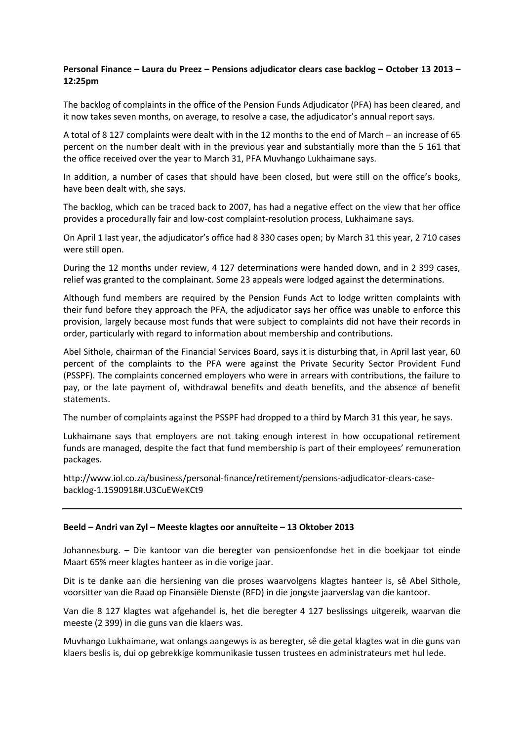**Personal Finance – Laura du Preez – Pensions adjudicator clears case backlog – October 13 2013 – 12:25pm**

The backlog of complaints in the office of the Pension Funds Adjudicator (PFA) has been cleared, and it now takes seven months, on average, to resolve a case, the adjudicator's annual report says.

A total of 8 127 complaints were dealt with in the 12 months to the end of March – an increase of 65 percent on the number dealt with in the previous year and substantially more than the 5 161 that the office received over the year to March 31, PFA Muvhango Lukhaimane says.

In addition, a number of cases that should have been closed, but were still on the office's books, have been dealt with, she says.

The backlog, which can be traced back to 2007, has had a negative effect on the view that her office provides a procedurally fair and low-cost complaint-resolution process, Lukhaimane says.

On April 1 last year, the adjudicator's office had 8 330 cases open; by March 31 this year, 2 710 cases were still open.

During the 12 months under review, 4 127 determinations were handed down, and in 2 399 cases, relief was granted to the complainant. Some 23 appeals were lodged against the determinations.

Although fund members are required by the Pension Funds Act to lodge written complaints with their fund before they approach the PFA, the adjudicator says her office was unable to enforce this provision, largely because most funds that were subject to complaints did not have their records in order, particularly with regard to information about membership and contributions.

Abel Sithole, chairman of the Financial Services Board, says it is disturbing that, in April last year, 60 percent of the complaints to the PFA were against the Private Security Sector Provident Fund (PSSPF). The complaints concerned employers who were in arrears with contributions, the failure to pay, or the late payment of, withdrawal benefits and death benefits, and the absence of benefit statements.

The number of complaints against the PSSPF had dropped to a third by March 31 this year, he says.

Lukhaimane says that employers are not taking enough interest in how occupational retirement funds are managed, despite the fact that fund membership is part of their employees' remuneration packages.

http://www.iol.co.za/business/personal-finance/retirement/pensions-adjudicator-clears-case-backlog-1.1590918#.U3CuEWeKCt9

---

**Beeld – Andri van Zyl – Meeste klagtes oor annuïteite – 13 Oktober 2013**

Johannesburg. – Die kantoor van die beregter van pensioenfondse het in die boekjaar tot einde Maart 65% meer klagtes hanteer as in die vorige jaar.

Dit is te danke aan die hersiening van die proses waarvolgens klagtes hanteer is, sê Abel Sithole, voorsitter van die Raad op Finansiële Dienste (RFD) in die jongste jaarverslag van die kantoor.

Van die 8 127 klagtes wat afgehandel is, het die beregter 4 127 beslissings uitgereik, waarvan die meeste (2 399) in die guns van die klaers was.

Muvhango Lukhaimane, wat onlangs aangewys is as beregter, sê die getal klagtes wat in die guns van klaers beslis is, dui op gebrekkige kommunikasie tussen trustees en administrateurs met hul lede.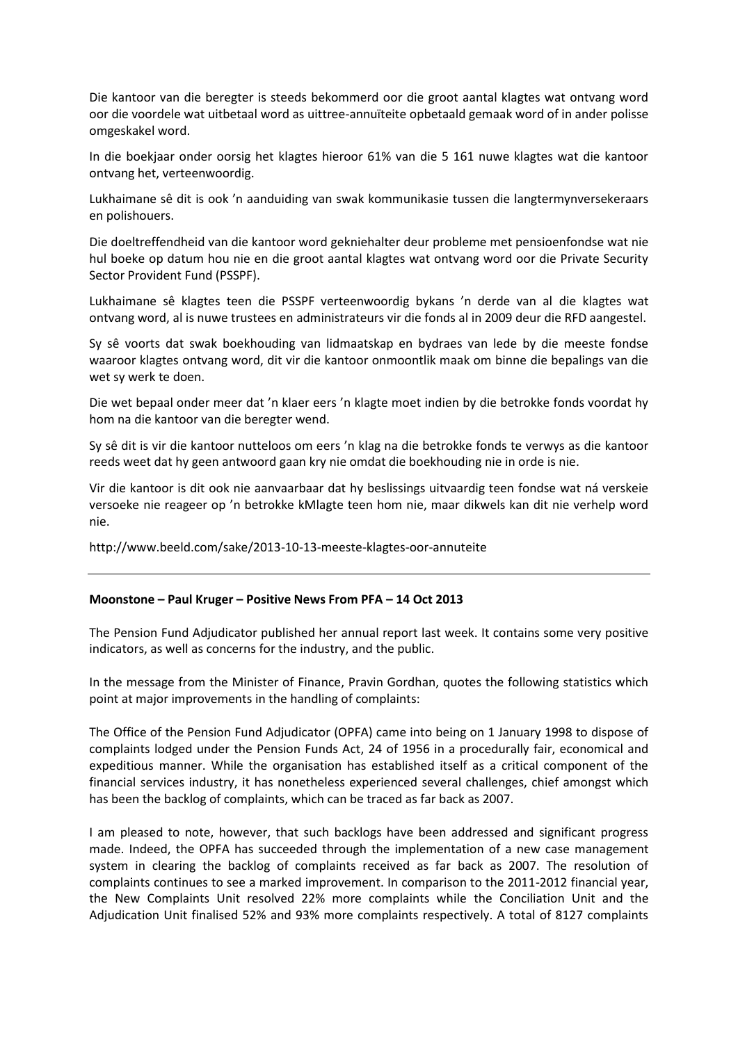Die kantoor van die beregter is steeds bekommerd oor die groot aantal klagtes wat ontvang word oor die voordele wat uitbetaal word as uittree-annuïteite opbetaald gemaak word of in ander polisse omgeskakel word.

In die boekjaar onder oorsig het klagtes hieroor 61% van die 5 161 nuwe klagtes wat die kantoor ontvang het, verteenwoordig.

Lukhaimane sê dit is ook 'n aanduiding van swak kommunikasie tussen die langtermynversekeraars en polishouers.

Die doeltreffendheid van die kantoor word gekniehalter deur probleme met pensioenfondse wat nie hul boeke op datum hou nie en die groot aantal klagtes wat ontvang word oor die Private Security Sector Provident Fund (PSSPF).

Lukhaimane sê klagtes teen die PSSPF verteenwoordig bykans 'n derde van al die klagtes wat ontvang word, al is nuwe trustees en administrateurs vir die fonds al in 2009 deur die RFD aangestel.

Sy sê voorts dat swak boekhouding van lidmaatskap en bydraes van lede by die meeste fondse waaroor klagtes ontvang word, dit vir die kantoor onmoontlik maak om binne die bepalings van die wet sy werk te doen.

Die wet bepaal onder meer dat 'n klaer eers 'n klagte moet indien by die betrokke fonds voordat hy hom na die kantoor van die beregter wend.

Sy sê dit is vir die kantoor nutteloos om eers 'n klag na die betrokke fonds te verwys as die kantoor reeds weet dat hy geen antwoord gaan kry nie omdat die boekhouding nie in orde is nie.

Vir die kantoor is dit ook nie aanvaarbaar dat hy beslissings uitvaardig teen fondse wat ná verskeie versoeke nie reageer op 'n betrokke kMlagte teen hom nie, maar dikwels kan dit nie verhelp word nie.

http://www.beeld.com/sake/2013-10-13-meeste-klagtes-oor-annuteite

---

**Moonstone – Paul Kruger – Positive News From PFA – 14 Oct 2013**

The Pension Fund Adjudicator published her annual report last week. It contains some very positive indicators, as well as concerns for the industry, and the public.

In the message from the Minister of Finance, Pravin Gordhan, quotes the following statistics which point at major improvements in the handling of complaints:

The Office of the Pension Fund Adjudicator (OPFA) came into being on 1 January 1998 to dispose of complaints lodged under the Pension Funds Act, 24 of 1956 in a procedurally fair, economical and expeditious manner. While the organisation has established itself as a critical component of the financial services industry, it has nonetheless experienced several challenges, chief amongst which has been the backlog of complaints, which can be traced as far back as 2007.

I am pleased to note, however, that such backlogs have been addressed and significant progress made. Indeed, the OPFA has succeeded through the implementation of a new case management system in clearing the backlog of complaints received as far back as 2007. The resolution of complaints continues to see a marked improvement. In comparison to the 2011-2012 financial year, the New Complaints Unit resolved 22% more complaints while the Conciliation Unit and the Adjudication Unit finalised 52% and 93% more complaints respectively. A total of 8127 complaints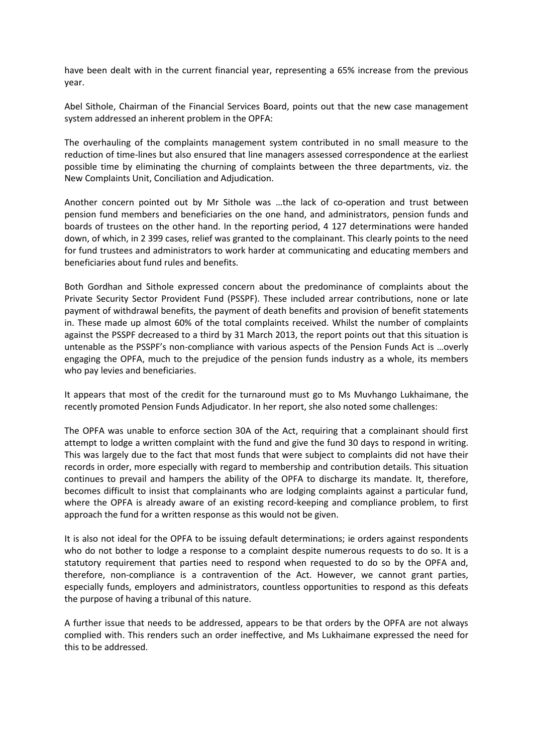have been dealt with in the current financial year, representing a 65% increase from the previous year.

Abel Sithole, Chairman of the Financial Services Board, points out that the new case management system addressed an inherent problem in the OPFA:

The overhauling of the complaints management system contributed in no small measure to the reduction of time-lines but also ensured that line managers assessed correspondence at the earliest possible time by eliminating the churning of complaints between the three departments, viz. the New Complaints Unit, Conciliation and Adjudication.

Another concern pointed out by Mr Sithole was …the lack of co-operation and trust between pension fund members and beneficiaries on the one hand, and administrators, pension funds and boards of trustees on the other hand. In the reporting period, 4 127 determinations were handed down, of which, in 2 399 cases, relief was granted to the complainant. This clearly points to the need for fund trustees and administrators to work harder at communicating and educating members and beneficiaries about fund rules and benefits.

Both Gordhan and Sithole expressed concern about the predominance of complaints about the Private Security Sector Provident Fund (PSSPF). These included arrear contributions, none or late payment of withdrawal benefits, the payment of death benefits and provision of benefit statements in. These made up almost 60% of the total complaints received. Whilst the number of complaints against the PSSPF decreased to a third by 31 March 2013, the report points out that this situation is untenable as the PSSPF's non-compliance with various aspects of the Pension Funds Act is …overly engaging the OPFA, much to the prejudice of the pension funds industry as a whole, its members who pay levies and beneficiaries.

It appears that most of the credit for the turnaround must go to Ms Muvhango Lukhaimane, the recently promoted Pension Funds Adjudicator. In her report, she also noted some challenges:

The OPFA was unable to enforce section 30A of the Act, requiring that a complainant should first attempt to lodge a written complaint with the fund and give the fund 30 days to respond in writing. This was largely due to the fact that most funds that were subject to complaints did not have their records in order, more especially with regard to membership and contribution details. This situation continues to prevail and hampers the ability of the OPFA to discharge its mandate. It, therefore, becomes difficult to insist that complainants who are lodging complaints against a particular fund, where the OPFA is already aware of an existing record-keeping and compliance problem, to first approach the fund for a written response as this would not be given.

It is also not ideal for the OPFA to be issuing default determinations; ie orders against respondents who do not bother to lodge a response to a complaint despite numerous requests to do so. It is a statutory requirement that parties need to respond when requested to do so by the OPFA and, therefore, non-compliance is a contravention of the Act. However, we cannot grant parties, especially funds, employers and administrators, countless opportunities to respond as this defeats the purpose of having a tribunal of this nature.

A further issue that needs to be addressed, appears to be that orders by the OPFA are not always complied with. This renders such an order ineffective, and Ms Lukhaimane expressed the need for this to be addressed.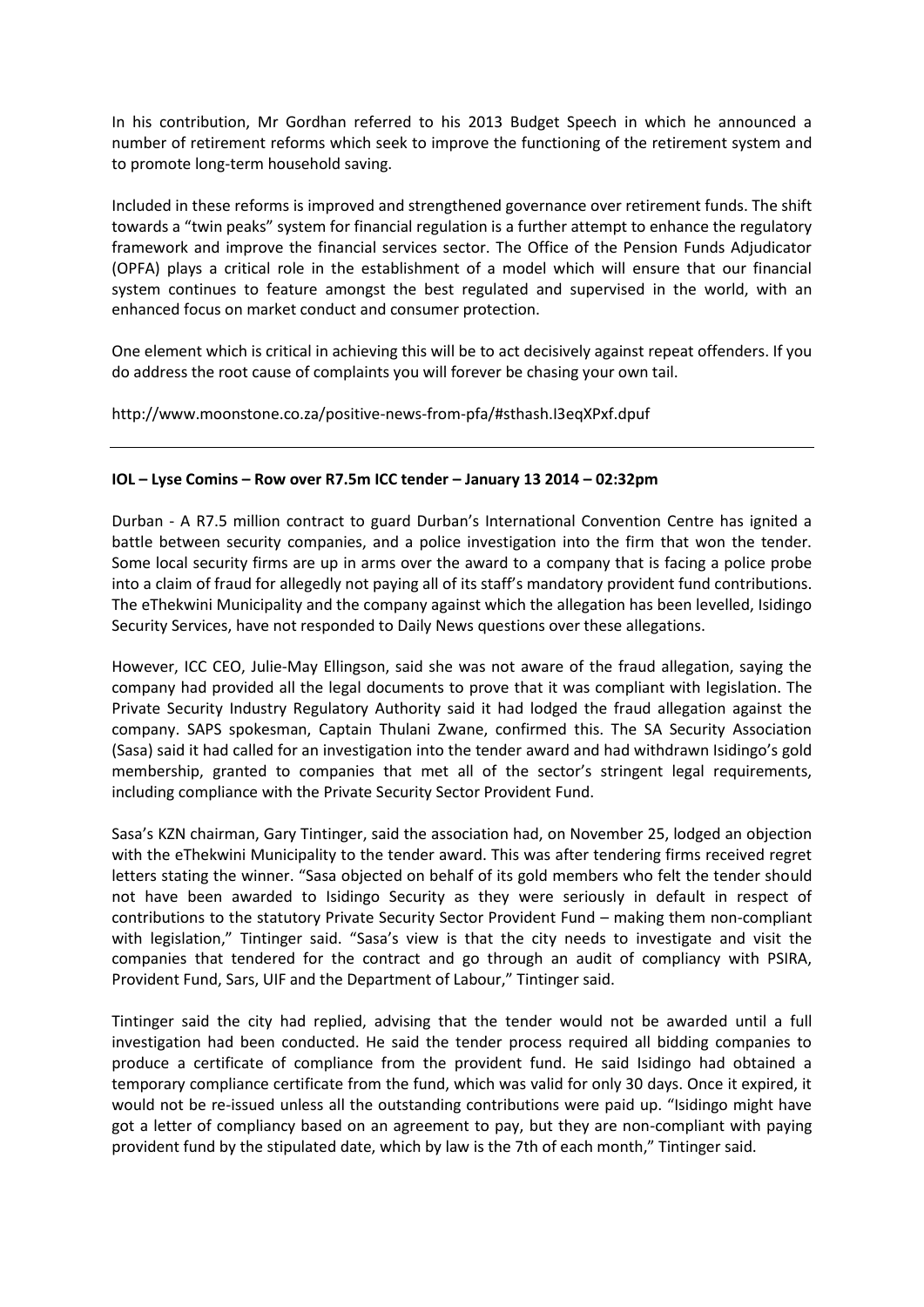In his contribution, Mr Gordhan referred to his 2013 Budget Speech in which he announced a number of retirement reforms which seek to improve the functioning of the retirement system and to promote long-term household saving.

Included in these reforms is improved and strengthened governance over retirement funds. The shift towards a "twin peaks" system for financial regulation is a further attempt to enhance the regulatory framework and improve the financial services sector. The Office of the Pension Funds Adjudicator (OPFA) plays a critical role in the establishment of a model which will ensure that our financial system continues to feature amongst the best regulated and supervised in the world, with an enhanced focus on market conduct and consumer protection.

One element which is critical in achieving this will be to act decisively against repeat offenders. If you do address the root cause of complaints you will forever be chasing your own tail.

http://www.moonstone.co.za/positive-news-from-pfa/#sthash.I3eqXPxf.dpuf

---

**IOL – Lyse Comins – Row over R7.5m ICC tender – January 13 2014 – 02:32pm**

Durban - A R7.5 million contract to guard Durban's International Convention Centre has ignited a battle between security companies, and a police investigation into the firm that won the tender. Some local security firms are up in arms over the award to a company that is facing a police probe into a claim of fraud for allegedly not paying all of its staff's mandatory provident fund contributions. The eThekwini Municipality and the company against which the allegation has been levelled, Isidingo Security Services, have not responded to Daily News questions over these allegations.

However, ICC CEO, Julie-May Ellingson, said she was not aware of the fraud allegation, saying the company had provided all the legal documents to prove that it was compliant with legislation. The Private Security Industry Regulatory Authority said it had lodged the fraud allegation against the company. SAPS spokesman, Captain Thulani Zwane, confirmed this. The SA Security Association (Sasa) said it had called for an investigation into the tender award and had withdrawn Isidingo's gold membership, granted to companies that met all of the sector's stringent legal requirements, including compliance with the Private Security Sector Provident Fund.

Sasa's KZN chairman, Gary Tintinger, said the association had, on November 25, lodged an objection with the eThekwini Municipality to the tender award. This was after tendering firms received regret letters stating the winner. "Sasa objected on behalf of its gold members who felt the tender should not have been awarded to Isidingo Security as they were seriously in default in respect of contributions to the statutory Private Security Sector Provident Fund – making them non-compliant with legislation," Tintinger said. "Sasa's view is that the city needs to investigate and visit the companies that tendered for the contract and go through an audit of compliancy with PSIRA, Provident Fund, Sars, UIF and the Department of Labour," Tintinger said.

Tintinger said the city had replied, advising that the tender would not be awarded until a full investigation had been conducted. He said the tender process required all bidding companies to produce a certificate of compliance from the provident fund. He said Isidingo had obtained a temporary compliance certificate from the fund, which was valid for only 30 days. Once it expired, it would not be re-issued unless all the outstanding contributions were paid up. "Isidingo might have got a letter of compliancy based on an agreement to pay, but they are non-compliant with paying provident fund by the stipulated date, which by law is the 7th of each month," Tintinger said.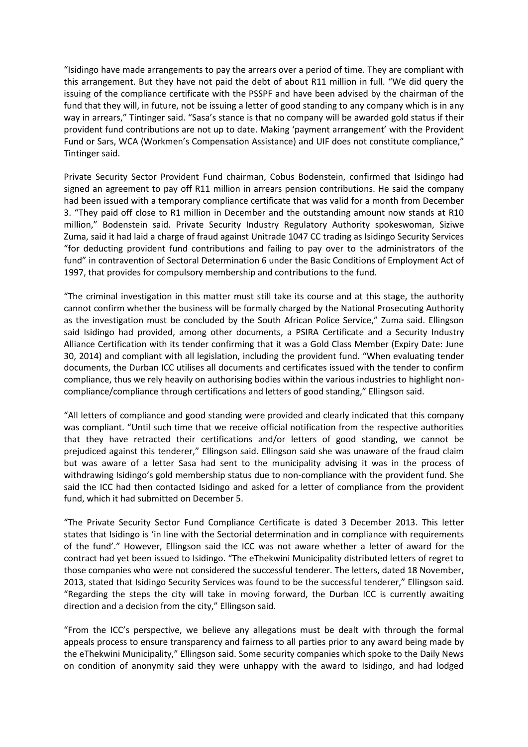“Isidingo have made arrangements to pay the arrears over a period of time. They are compliant with this arrangement. But they have not paid the debt of about R11 million in full. “We did query the issuing of the compliance certificate with the PSSPF and have been advised by the chairman of the fund that they will, in future, not be issuing a letter of good standing to any company which is in any way in arrears,” Tintinger said. “Sasa’s stance is that no company will be awarded gold status if their provident fund contributions are not up to date. Making ‘payment arrangement’ with the Provident Fund or Sars, WCA (Workmen’s Compensation Assistance) and UIF does not constitute compliance,” Tintinger said.

Private Security Sector Provident Fund chairman, Cobus Bodenstein, confirmed that Isidingo had signed an agreement to pay off R11 million in arrears pension contributions. He said the company had been issued with a temporary compliance certificate that was valid for a month from December 3. “They paid off close to R1 million in December and the outstanding amount now stands at R10 million,” Bodenstein said. Private Security Industry Regulatory Authority spokeswoman, Siziwe Zuma, said it had laid a charge of fraud against Unitrade 1047 CC trading as Isidingo Security Services “for deducting provident fund contributions and failing to pay over to the administrators of the fund” in contravention of Sectoral Determination 6 under the Basic Conditions of Employment Act of 1997, that provides for compulsory membership and contributions to the fund.

“The criminal investigation in this matter must still take its course and at this stage, the authority cannot confirm whether the business will be formally charged by the National Prosecuting Authority as the investigation must be concluded by the South African Police Service,” Zuma said. Ellingson said Isidingo had provided, among other documents, a PSIRA Certificate and a Security Industry Alliance Certification with its tender confirming that it was a Gold Class Member (Expiry Date: June 30, 2014) and compliant with all legislation, including the provident fund. “When evaluating tender documents, the Durban ICC utilises all documents and certificates issued with the tender to confirm compliance, thus we rely heavily on authorising bodies within the various industries to highlight non-compliance/compliance through certifications and letters of good standing,” Ellingson said.

“All letters of compliance and good standing were provided and clearly indicated that this company was compliant. “Until such time that we receive official notification from the respective authorities that they have retracted their certifications and/or letters of good standing, we cannot be prejudiced against this tenderer,” Ellingson said. Ellingson said she was unaware of the fraud claim but was aware of a letter Sasa had sent to the municipality advising it was in the process of withdrawing Isidingo’s gold membership status due to non-compliance with the provident fund. She said the ICC had then contacted Isidingo and asked for a letter of compliance from the provident fund, which it had submitted on December 5.

“The Private Security Sector Fund Compliance Certificate is dated 3 December 2013. This letter states that Isidingo is ‘in line with the Sectorial determination and in compliance with requirements of the fund’.” However, Ellingson said the ICC was not aware whether a letter of award for the contract had yet been issued to Isidingo. “The eThekwini Municipality distributed letters of regret to those companies who were not considered the successful tenderer. The letters, dated 18 November, 2013, stated that Isidingo Security Services was found to be the successful tenderer,” Ellingson said. “Regarding the steps the city will take in moving forward, the Durban ICC is currently awaiting direction and a decision from the city,” Ellingson said.

“From the ICC’s perspective, we believe any allegations must be dealt with through the formal appeals process to ensure transparency and fairness to all parties prior to any award being made by the eThekwini Municipality,” Ellingson said. Some security companies which spoke to the Daily News on condition of anonymity said they were unhappy with the award to Isidingo, and had lodged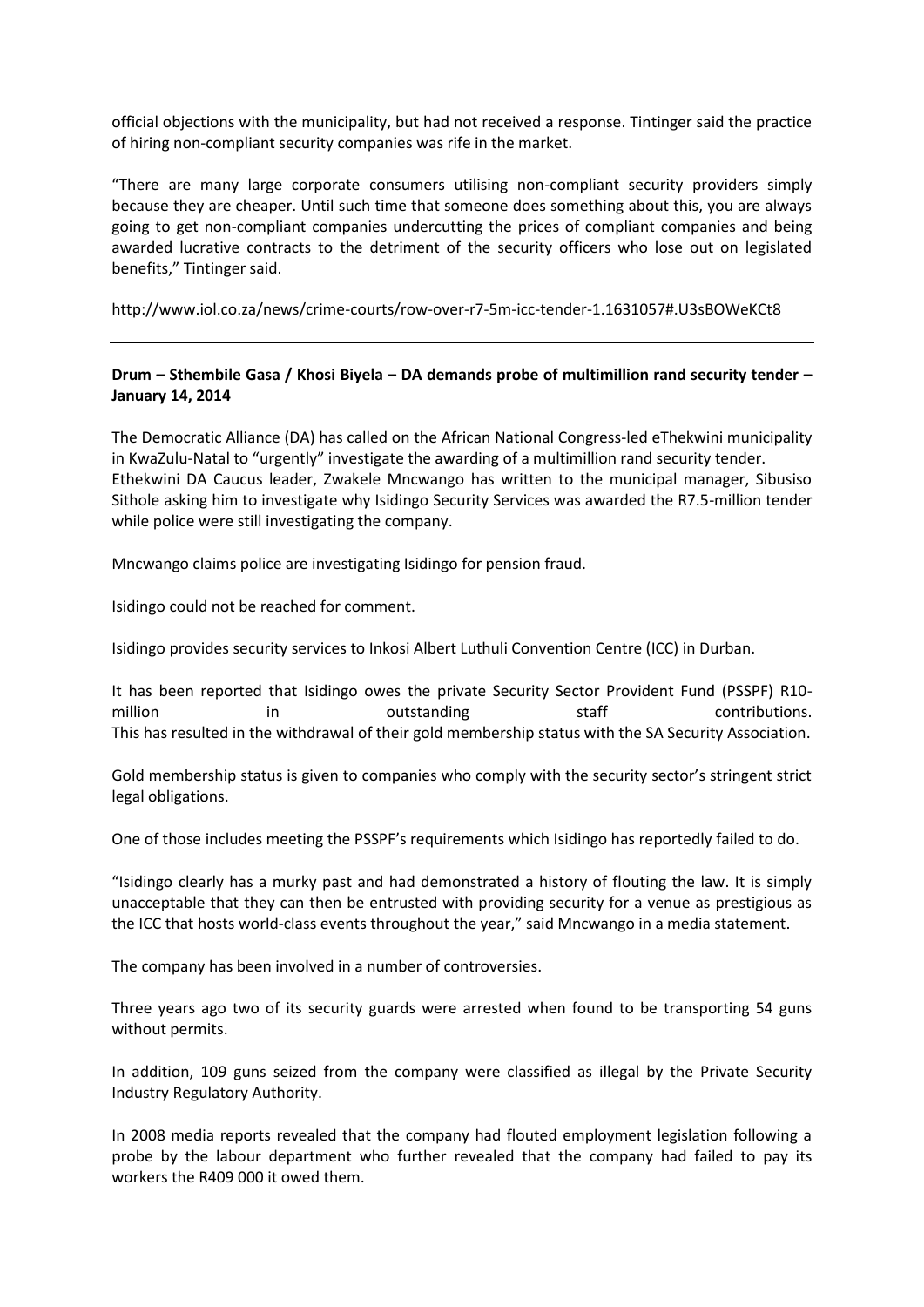official objections with the municipality, but had not received a response. Tintinger said the practice of hiring non-compliant security companies was rife in the market.

"There are many large corporate consumers utilising non-compliant security providers simply because they are cheaper. Until such time that someone does something about this, you are always going to get non-compliant companies undercutting the prices of compliant companies and being awarded lucrative contracts to the detriment of the security officers who lose out on legislated benefits," Tintinger said.

http://www.iol.co.za/news/crime-courts/row-over-r7-5m-icc-tender-1.1631057#.U3sBOWeKCt8

---

**Drum – Sthembile Gasa / Khosi Biyela – DA demands probe of multimillion rand security tender – January 14, 2014**

The Democratic Alliance (DA) has called on the African National Congress-led eThekwini municipality in KwaZulu-Natal to "urgently" investigate the awarding of a multimillion rand security tender. Ethekwini DA Caucus leader, Zwakele Mncwango has written to the municipal manager, Sibusiso Sithole asking him to investigate why Isidingo Security Services was awarded the R7.5-million tender while police were still investigating the company.

Mncwango claims police are investigating Isidingo for pension fraud.

Isidingo could not be reached for comment.

Isidingo provides security services to Inkosi Albert Luthuli Convention Centre (ICC) in Durban.

It has been reported that Isidingo owes the private Security Sector Provident Fund (PSSPF) R10-million in outstanding staff contributions. This has resulted in the withdrawal of their gold membership status with the SA Security Association.

Gold membership status is given to companies who comply with the security sector's stringent strict legal obligations.

One of those includes meeting the PSSPF's requirements which Isidingo has reportedly failed to do.

"Isidingo clearly has a murky past and had demonstrated a history of flouting the law. It is simply unacceptable that they can then be entrusted with providing security for a venue as prestigious as the ICC that hosts world-class events throughout the year," said Mncwango in a media statement.

The company has been involved in a number of controversies.

Three years ago two of its security guards were arrested when found to be transporting 54 guns without permits.

In addition, 109 guns seized from the company were classified as illegal by the Private Security Industry Regulatory Authority.

In 2008 media reports revealed that the company had flouted employment legislation following a probe by the labour department who further revealed that the company had failed to pay its workers the R409 000 it owed them.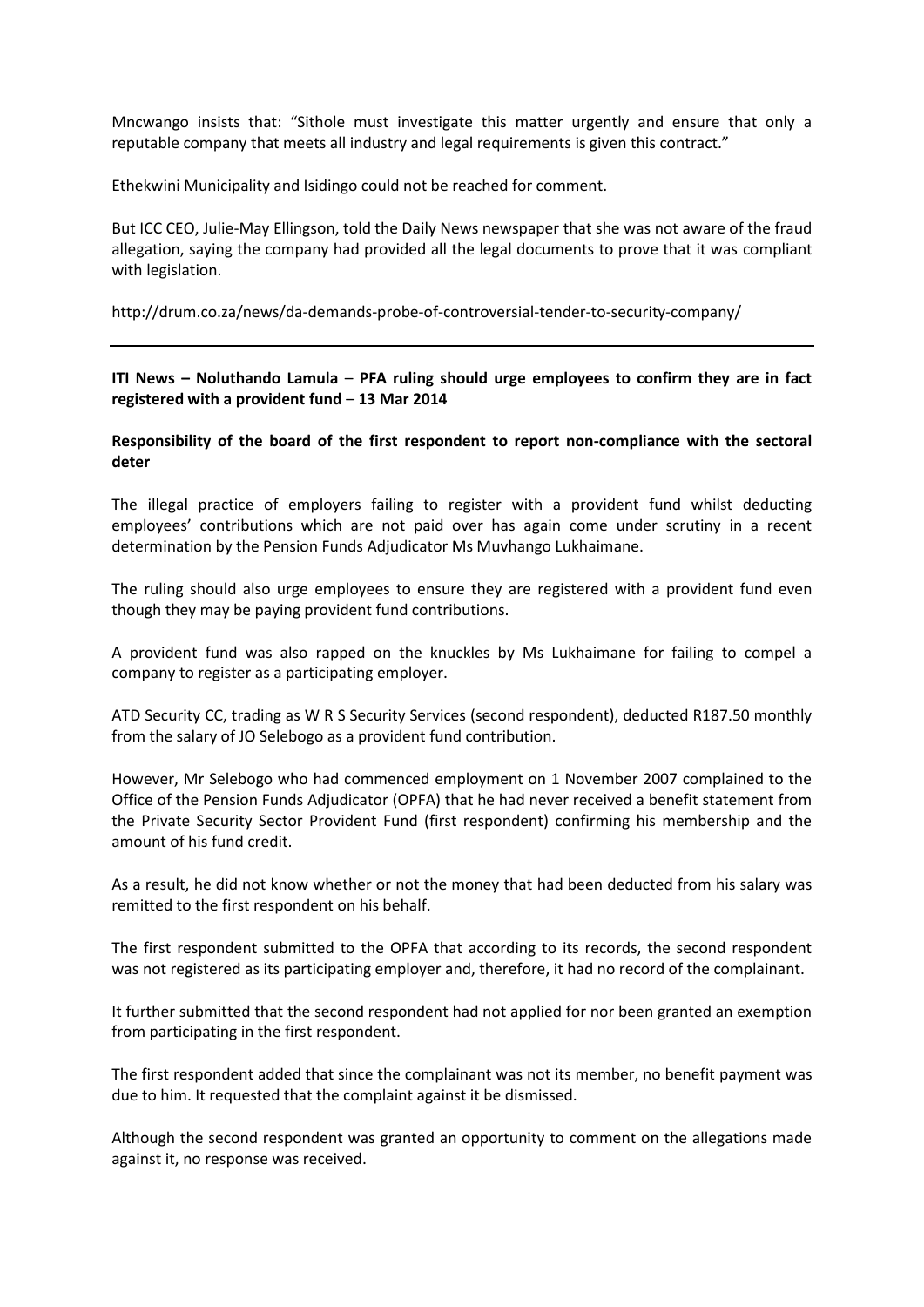Mncwango insists that: "Sithole must investigate this matter urgently and ensure that only a reputable company that meets all industry and legal requirements is given this contract."

Ethekwini Municipality and Isidingo could not be reached for comment.

But ICC CEO, Julie-May Ellingson, told the Daily News newspaper that she was not aware of the fraud allegation, saying the company had provided all the legal documents to prove that it was compliant with legislation.

http://drum.co.za/news/da-demands-probe-of-controversial-tender-to-security-company/

---

**ITI News – Noluthando Lamula – PFA ruling should urge employees to confirm they are in fact registered with a provident fund – 13 Mar 2014**

**Responsibility of the board of the first respondent to report non-compliance with the sectoral deter**

The illegal practice of employers failing to register with a provident fund whilst deducting employees' contributions which are not paid over has again come under scrutiny in a recent determination by the Pension Funds Adjudicator Ms Muvhango Lukhaimane.

The ruling should also urge employees to ensure they are registered with a provident fund even though they may be paying provident fund contributions.

A provident fund was also rapped on the knuckles by Ms Lukhaimane for failing to compel a company to register as a participating employer.

ATD Security CC, trading as W R S Security Services (second respondent), deducted R187.50 monthly from the salary of JO Selebogo as a provident fund contribution.

However, Mr Selebogo who had commenced employment on 1 November 2007 complained to the Office of the Pension Funds Adjudicator (OPFA) that he had never received a benefit statement from the Private Security Sector Provident Fund (first respondent) confirming his membership and the amount of his fund credit.

As a result, he did not know whether or not the money that had been deducted from his salary was remitted to the first respondent on his behalf.

The first respondent submitted to the OPFA that according to its records, the second respondent was not registered as its participating employer and, therefore, it had no record of the complainant.

It further submitted that the second respondent had not applied for nor been granted an exemption from participating in the first respondent.

The first respondent added that since the complainant was not its member, no benefit payment was due to him. It requested that the complaint against it be dismissed.

Although the second respondent was granted an opportunity to comment on the allegations made against it, no response was received.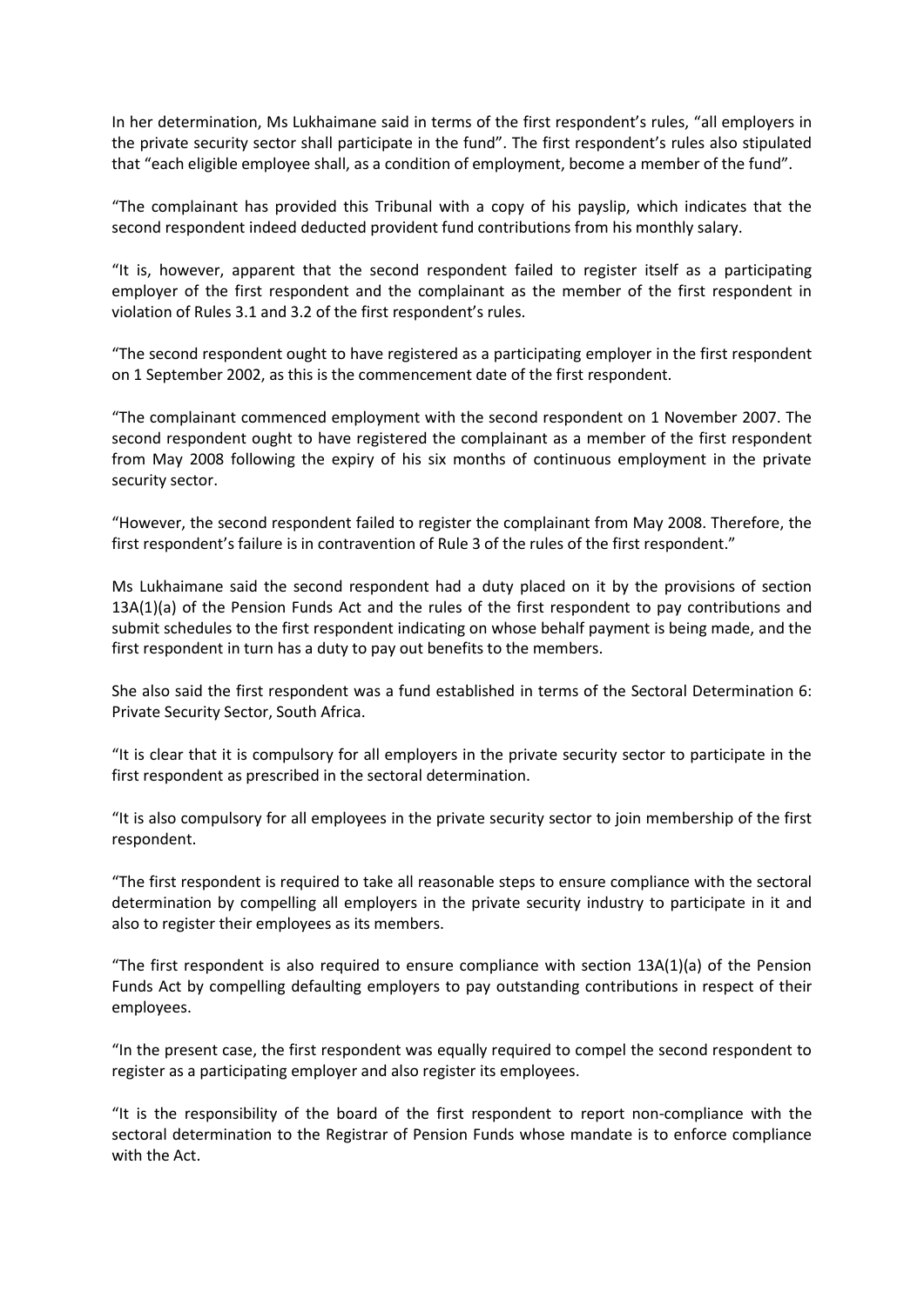In her determination, Ms Lukhaimane said in terms of the first respondent's rules, "all employers in the private security sector shall participate in the fund". The first respondent's rules also stipulated that "each eligible employee shall, as a condition of employment, become a member of the fund".

"The complainant has provided this Tribunal with a copy of his payslip, which indicates that the second respondent indeed deducted provident fund contributions from his monthly salary.

"It is, however, apparent that the second respondent failed to register itself as a participating employer of the first respondent and the complainant as the member of the first respondent in violation of Rules 3.1 and 3.2 of the first respondent's rules.

"The second respondent ought to have registered as a participating employer in the first respondent on 1 September 2002, as this is the commencement date of the first respondent.

"The complainant commenced employment with the second respondent on 1 November 2007. The second respondent ought to have registered the complainant as a member of the first respondent from May 2008 following the expiry of his six months of continuous employment in the private security sector.

"However, the second respondent failed to register the complainant from May 2008. Therefore, the first respondent's failure is in contravention of Rule 3 of the rules of the first respondent."

Ms Lukhaimane said the second respondent had a duty placed on it by the provisions of section 13A(1)(a) of the Pension Funds Act and the rules of the first respondent to pay contributions and submit schedules to the first respondent indicating on whose behalf payment is being made, and the first respondent in turn has a duty to pay out benefits to the members.

She also said the first respondent was a fund established in terms of the Sectoral Determination 6: Private Security Sector, South Africa.

"It is clear that it is compulsory for all employers in the private security sector to participate in the first respondent as prescribed in the sectoral determination.

"It is also compulsory for all employees in the private security sector to join membership of the first respondent.

"The first respondent is required to take all reasonable steps to ensure compliance with the sectoral determination by compelling all employers in the private security industry to participate in it and also to register their employees as its members.

"The first respondent is also required to ensure compliance with section 13A(1)(a) of the Pension Funds Act by compelling defaulting employers to pay outstanding contributions in respect of their employees.

"In the present case, the first respondent was equally required to compel the second respondent to register as a participating employer and also register its employees.

"It is the responsibility of the board of the first respondent to report non-compliance with the sectoral determination to the Registrar of Pension Funds whose mandate is to enforce compliance with the Act.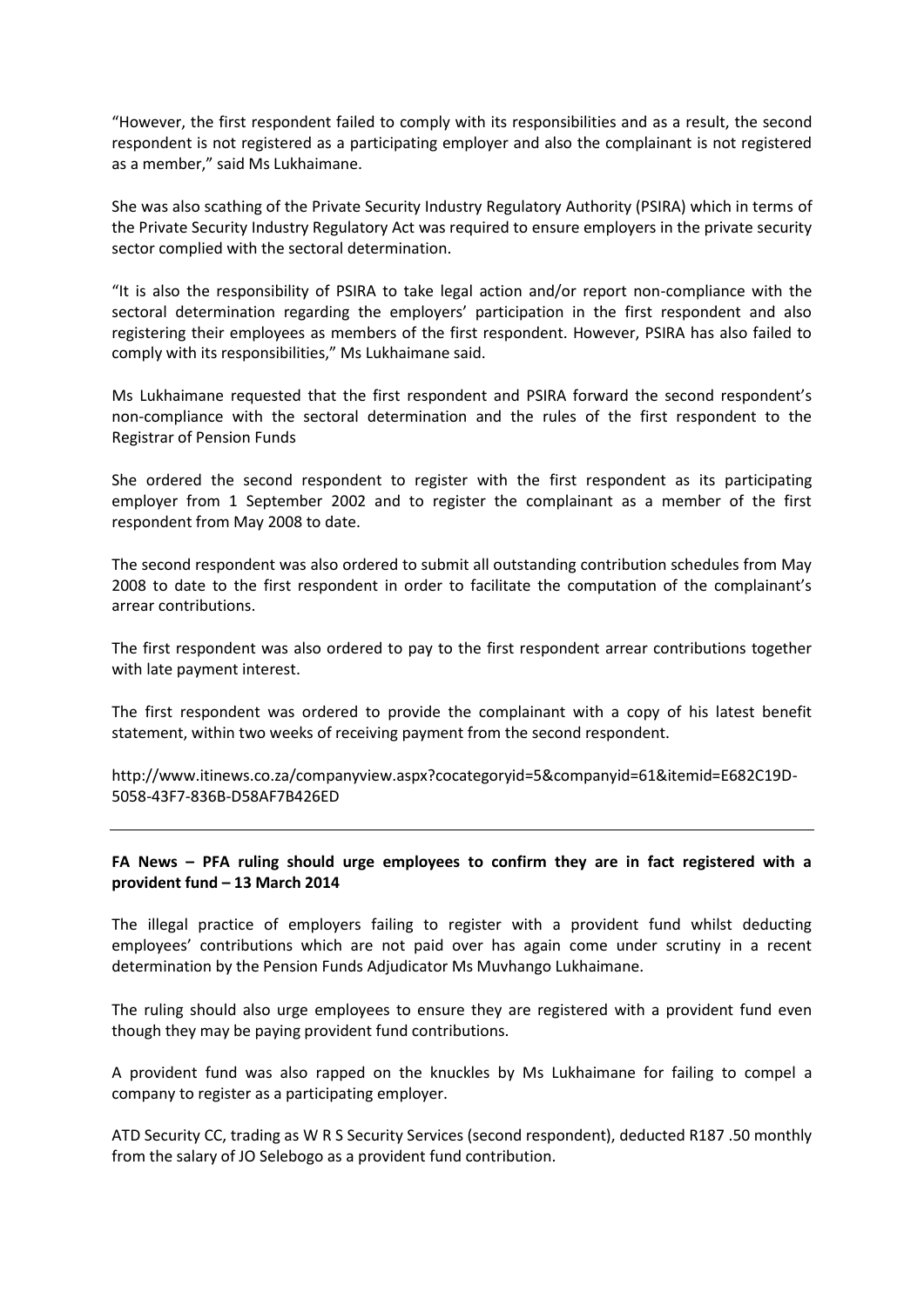"However, the first respondent failed to comply with its responsibilities and as a result, the second respondent is not registered as a participating employer and also the complainant is not registered as a member," said Ms Lukhaimane.

She was also scathing of the Private Security Industry Regulatory Authority (PSIRA) which in terms of the Private Security Industry Regulatory Act was required to ensure employers in the private security sector complied with the sectoral determination.

"It is also the responsibility of PSIRA to take legal action and/or report non-compliance with the sectoral determination regarding the employers' participation in the first respondent and also registering their employees as members of the first respondent. However, PSIRA has also failed to comply with its responsibilities," Ms Lukhaimane said.

Ms Lukhaimane requested that the first respondent and PSIRA forward the second respondent's non-compliance with the sectoral determination and the rules of the first respondent to the Registrar of Pension Funds

She ordered the second respondent to register with the first respondent as its participating employer from 1 September 2002 and to register the complainant as a member of the first respondent from May 2008 to date.

The second respondent was also ordered to submit all outstanding contribution schedules from May 2008 to date to the first respondent in order to facilitate the computation of the complainant's arrear contributions.

The first respondent was also ordered to pay to the first respondent arrear contributions together with late payment interest.

The first respondent was ordered to provide the complainant with a copy of his latest benefit statement, within two weeks of receiving payment from the second respondent.

http://www.itinews.co.za/companyview.aspx?cocategoryid=5&companyid=61&itemid=E682C19D-5058-43F7-836B-D58AF7B426ED

---

**FA News – PFA ruling should urge employees to confirm they are in fact registered with a provident fund – 13 March 2014**

The illegal practice of employers failing to register with a provident fund whilst deducting employees' contributions which are not paid over has again come under scrutiny in a recent determination by the Pension Funds Adjudicator Ms Muvhango Lukhaimane.

The ruling should also urge employees to ensure they are registered with a provident fund even though they may be paying provident fund contributions.

A provident fund was also rapped on the knuckles by Ms Lukhaimane for failing to compel a company to register as a participating employer.

ATD Security CC, trading as W R S Security Services (second respondent), deducted R187 .50 monthly from the salary of JO Selebogo as a provident fund contribution.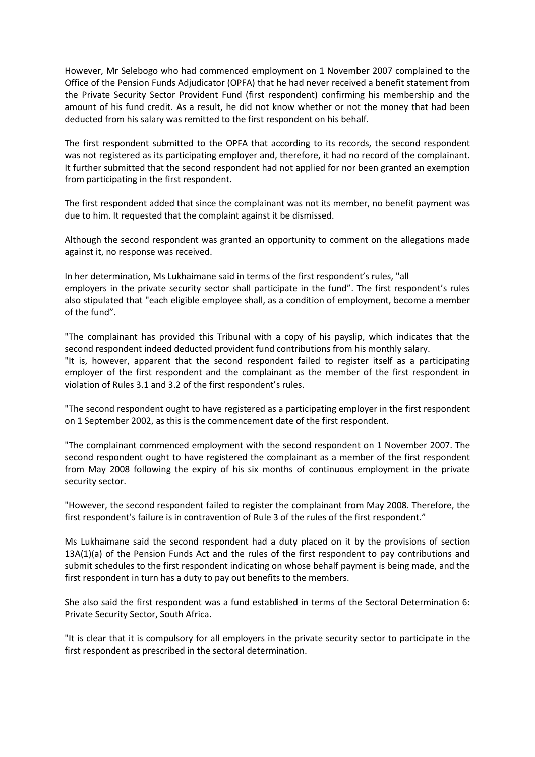However, Mr Selebogo who had commenced employment on 1 November 2007 complained to the Office of the Pension Funds Adjudicator (OPFA) that he had never received a benefit statement from the Private Security Sector Provident Fund (first respondent) confirming his membership and the amount of his fund credit. As a result, he did not know whether or not the money that had been deducted from his salary was remitted to the first respondent on his behalf.

The first respondent submitted to the OPFA that according to its records, the second respondent was not registered as its participating employer and, therefore, it had no record of the complainant. It further submitted that the second respondent had not applied for nor been granted an exemption from participating in the first respondent.

The first respondent added that since the complainant was not its member, no benefit payment was due to him. It requested that the complaint against it be dismissed.

Although the second respondent was granted an opportunity to comment on the allegations made against it, no response was received.

In her determination, Ms Lukhaimane said in terms of the first respondent's rules, "all employers in the private security sector shall participate in the fund". The first respondent's rules also stipulated that "each eligible employee shall, as a condition of employment, become a member of the fund".

"The complainant has provided this Tribunal with a copy of his payslip, which indicates that the second respondent indeed deducted provident fund contributions from his monthly salary.
"It is, however, apparent that the second respondent failed to register itself as a participating employer of the first respondent and the complainant as the member of the first respondent in violation of Rules 3.1 and 3.2 of the first respondent's rules.

"The second respondent ought to have registered as a participating employer in the first respondent on 1 September 2002, as this is the commencement date of the first respondent.

"The complainant commenced employment with the second respondent on 1 November 2007. The second respondent ought to have registered the complainant as a member of the first respondent from May 2008 following the expiry of his six months of continuous employment in the private security sector.

"However, the second respondent failed to register the complainant from May 2008. Therefore, the first respondent's failure is in contravention of Rule 3 of the rules of the first respondent."

Ms Lukhaimane said the second respondent had a duty placed on it by the provisions of section 13A(1)(a) of the Pension Funds Act and the rules of the first respondent to pay contributions and submit schedules to the first respondent indicating on whose behalf payment is being made, and the first respondent in turn has a duty to pay out benefits to the members.

She also said the first respondent was a fund established in terms of the Sectoral Determination 6: Private Security Sector, South Africa.

"It is clear that it is compulsory for all employers in the private security sector to participate in the first respondent as prescribed in the sectoral determination.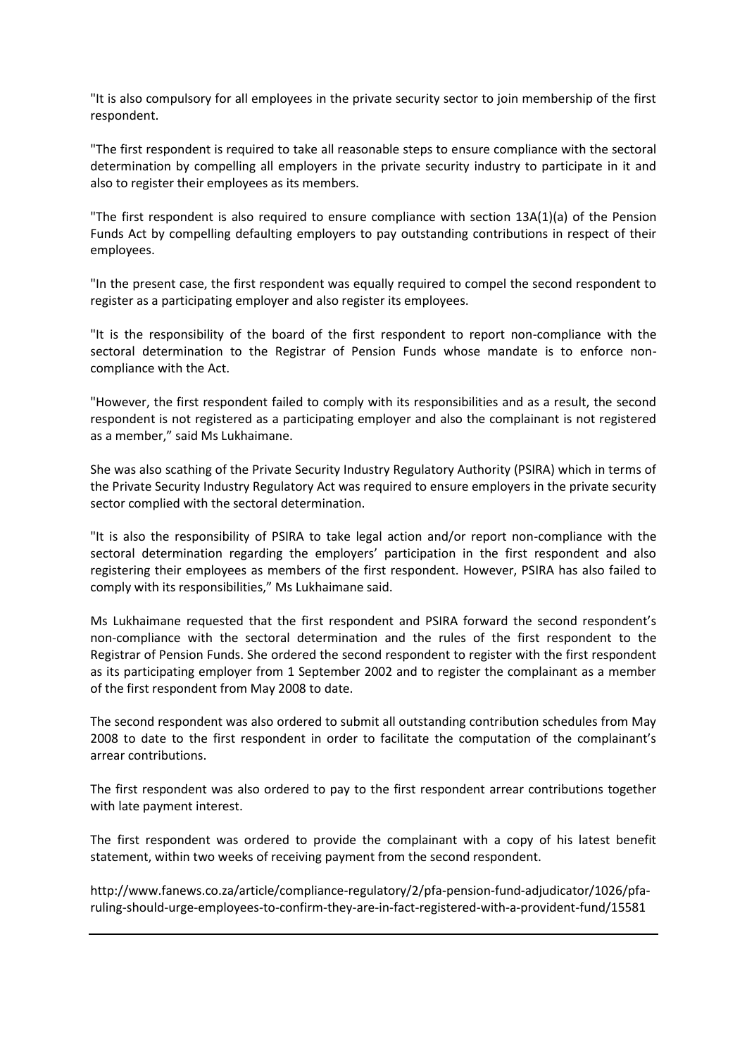"It is also compulsory for all employees in the private security sector to join membership of the first respondent.

"The first respondent is required to take all reasonable steps to ensure compliance with the sectoral determination by compelling all employers in the private security industry to participate in it and also to register their employees as its members.

"The first respondent is also required to ensure compliance with section 13A(1)(a) of the Pension Funds Act by compelling defaulting employers to pay outstanding contributions in respect of their employees.

"In the present case, the first respondent was equally required to compel the second respondent to register as a participating employer and also register its employees.

"It is the responsibility of the board of the first respondent to report non-compliance with the sectoral determination to the Registrar of Pension Funds whose mandate is to enforce non-compliance with the Act.

"However, the first respondent failed to comply with its responsibilities and as a result, the second respondent is not registered as a participating employer and also the complainant is not registered as a member," said Ms Lukhaimane.

She was also scathing of the Private Security Industry Regulatory Authority (PSIRA) which in terms of the Private Security Industry Regulatory Act was required to ensure employers in the private security sector complied with the sectoral determination.

"It is also the responsibility of PSIRA to take legal action and/or report non-compliance with the sectoral determination regarding the employers' participation in the first respondent and also registering their employees as members of the first respondent. However, PSIRA has also failed to comply with its responsibilities," Ms Lukhaimane said.

Ms Lukhaimane requested that the first respondent and PSIRA forward the second respondent's non-compliance with the sectoral determination and the rules of the first respondent to the Registrar of Pension Funds. She ordered the second respondent to register with the first respondent as its participating employer from 1 September 2002 and to register the complainant as a member of the first respondent from May 2008 to date.

The second respondent was also ordered to submit all outstanding contribution schedules from May 2008 to date to the first respondent in order to facilitate the computation of the complainant's arrear contributions.

The first respondent was also ordered to pay to the first respondent arrear contributions together with late payment interest.

The first respondent was ordered to provide the complainant with a copy of his latest benefit statement, within two weeks of receiving payment from the second respondent.

http://www.fanews.co.za/article/compliance-regulatory/2/pfa-pension-fund-adjudicator/1026/pfa-ruling-should-urge-employees-to-confirm-they-are-in-fact-registered-with-a-provident-fund/15581

---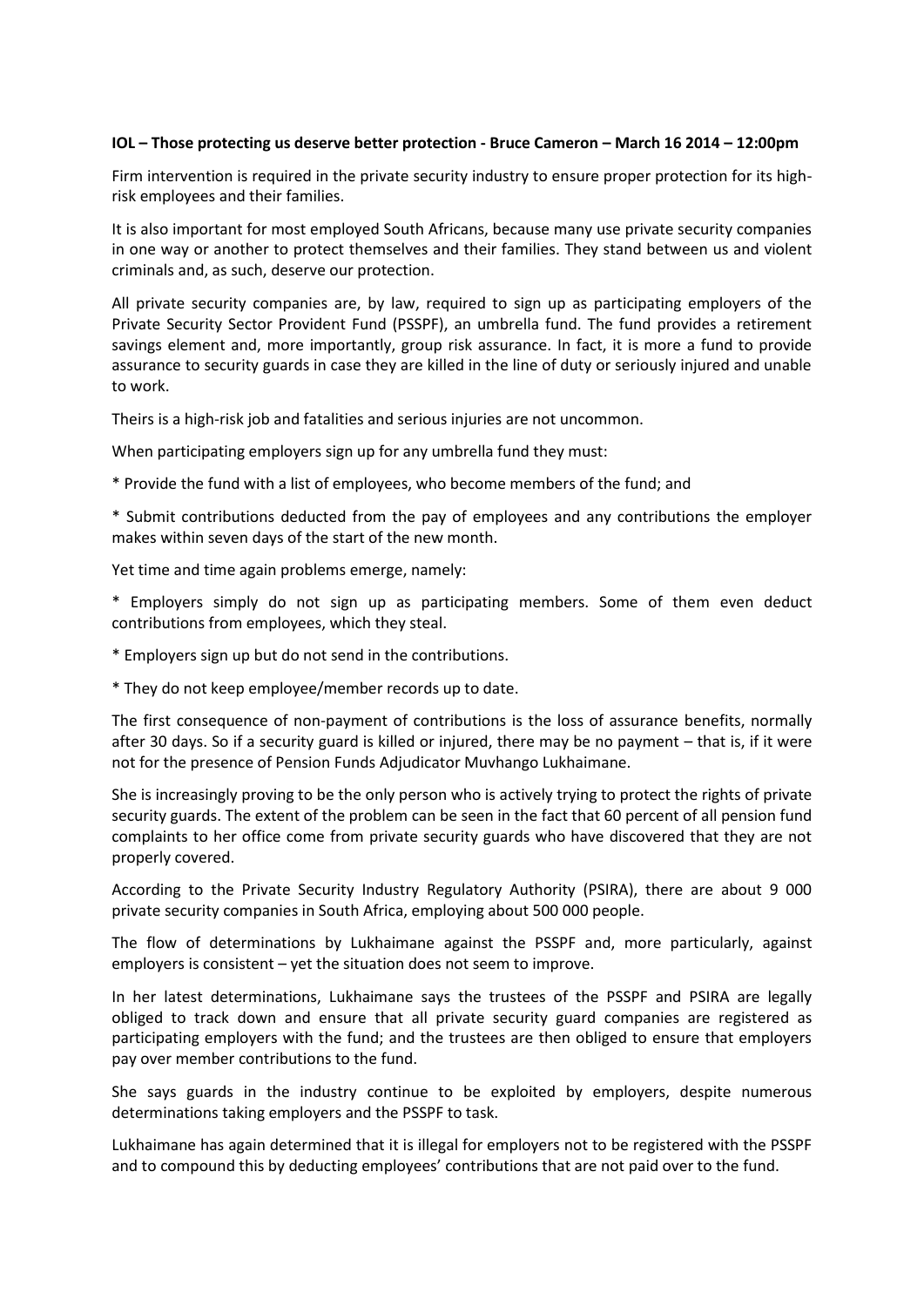**IOL – Those protecting us deserve better protection - Bruce Cameron – March 16 2014 – 12:00pm**

Firm intervention is required in the private security industry to ensure proper protection for its high-risk employees and their families.

It is also important for most employed South Africans, because many use private security companies in one way or another to protect themselves and their families. They stand between us and violent criminals and, as such, deserve our protection.

All private security companies are, by law, required to sign up as participating employers of the Private Security Sector Provident Fund (PSSPF), an umbrella fund. The fund provides a retirement savings element and, more importantly, group risk assurance. In fact, it is more a fund to provide assurance to security guards in case they are killed in the line of duty or seriously injured and unable to work.

Theirs is a high-risk job and fatalities and serious injuries are not uncommon.

When participating employers sign up for any umbrella fund they must:

* Provide the fund with a list of employees, who become members of the fund; and

* Submit contributions deducted from the pay of employees and any contributions the employer makes within seven days of the start of the new month.

Yet time and time again problems emerge, namely:

* Employers simply do not sign up as participating members. Some of them even deduct contributions from employees, which they steal.

* Employers sign up but do not send in the contributions.

* They do not keep employee/member records up to date.

The first consequence of non-payment of contributions is the loss of assurance benefits, normally after 30 days. So if a security guard is killed or injured, there may be no payment – that is, if it were not for the presence of Pension Funds Adjudicator Muvhango Lukhaimane.

She is increasingly proving to be the only person who is actively trying to protect the rights of private security guards. The extent of the problem can be seen in the fact that 60 percent of all pension fund complaints to her office come from private security guards who have discovered that they are not properly covered.

According to the Private Security Industry Regulatory Authority (PSIRA), there are about 9 000 private security companies in South Africa, employing about 500 000 people.

The flow of determinations by Lukhaimane against the PSSPF and, more particularly, against employers is consistent – yet the situation does not seem to improve.

In her latest determinations, Lukhaimane says the trustees of the PSSPF and PSIRA are legally obliged to track down and ensure that all private security guard companies are registered as participating employers with the fund; and the trustees are then obliged to ensure that employers pay over member contributions to the fund.

She says guards in the industry continue to be exploited by employers, despite numerous determinations taking employers and the PSSPF to task.

Lukhaimane has again determined that it is illegal for employers not to be registered with the PSSPF and to compound this by deducting employees' contributions that are not paid over to the fund.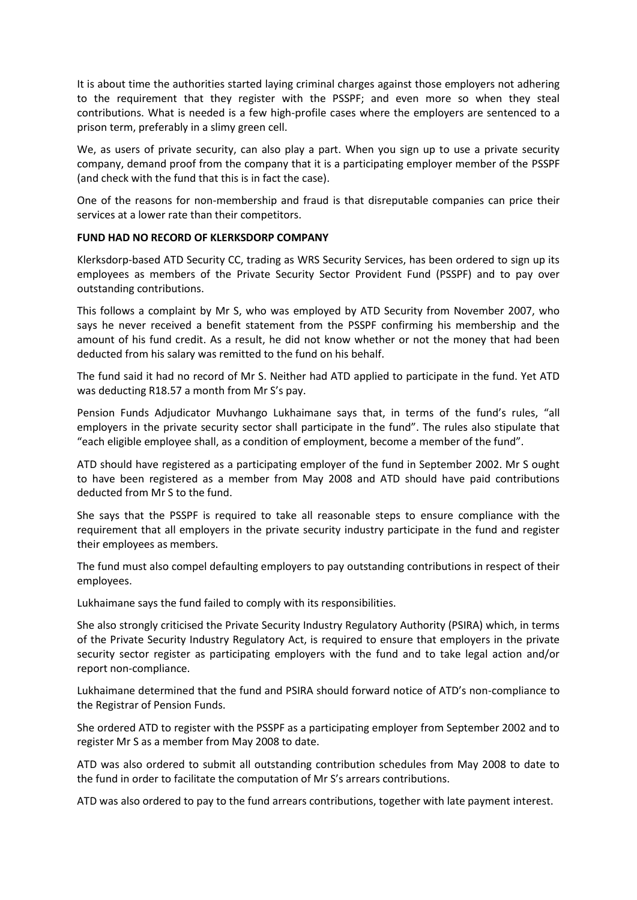It is about time the authorities started laying criminal charges against those employers not adhering to the requirement that they register with the PSSPF; and even more so when they steal contributions. What is needed is a few high-profile cases where the employers are sentenced to a prison term, preferably in a slimy green cell.

We, as users of private security, can also play a part. When you sign up to use a private security company, demand proof from the company that it is a participating employer member of the PSSPF (and check with the fund that this is in fact the case).

One of the reasons for non-membership and fraud is that disreputable companies can price their services at a lower rate than their competitors.

**FUND HAD NO RECORD OF KLERKSDORP COMPANY**

Klerksdorp-based ATD Security CC, trading as WRS Security Services, has been ordered to sign up its employees as members of the Private Security Sector Provident Fund (PSSPF) and to pay over outstanding contributions.

This follows a complaint by Mr S, who was employed by ATD Security from November 2007, who says he never received a benefit statement from the PSSPF confirming his membership and the amount of his fund credit. As a result, he did not know whether or not the money that had been deducted from his salary was remitted to the fund on his behalf.

The fund said it had no record of Mr S. Neither had ATD applied to participate in the fund. Yet ATD was deducting R18.57 a month from Mr S's pay.

Pension Funds Adjudicator Muvhango Lukhaimane says that, in terms of the fund's rules, "all employers in the private security sector shall participate in the fund". The rules also stipulate that "each eligible employee shall, as a condition of employment, become a member of the fund".

ATD should have registered as a participating employer of the fund in September 2002. Mr S ought to have been registered as a member from May 2008 and ATD should have paid contributions deducted from Mr S to the fund.

She says that the PSSPF is required to take all reasonable steps to ensure compliance with the requirement that all employers in the private security industry participate in the fund and register their employees as members.

The fund must also compel defaulting employers to pay outstanding contributions in respect of their employees.

Lukhaimane says the fund failed to comply with its responsibilities.

She also strongly criticised the Private Security Industry Regulatory Authority (PSIRA) which, in terms of the Private Security Industry Regulatory Act, is required to ensure that employers in the private security sector register as participating employers with the fund and to take legal action and/or report non-compliance.

Lukhaimane determined that the fund and PSIRA should forward notice of ATD's non-compliance to the Registrar of Pension Funds.

She ordered ATD to register with the PSSPF as a participating employer from September 2002 and to register Mr S as a member from May 2008 to date.

ATD was also ordered to submit all outstanding contribution schedules from May 2008 to date to the fund in order to facilitate the computation of Mr S's arrears contributions.

ATD was also ordered to pay to the fund arrears contributions, together with late payment interest.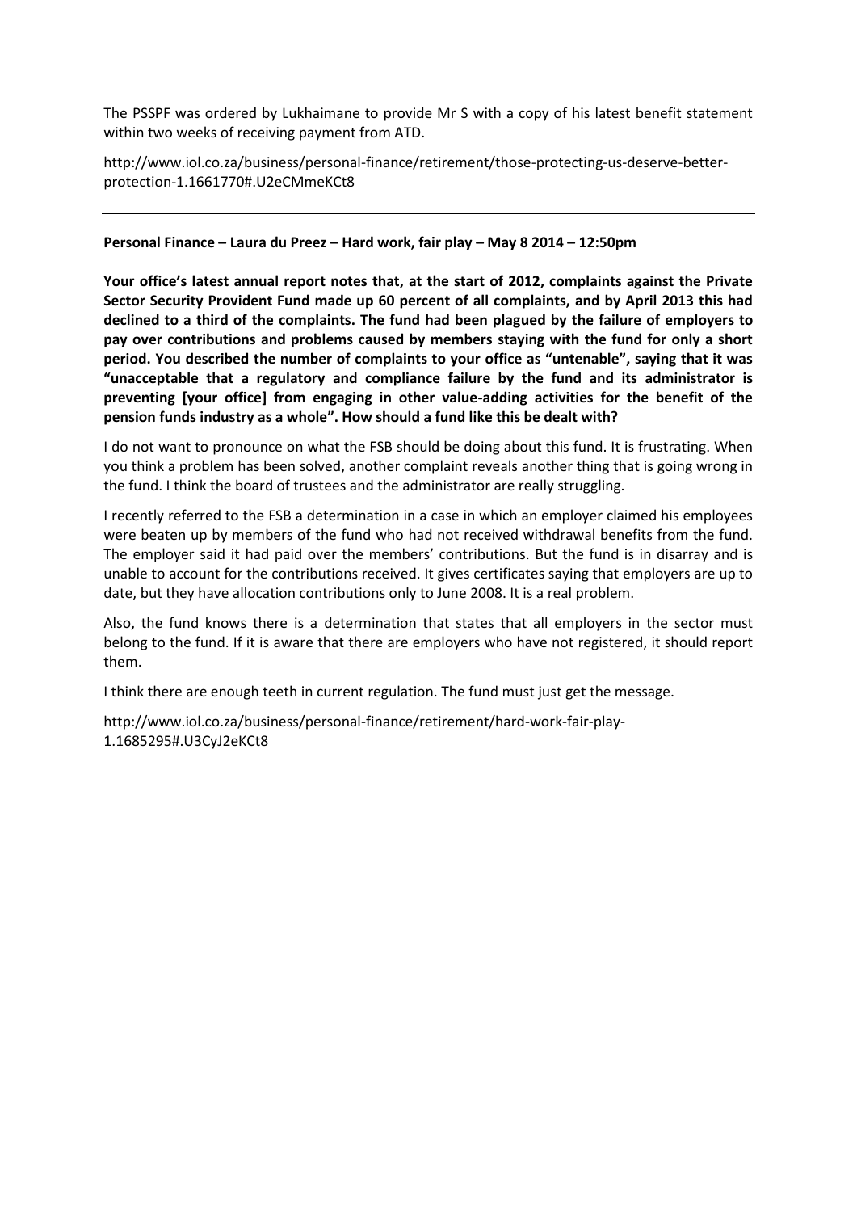The PSSPF was ordered by Lukhaimane to provide Mr S with a copy of his latest benefit statement within two weeks of receiving payment from ATD.

http://www.iol.co.za/business/personal-finance/retirement/those-protecting-us-deserve-better-protection-1.1661770#.U2eCMmeKCt8

---

**Personal Finance – Laura du Preez – Hard work, fair play – May 8 2014 – 12:50pm**

**Your office's latest annual report notes that, at the start of 2012, complaints against the Private Sector Security Provident Fund made up 60 percent of all complaints, and by April 2013 this had declined to a third of the complaints. The fund had been plagued by the failure of employers to pay over contributions and problems caused by members staying with the fund for only a short period. You described the number of complaints to your office as "untenable", saying that it was "unacceptable that a regulatory and compliance failure by the fund and its administrator is preventing [your office] from engaging in other value-adding activities for the benefit of the pension funds industry as a whole". How should a fund like this be dealt with?**

I do not want to pronounce on what the FSB should be doing about this fund. It is frustrating. When you think a problem has been solved, another complaint reveals another thing that is going wrong in the fund. I think the board of trustees and the administrator are really struggling.

I recently referred to the FSB a determination in a case in which an employer claimed his employees were beaten up by members of the fund who had not received withdrawal benefits from the fund. The employer said it had paid over the members' contributions. But the fund is in disarray and is unable to account for the contributions received. It gives certificates saying that employers are up to date, but they have allocation contributions only to June 2008. It is a real problem.

Also, the fund knows there is a determination that states that all employers in the sector must belong to the fund. If it is aware that there are employers who have not registered, it should report them.

I think there are enough teeth in current regulation. The fund must just get the message.

http://www.iol.co.za/business/personal-finance/retirement/hard-work-fair-play-1.1685295#.U3CyJ2eKCt8

---